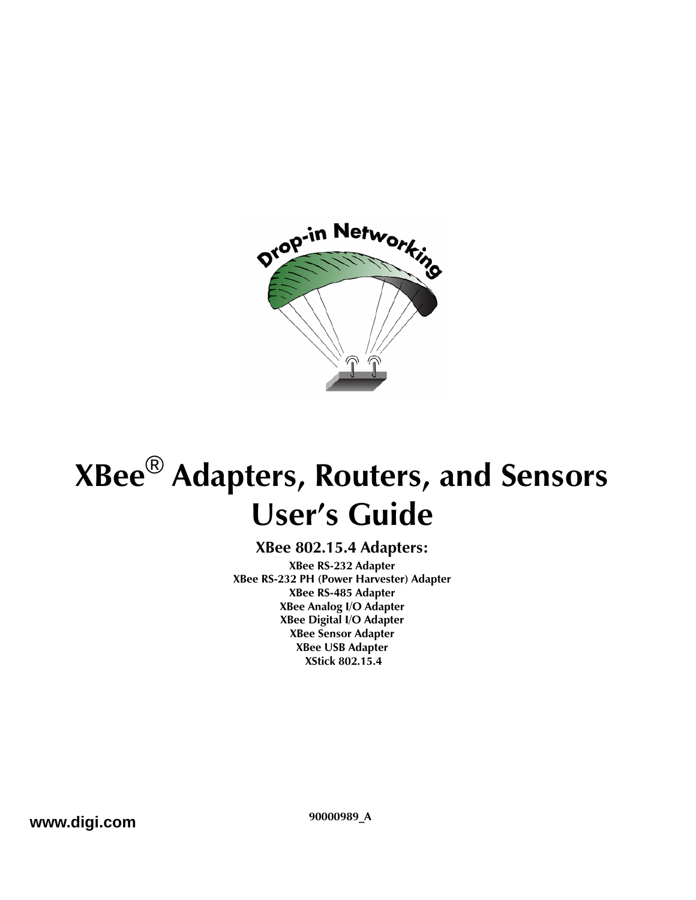# XBee® Adapters, Routers, and Sensors User's Guide

## XBee 802.15.4 Adapters:

**XBee RS-232 Adapter**
**XBee RS-232 PH (Power Harvester) Adapter**
**XBee RS-485 Adapter**
**XBee Analog I/O Adapter**
**XBee Digital I/O Adapter**
**XBee Sensor Adapter**
**XBee USB Adapter**
**XStick 802.15.4**

**www.digi.com**

**90000989_A**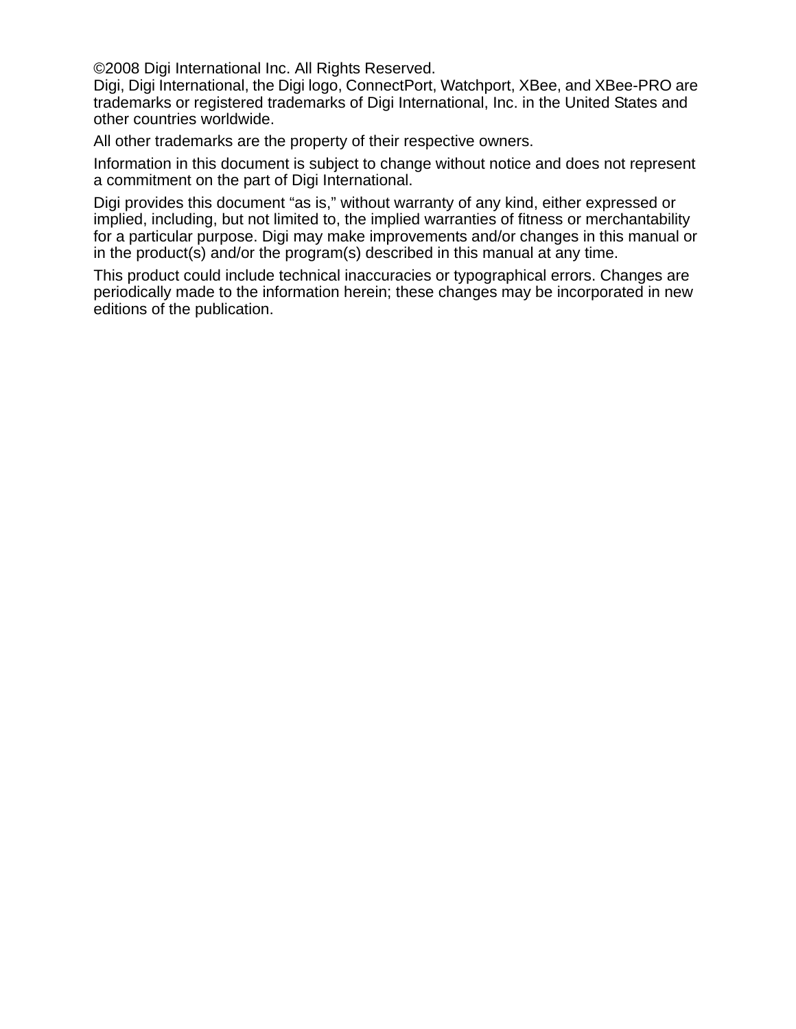©2008 Digi International Inc. All Rights Reserved.
Digi, Digi International, the Digi logo, ConnectPort, Watchport, XBee, and XBee-PRO are trademarks or registered trademarks of Digi International, Inc. in the United States and other countries worldwide.

All other trademarks are the property of their respective owners.

Information in this document is subject to change without notice and does not represent a commitment on the part of Digi International.

Digi provides this document "as is," without warranty of any kind, either expressed or implied, including, but not limited to, the implied warranties of fitness or merchantability for a particular purpose. Digi may make improvements and/or changes in this manual or in the product(s) and/or the program(s) described in this manual at any time.

This product could include technical inaccuracies or typographical errors. Changes are periodically made to the information herein; these changes may be incorporated in new editions of the publication.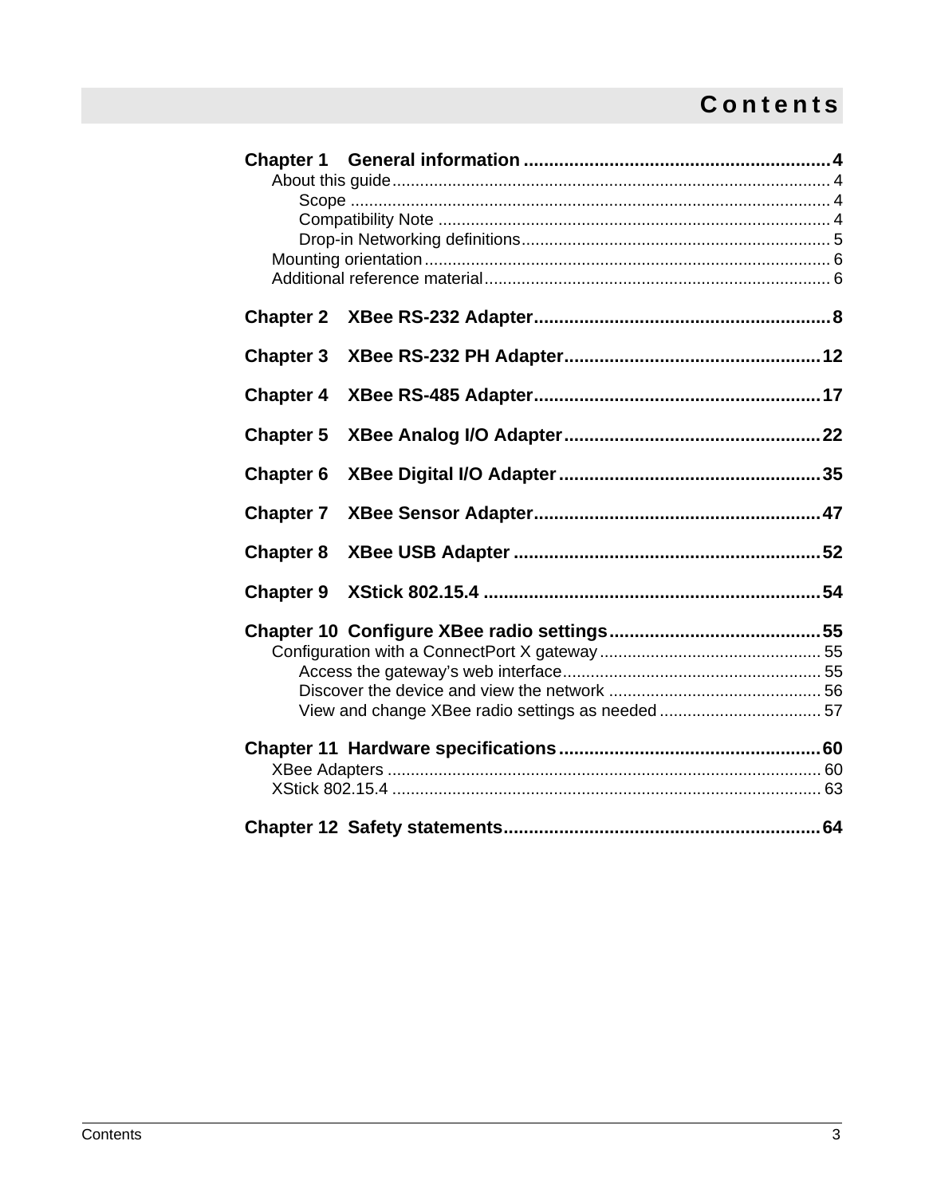# Contents

**Chapter 1 General information** ............ 4

- About this guide ............ 4
  - Scope ............ 4
  - Compatibility Note ............ 4
  - Drop-in Networking definitions ............ 5
- Mounting orientation ............ 6
- Additional reference material ............ 6

**Chapter 2 XBee RS-232 Adapter** ............ 8

**Chapter 3 XBee RS-232 PH Adapter** ............ 12

**Chapter 4 XBee RS-485 Adapter** ............ 17

**Chapter 5 XBee Analog I/O Adapter** ............ 22

**Chapter 6 XBee Digital I/O Adapter** ............ 35

**Chapter 7 XBee Sensor Adapter** ............ 47

**Chapter 8 XBee USB Adapter** ............ 52

**Chapter 9 XStick 802.15.4** ............ 54

**Chapter 10 Configure XBee radio settings** ............ 55

- Configuration with a ConnectPort X gateway ............ 55
  - Access the gateway's web interface ............ 55
  - Discover the device and view the network ............ 56
  - View and change XBee radio settings as needed ............ 57

**Chapter 11 Hardware specifications** ............ 60

- XBee Adapters ............ 60
- XStick 802.15.4 ............ 63

**Chapter 12 Safety statements** ............ 64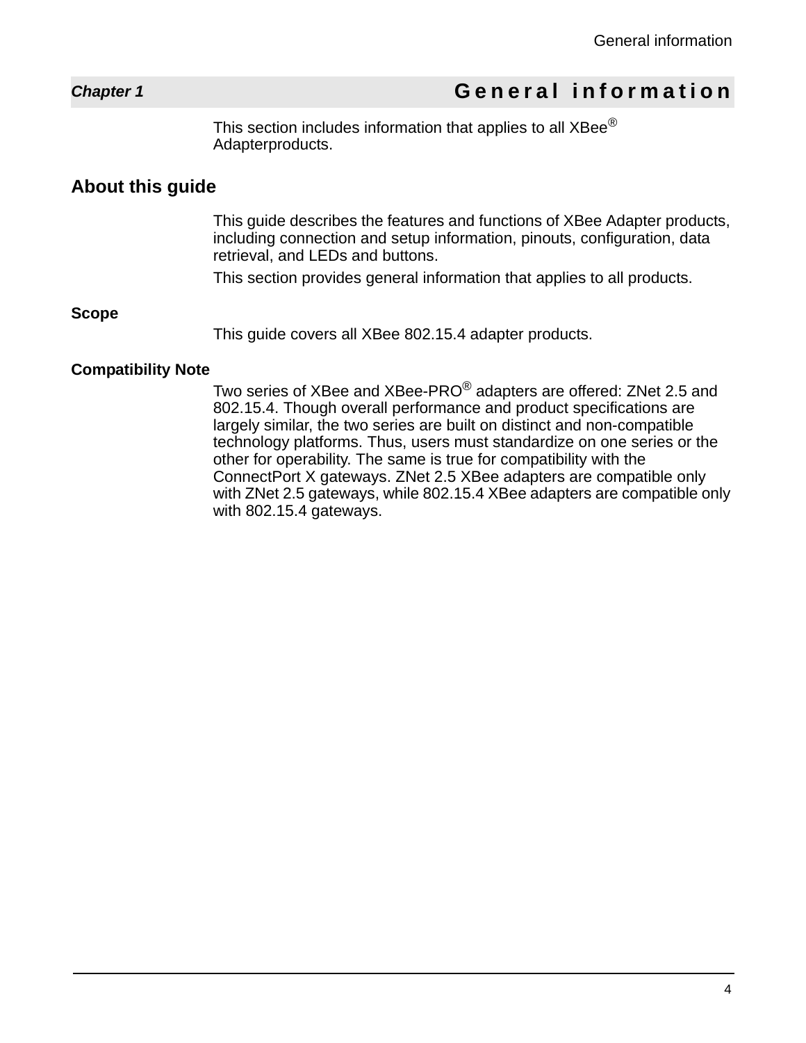# Chapter 1 General information

This section includes information that applies to all XBee® Adapterproducts.

## About this guide

This guide describes the features and functions of XBee Adapter products, including connection and setup information, pinouts, configuration, data retrieval, and LEDs and buttons.

This section provides general information that applies to all products.

### Scope

This guide covers all XBee 802.15.4 adapter products.

### Compatibility Note

Two series of XBee and XBee-PRO® adapters are offered: ZNet 2.5 and 802.15.4. Though overall performance and product specifications are largely similar, the two series are built on distinct and non-compatible technology platforms. Thus, users must standardize on one series or the other for operability. The same is true for compatibility with the ConnectPort X gateways. ZNet 2.5 XBee adapters are compatible only with ZNet 2.5 gateways, while 802.15.4 XBee adapters are compatible only with 802.15.4 gateways.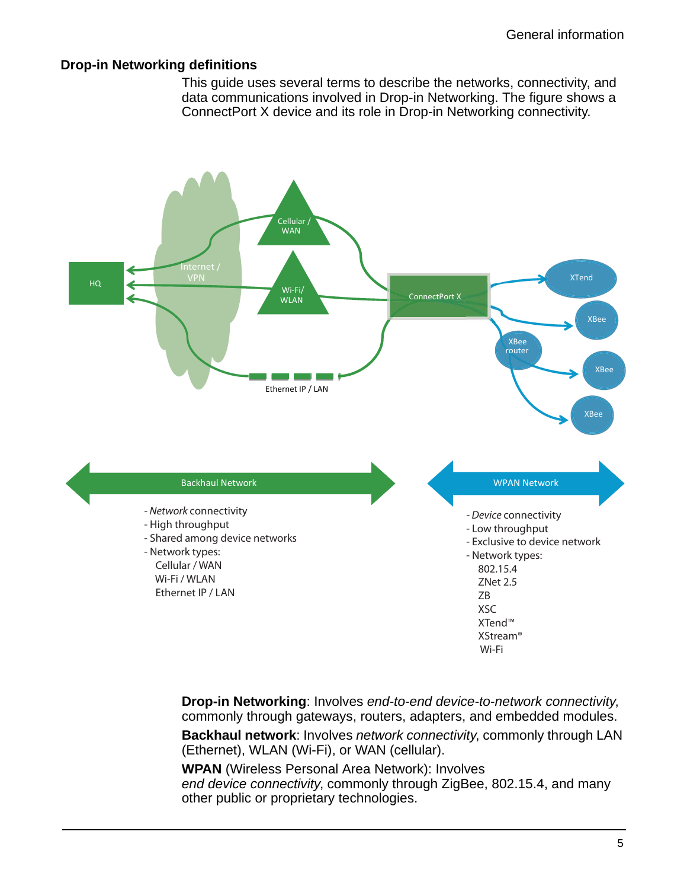## Drop-in Networking definitions

This guide uses several terms to describe the networks, connectivity, and data communications involved in Drop-in Networking. The figure shows a ConnectPort X device and its role in Drop-in Networking connectivity.

HQ

Internet / VPN

Cellular / WAN

Wi-Fi/ WLAN

Ethernet IP / LAN

ConnectPort X

XTend

XBee

XBee router

XBee

XBee

**Backhaul Network**

- *Network* connectivity
- High throughput
- Shared among device networks
- Network types:
  - Cellular / WAN
  - Wi-Fi / WLAN
  - Ethernet IP / LAN

**WPAN Network**

- *Device* connectivity
- Low throughput
- Exclusive to device network
- Network types:
  - 802.15.4
  - ZNet 2.5
  - ZB
  - XSC
  - XTend™
  - XStream®
  - Wi-Fi

**Drop-in Networking**: Involves *end-to-end device-to-network connectivity*, commonly through gateways, routers, adapters, and embedded modules.

**Backhaul network**: Involves *network connectivity*, commonly through LAN (Ethernet), WLAN (Wi-Fi), or WAN (cellular).

**WPAN** (Wireless Personal Area Network): Involves *end device connectivity*, commonly through ZigBee, 802.15.4, and many other public or proprietary technologies.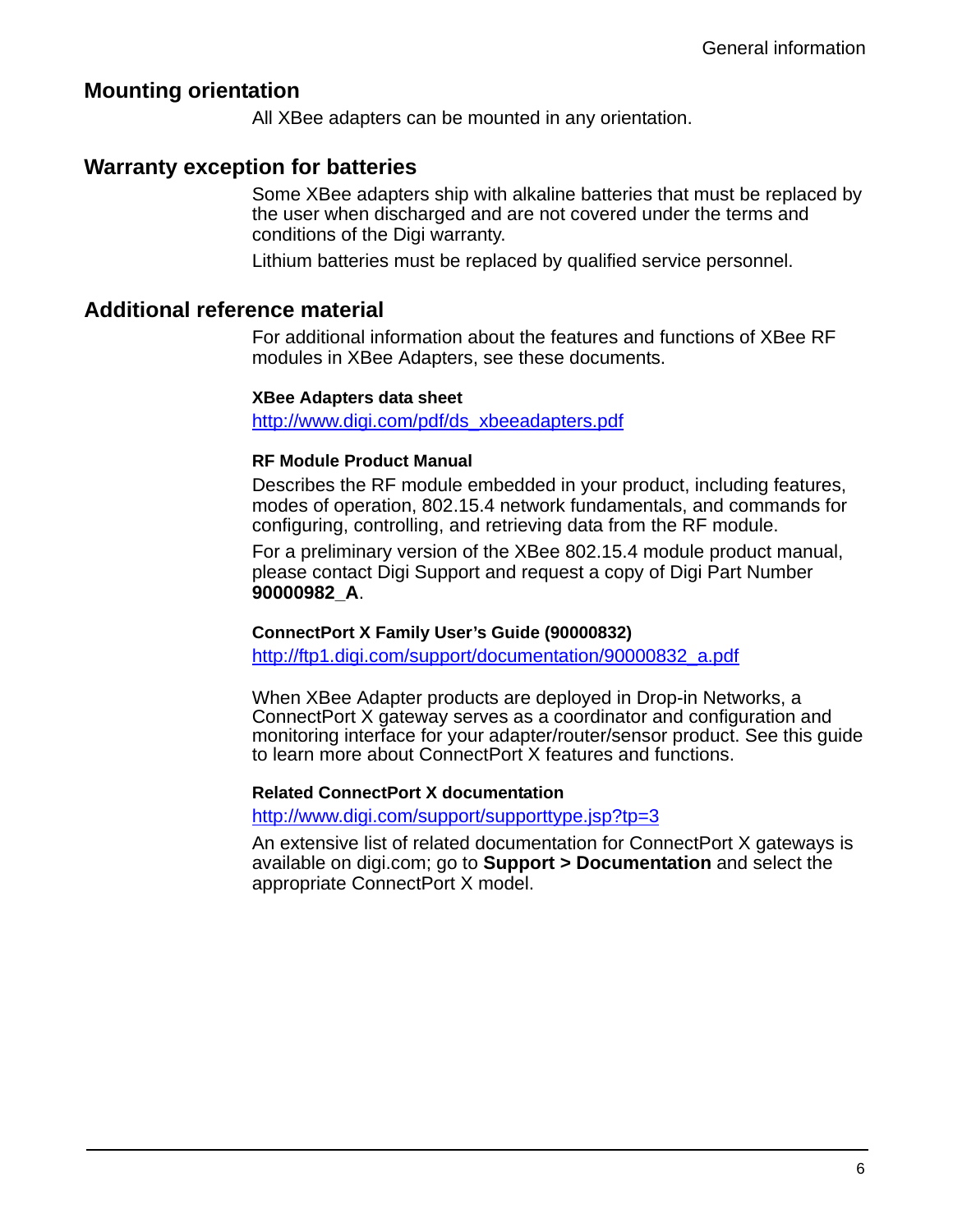## Mounting orientation

All XBee adapters can be mounted in any orientation.

## Warranty exception for batteries

Some XBee adapters ship with alkaline batteries that must be replaced by the user when discharged and are not covered under the terms and conditions of the Digi warranty.

Lithium batteries must be replaced by qualified service personnel.

## Additional reference material

For additional information about the features and functions of XBee RF modules in XBee Adapters, see these documents.

#### XBee Adapters data sheet

http://www.digi.com/pdf/ds_xbeeadapters.pdf

#### RF Module Product Manual

Describes the RF module embedded in your product, including features, modes of operation, 802.15.4 network fundamentals, and commands for configuring, controlling, and retrieving data from the RF module.

For a preliminary version of the XBee 802.15.4 module product manual, please contact Digi Support and request a copy of Digi Part Number **90000982_A**.

#### ConnectPort X Family User’s Guide (90000832)

http://ftp1.digi.com/support/documentation/90000832_a.pdf

When XBee Adapter products are deployed in Drop-in Networks, a ConnectPort X gateway serves as a coordinator and configuration and monitoring interface for your adapter/router/sensor product. See this guide to learn more about ConnectPort X features and functions.

#### Related ConnectPort X documentation

http://www.digi.com/support/supporttype.jsp?tp=3

An extensive list of related documentation for ConnectPort X gateways is available on digi.com; go to **Support > Documentation** and select the appropriate ConnectPort X model.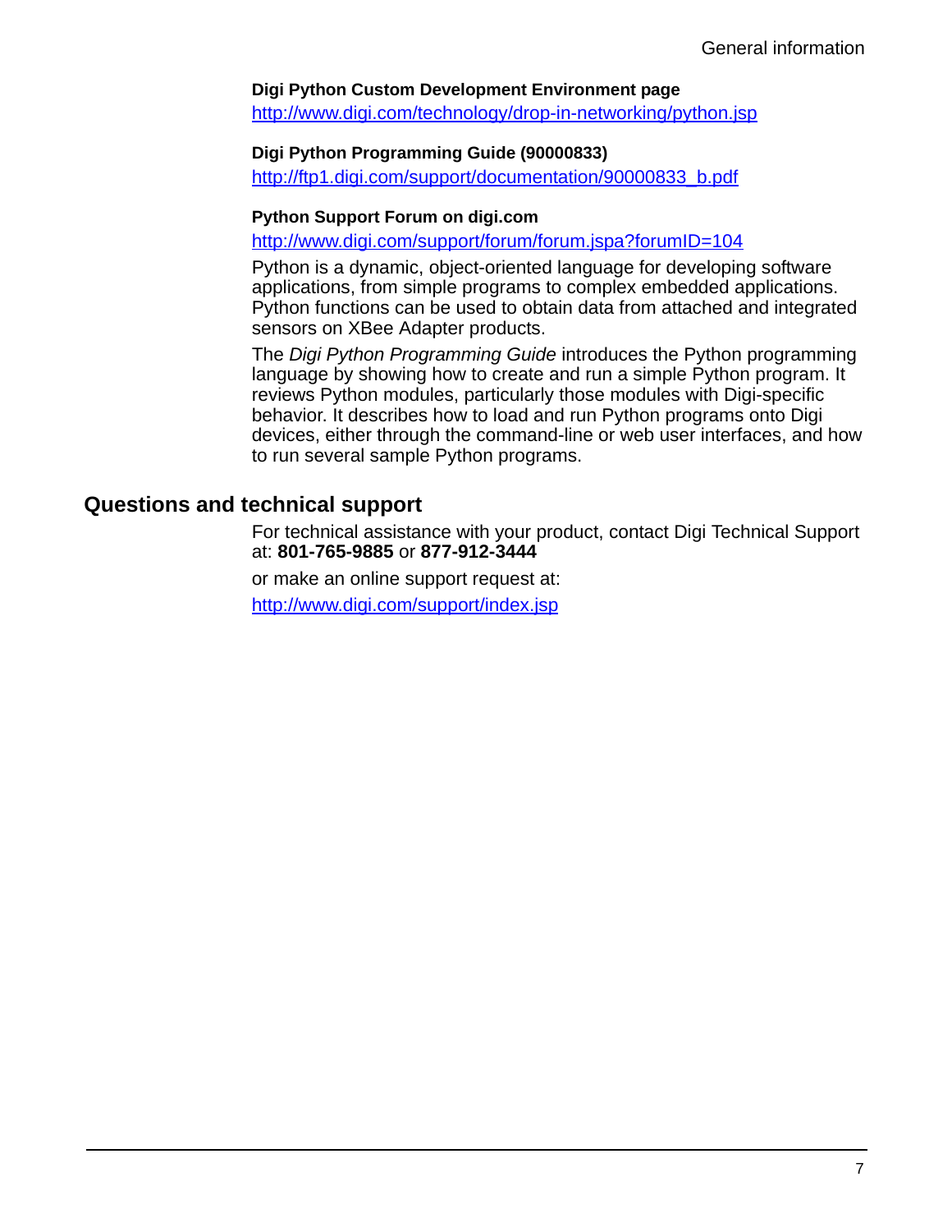**Digi Python Custom Development Environment page**

http://www.digi.com/technology/drop-in-networking/python.jsp

**Digi Python Programming Guide (90000833)**

http://ftp1.digi.com/support/documentation/90000833_b.pdf

**Python Support Forum on digi.com**

http://www.digi.com/support/forum/forum.jspa?forumID=104

Python is a dynamic, object-oriented language for developing software applications, from simple programs to complex embedded applications. Python functions can be used to obtain data from attached and integrated sensors on XBee Adapter products.

The *Digi Python Programming Guide* introduces the Python programming language by showing how to create and run a simple Python program. It reviews Python modules, particularly those modules with Digi-specific behavior. It describes how to load and run Python programs onto Digi devices, either through the command-line or web user interfaces, and how to run several sample Python programs.

## Questions and technical support

For technical assistance with your product, contact Digi Technical Support at: **801-765-9885** or **877-912-3444**

or make an online support request at:

http://www.digi.com/support/index.jsp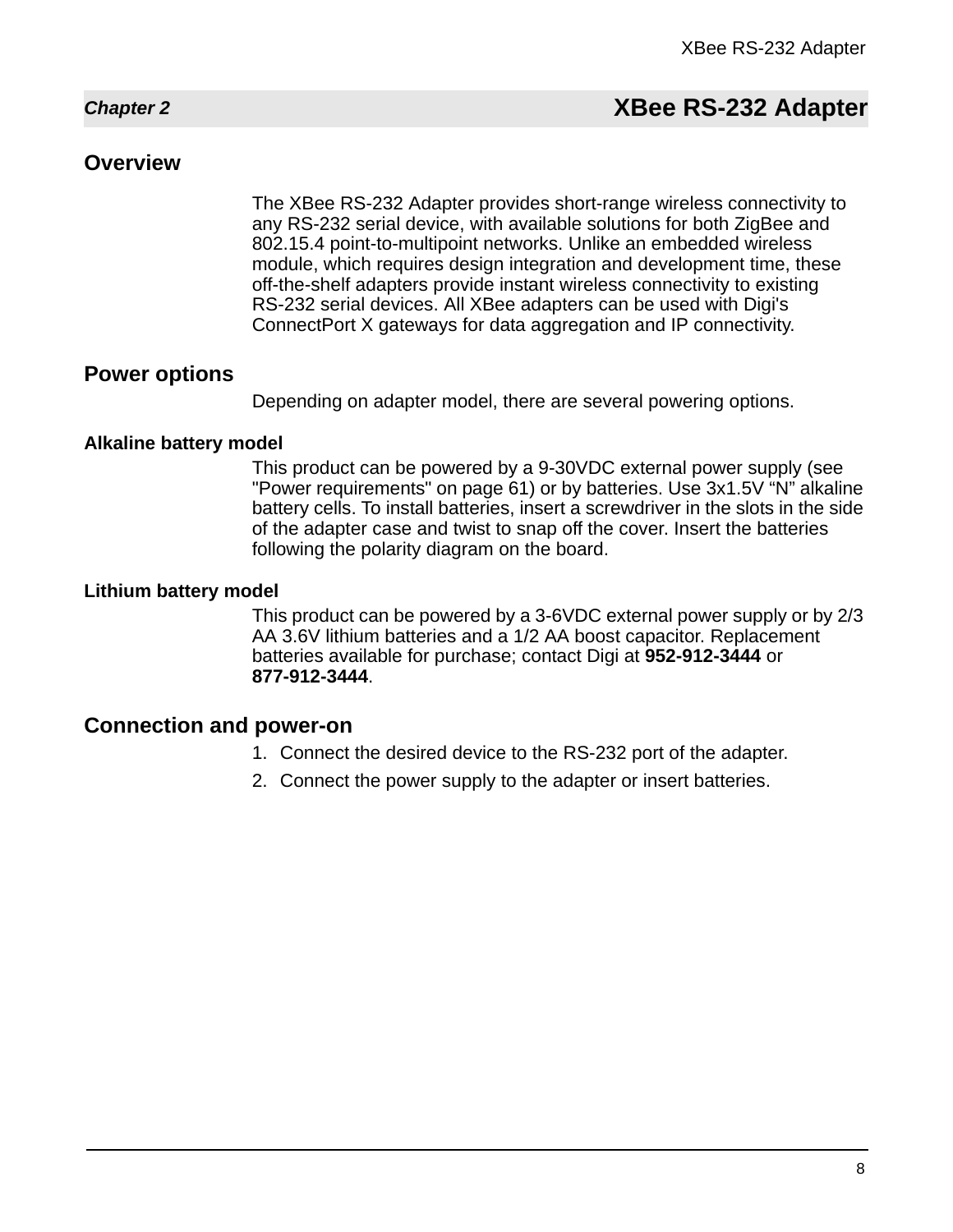# Chapter 2 XBee RS-232 Adapter

## Overview

The XBee RS-232 Adapter provides short-range wireless connectivity to any RS-232 serial device, with available solutions for both ZigBee and 802.15.4 point-to-multipoint networks. Unlike an embedded wireless module, which requires design integration and development time, these off-the-shelf adapters provide instant wireless connectivity to existing RS-232 serial devices. All XBee adapters can be used with Digi's ConnectPort X gateways for data aggregation and IP connectivity.

## Power options

Depending on adapter model, there are several powering options.

### Alkaline battery model

This product can be powered by a 9-30VDC external power supply (see "Power requirements" on page 61) or by batteries. Use 3x1.5V "N" alkaline battery cells. To install batteries, insert a screwdriver in the slots in the side of the adapter case and twist to snap off the cover. Insert the batteries following the polarity diagram on the board.

### Lithium battery model

This product can be powered by a 3-6VDC external power supply or by 2/3 AA 3.6V lithium batteries and a 1/2 AA boost capacitor. Replacement batteries available for purchase; contact Digi at **952-912-3444** or **877-912-3444**.

## Connection and power-on

1. Connect the desired device to the RS-232 port of the adapter.
2. Connect the power supply to the adapter or insert batteries.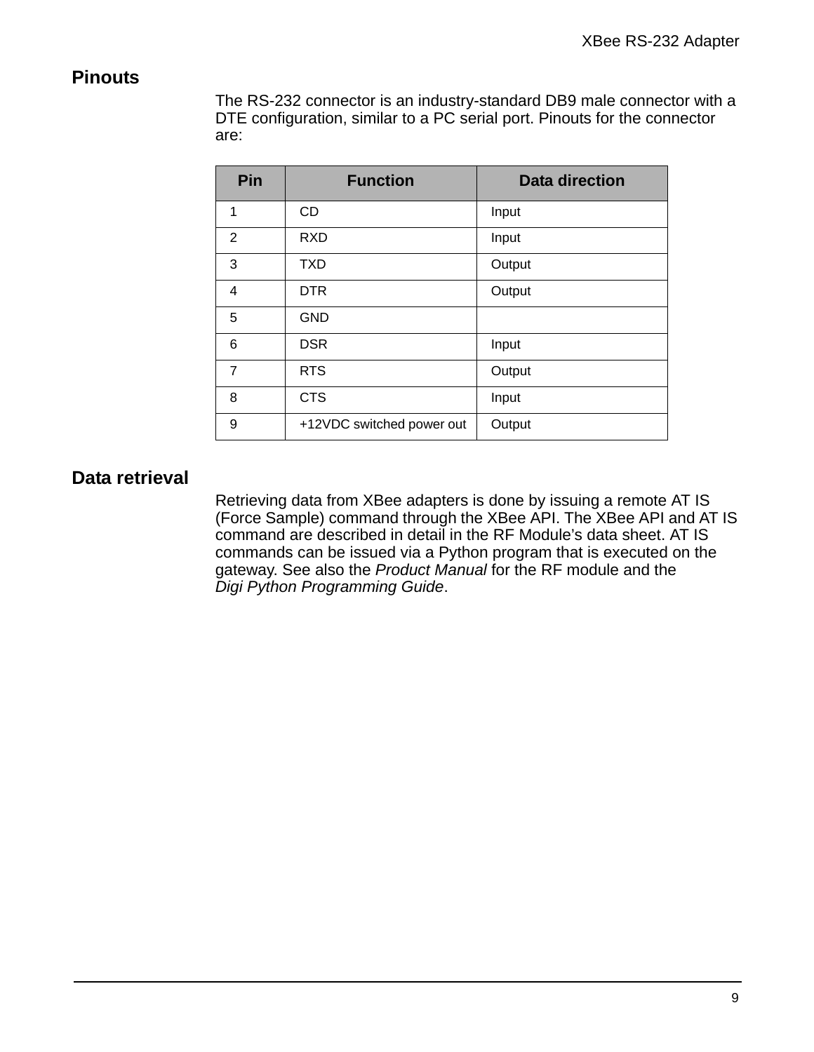## Pinouts

The RS-232 connector is an industry-standard DB9 male connector with a DTE configuration, similar to a PC serial port. Pinouts for the connector are:

| Pin | Function | Data direction |
|---|---|---|
| 1 | CD | Input |
| 2 | RXD | Input |
| 3 | TXD | Output |
| 4 | DTR | Output |
| 5 | GND | |
| 6 | DSR | Input |
| 7 | RTS | Output |
| 8 | CTS | Input |
| 9 | +12VDC switched power out | Output |

## Data retrieval

Retrieving data from XBee adapters is done by issuing a remote AT IS (Force Sample) command through the XBee API. The XBee API and AT IS command are described in detail in the RF Module's data sheet. AT IS commands can be issued via a Python program that is executed on the gateway. See also the *Product Manual* for the RF module and the *Digi Python Programming Guide*.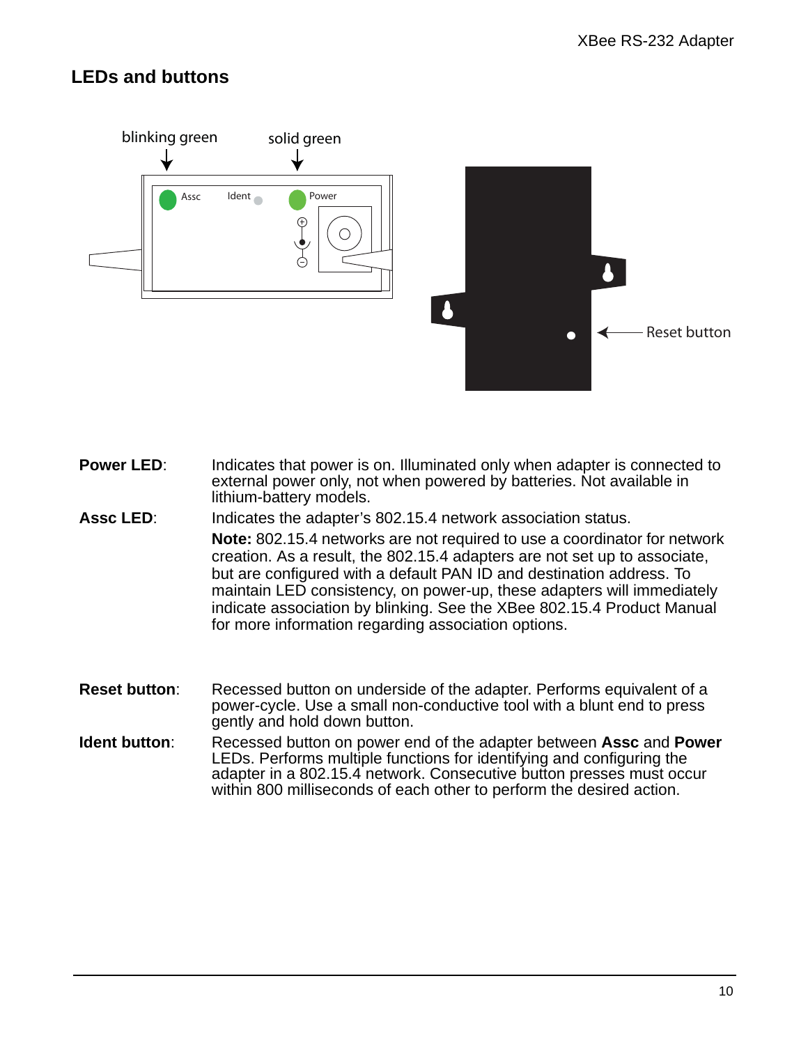## LEDs and buttons

**Power LED**: Indicates that power is on. Illuminated only when adapter is connected to external power only, not when powered by batteries. Not available in lithium-battery models.

**Assc LED**: Indicates the adapter's 802.15.4 network association status.

**Note:** 802.15.4 networks are not required to use a coordinator for network creation. As a result, the 802.15.4 adapters are not set up to associate, but are configured with a default PAN ID and destination address. To maintain LED consistency, on power-up, these adapters will immediately indicate association by blinking. See the XBee 802.15.4 Product Manual for more information regarding association options.

**Reset button**: Recessed button on underside of the adapter. Performs equivalent of a power-cycle. Use a small non-conductive tool with a blunt end to press gently and hold down button.

**Ident button**: Recessed button on power end of the adapter between **Assc** and **Power** LEDs. Performs multiple functions for identifying and configuring the adapter in a 802.15.4 network. Consecutive button presses must occur within 800 milliseconds of each other to perform the desired action.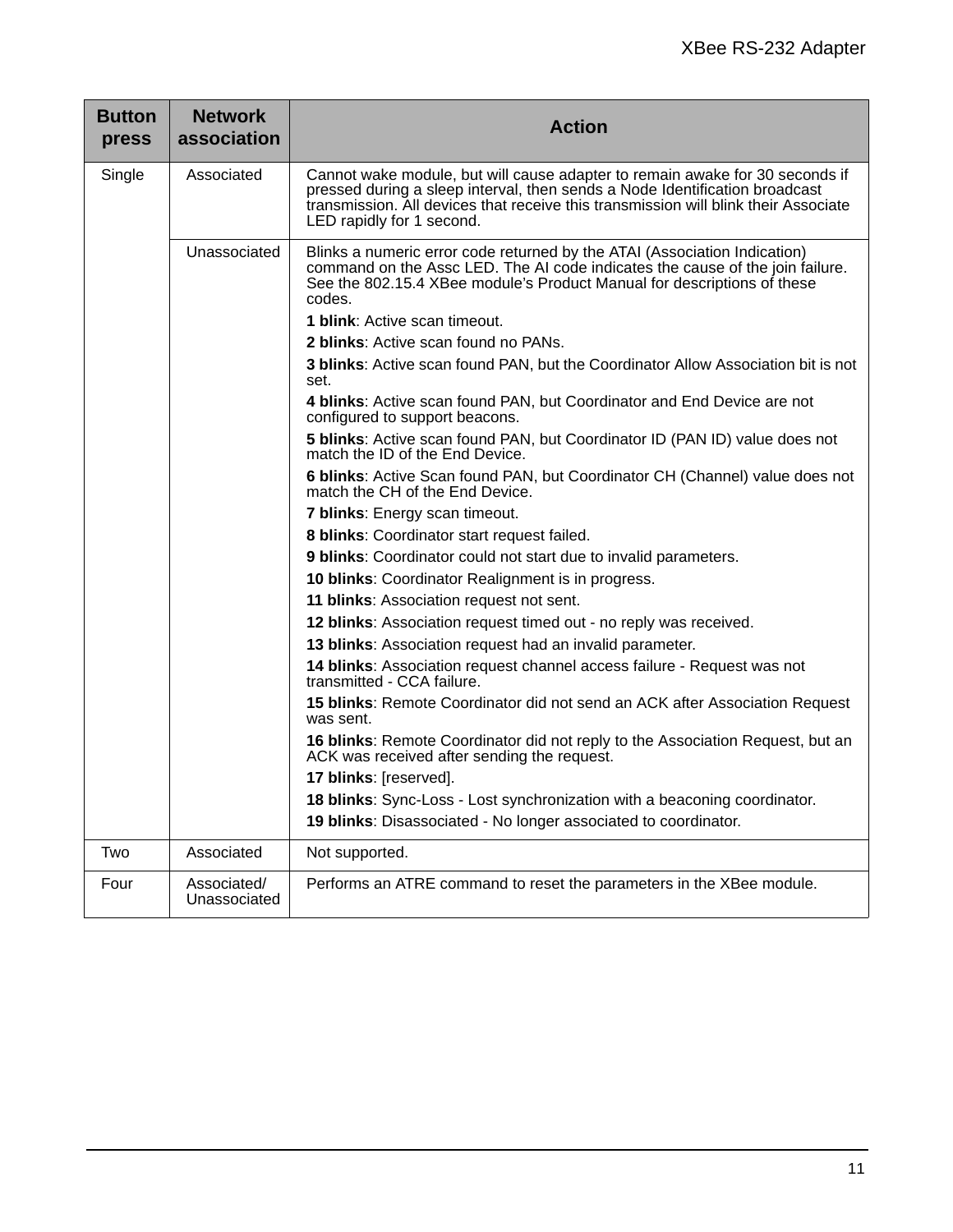| Button press | Network association | Action |
| --- | --- | --- |
| Single | Associated | Cannot wake module, but will cause adapter to remain awake for 30 seconds if pressed during a sleep interval, then sends a Node Identification broadcast transmission. All devices that receive this transmission will blink their Associate LED rapidly for 1 second. |
| | Unassociated | Blinks a numeric error code returned by the ATAI (Association Indication) command on the Assc LED. The AI code indicates the cause of the join failure. See the 802.15.4 XBee module’s Product Manual for descriptions of these codes.<br>**1 blink**: Active scan timeout.<br>**2 blinks**: Active scan found no PANs.<br>**3 blinks**: Active scan found PAN, but the Coordinator Allow Association bit is not set.<br>**4 blinks**: Active scan found PAN, but Coordinator and End Device are not configured to support beacons.<br>**5 blinks**: Active scan found PAN, but Coordinator ID (PAN ID) value does not match the ID of the End Device.<br>**6 blinks**: Active Scan found PAN, but Coordinator CH (Channel) value does not match the CH of the End Device.<br>**7 blinks**: Energy scan timeout.<br>**8 blinks**: Coordinator start request failed.<br>**9 blinks**: Coordinator could not start due to invalid parameters.<br>**10 blinks**: Coordinator Realignment is in progress.<br>**11 blinks**: Association request not sent.<br>**12 blinks**: Association request timed out - no reply was received.<br>**13 blinks**: Association request had an invalid parameter.<br>**14 blinks**: Association request channel access failure - Request was not transmitted - CCA failure.<br>**15 blinks**: Remote Coordinator did not send an ACK after Association Request was sent.<br>**16 blinks**: Remote Coordinator did not reply to the Association Request, but an ACK was received after sending the request.<br>**17 blinks**: [reserved].<br>**18 blinks**: Sync-Loss - Lost synchronization with a beaconing coordinator.<br>**19 blinks**: Disassociated - No longer associated to coordinator. |
| Two | Associated | Not supported. |
| Four | Associated/ Unassociated | Performs an ATRE command to reset the parameters in the XBee module. |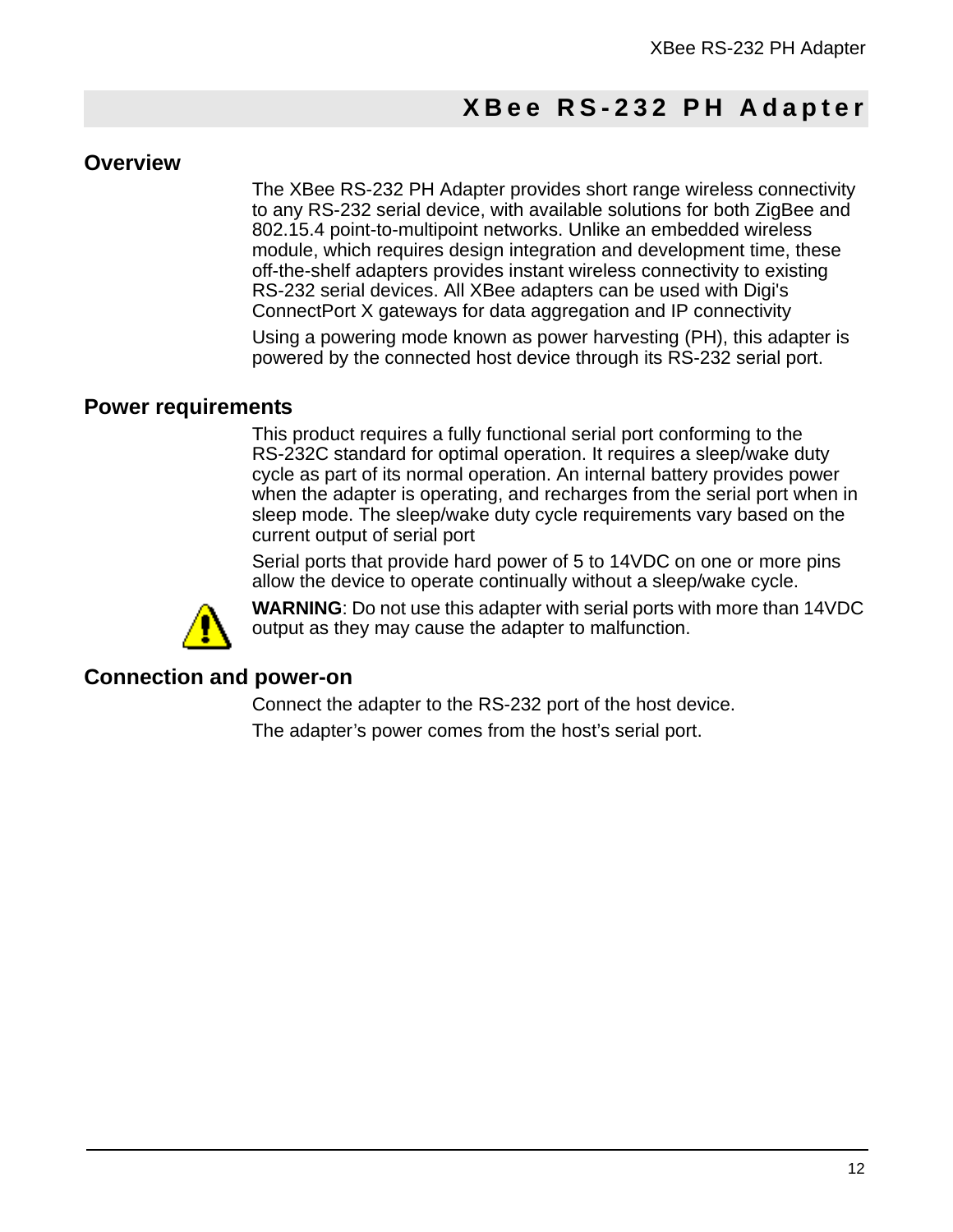# XBee RS-232 PH Adapter

## Overview

The XBee RS-232 PH Adapter provides short range wireless connectivity to any RS-232 serial device, with available solutions for both ZigBee and 802.15.4 point-to-multipoint networks. Unlike an embedded wireless module, which requires design integration and development time, these off-the-shelf adapters provides instant wireless connectivity to existing RS-232 serial devices. All XBee adapters can be used with Digi's ConnectPort X gateways for data aggregation and IP connectivity

Using a powering mode known as power harvesting (PH), this adapter is powered by the connected host device through its RS-232 serial port.

## Power requirements

This product requires a fully functional serial port conforming to the RS-232C standard for optimal operation. It requires a sleep/wake duty cycle as part of its normal operation. An internal battery provides power when the adapter is operating, and recharges from the serial port when in sleep mode. The sleep/wake duty cycle requirements vary based on the current output of serial port

Serial ports that provide hard power of 5 to 14VDC on one or more pins allow the device to operate continually without a sleep/wake cycle.

**WARNING**: Do not use this adapter with serial ports with more than 14VDC output as they may cause the adapter to malfunction.

## Connection and power-on

Connect the adapter to the RS-232 port of the host device.

The adapter's power comes from the host's serial port.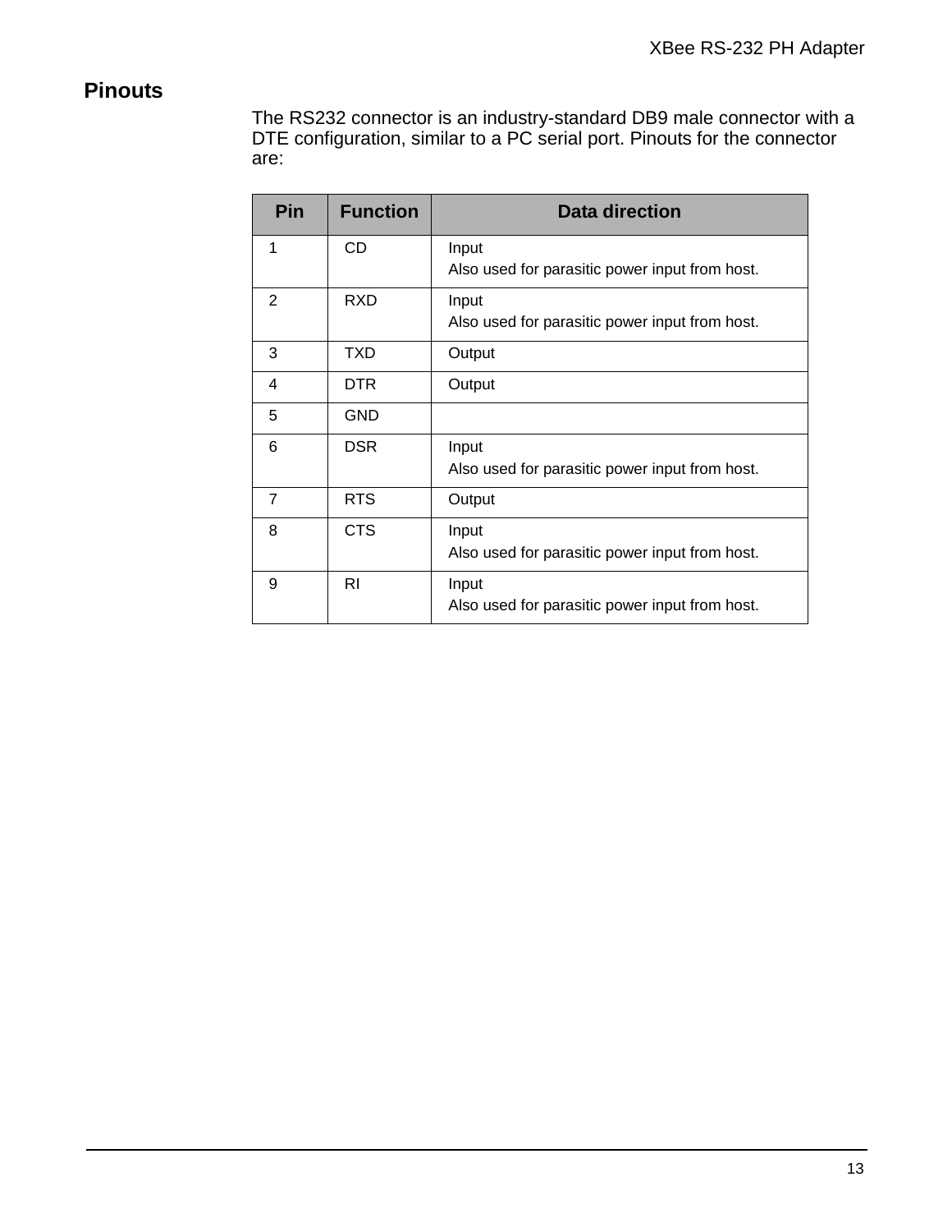## Pinouts

The RS232 connector is an industry-standard DB9 male connector with a DTE configuration, similar to a PC serial port. Pinouts for the connector are:

| Pin | Function | Data direction |
|---|---|---|
| 1 | CD | Input<br>Also used for parasitic power input from host. |
| 2 | RXD | Input<br>Also used for parasitic power input from host. |
| 3 | TXD | Output |
| 4 | DTR | Output |
| 5 | GND | |
| 6 | DSR | Input<br>Also used for parasitic power input from host. |
| 7 | RTS | Output |
| 8 | CTS | Input<br>Also used for parasitic power input from host. |
| 9 | RI | Input<br>Also used for parasitic power input from host. |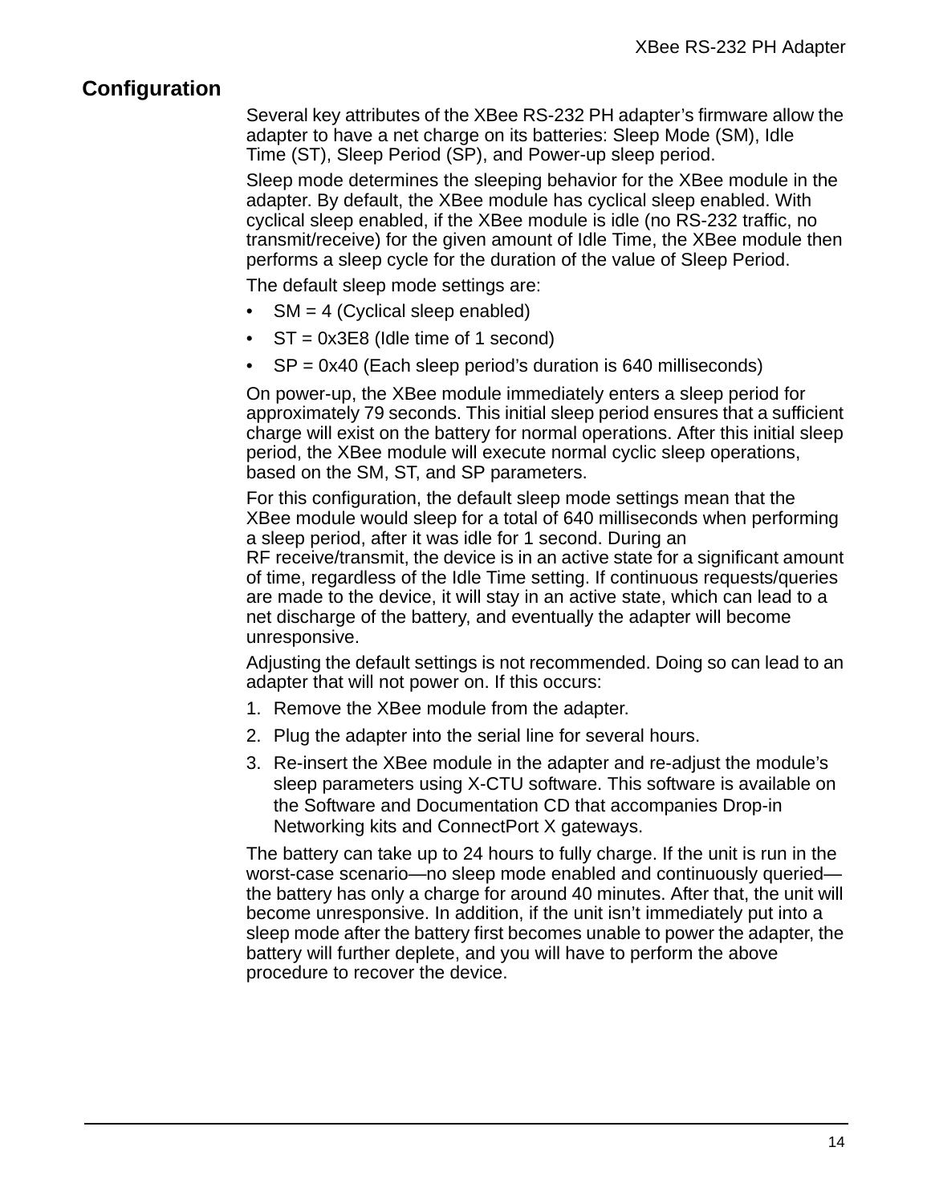## Configuration

Several key attributes of the XBee RS-232 PH adapter's firmware allow the adapter to have a net charge on its batteries: Sleep Mode (SM), Idle Time (ST), Sleep Period (SP), and Power-up sleep period.

Sleep mode determines the sleeping behavior for the XBee module in the adapter. By default, the XBee module has cyclical sleep enabled. With cyclical sleep enabled, if the XBee module is idle (no RS-232 traffic, no transmit/receive) for the given amount of Idle Time, the XBee module then performs a sleep cycle for the duration of the value of Sleep Period.

The default sleep mode settings are:

- SM = 4 (Cyclical sleep enabled)
- ST = 0x3E8 (Idle time of 1 second)
- SP = 0x40 (Each sleep period's duration is 640 milliseconds)

On power-up, the XBee module immediately enters a sleep period for approximately 79 seconds. This initial sleep period ensures that a sufficient charge will exist on the battery for normal operations. After this initial sleep period, the XBee module will execute normal cyclic sleep operations, based on the SM, ST, and SP parameters.

For this configuration, the default sleep mode settings mean that the XBee module would sleep for a total of 640 milliseconds when performing a sleep period, after it was idle for 1 second. During an RF receive/transmit, the device is in an active state for a significant amount of time, regardless of the Idle Time setting. If continuous requests/queries are made to the device, it will stay in an active state, which can lead to a net discharge of the battery, and eventually the adapter will become unresponsive.

Adjusting the default settings is not recommended. Doing so can lead to an adapter that will not power on. If this occurs:

1. Remove the XBee module from the adapter.
2. Plug the adapter into the serial line for several hours.
3. Re-insert the XBee module in the adapter and re-adjust the module's sleep parameters using X-CTU software. This software is available on the Software and Documentation CD that accompanies Drop-in Networking kits and ConnectPort X gateways.

The battery can take up to 24 hours to fully charge. If the unit is run in the worst-case scenario—no sleep mode enabled and continuously queried—the battery has only a charge for around 40 minutes. After that, the unit will become unresponsive. In addition, if the unit isn't immediately put into a sleep mode after the battery first becomes unable to power the adapter, the battery will further deplete, and you will have to perform the above procedure to recover the device.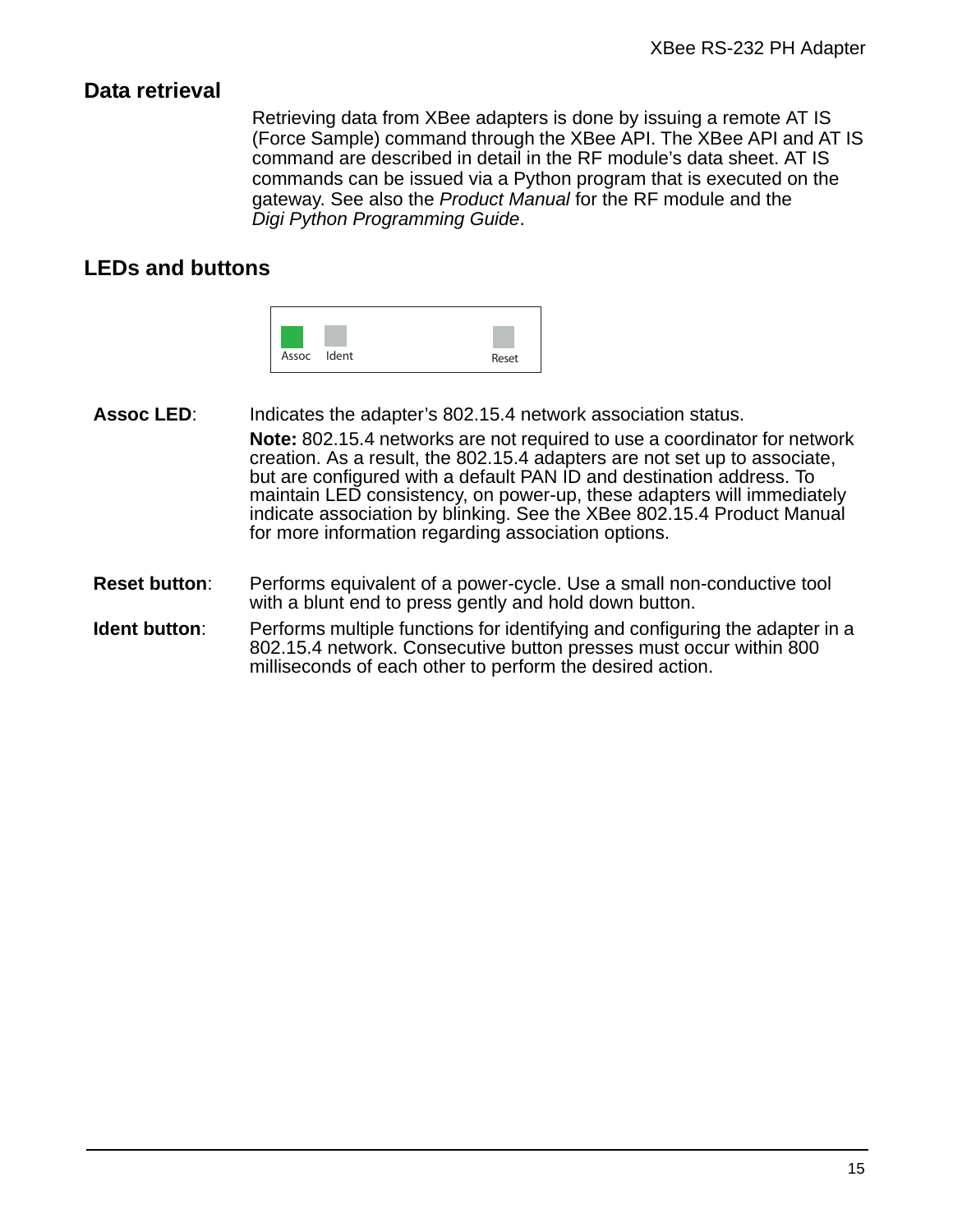## Data retrieval

Retrieving data from XBee adapters is done by issuing a remote AT IS (Force Sample) command through the XBee API. The XBee API and AT IS command are described in detail in the RF module's data sheet. AT IS commands can be issued via a Python program that is executed on the gateway. See also the *Product Manual* for the RF module and the *Digi Python Programming Guide*.

## LEDs and buttons

Assoc Ident Reset

**Assoc LED**: Indicates the adapter's 802.15.4 network association status.

**Note:** 802.15.4 networks are not required to use a coordinator for network creation. As a result, the 802.15.4 adapters are not set up to associate, but are configured with a default PAN ID and destination address. To maintain LED consistency, on power-up, these adapters will immediately indicate association by blinking. See the XBee 802.15.4 Product Manual for more information regarding association options.

**Reset button**: Performs equivalent of a power-cycle. Use a small non-conductive tool with a blunt end to press gently and hold down button.

**Ident button**: Performs multiple functions for identifying and configuring the adapter in a 802.15.4 network. Consecutive button presses must occur within 800 milliseconds of each other to perform the desired action.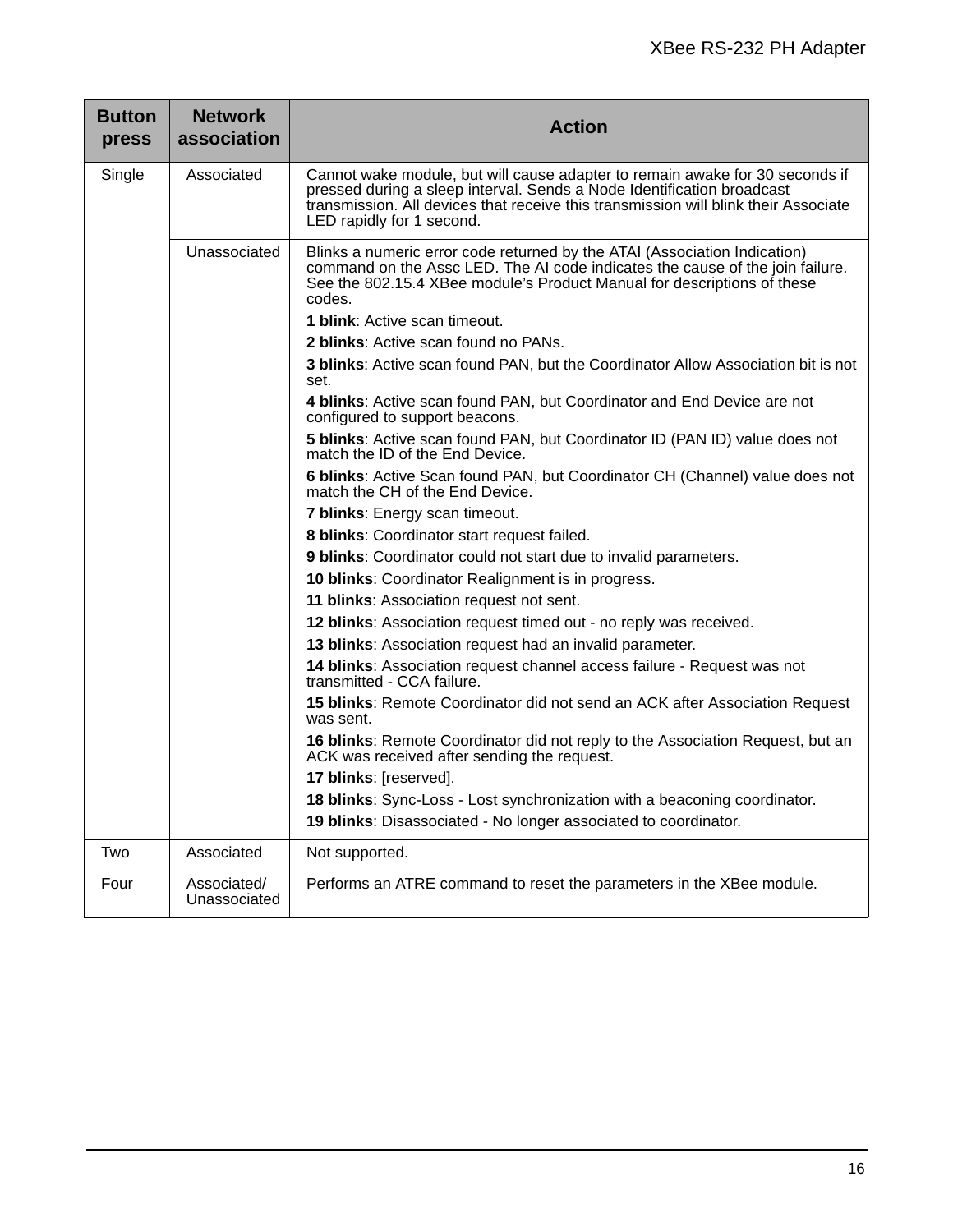| Button press | Network association | Action |
|---|---|---|
| Single | Associated | Cannot wake module, but will cause adapter to remain awake for 30 seconds if pressed during a sleep interval. Sends a Node Identification broadcast transmission. All devices that receive this transmission will blink their Associate LED rapidly for 1 second. |
| | Unassociated | Blinks a numeric error code returned by the ATAI (Association Indication) command on the Assc LED. The AI code indicates the cause of the join failure. See the 802.15.4 XBee module’s Product Manual for descriptions of these codes.<br><br>**1 blink**: Active scan timeout.<br><br>**2 blinks**: Active scan found no PANs.<br><br>**3 blinks**: Active scan found PAN, but the Coordinator Allow Association bit is not set.<br><br>**4 blinks**: Active scan found PAN, but Coordinator and End Device are not configured to support beacons.<br><br>**5 blinks**: Active scan found PAN, but Coordinator ID (PAN ID) value does not match the ID of the End Device.<br><br>**6 blinks**: Active Scan found PAN, but Coordinator CH (Channel) value does not match the CH of the End Device.<br><br>**7 blinks**: Energy scan timeout.<br><br>**8 blinks**: Coordinator start request failed.<br><br>**9 blinks**: Coordinator could not start due to invalid parameters.<br><br>**10 blinks**: Coordinator Realignment is in progress.<br><br>**11 blinks**: Association request not sent.<br><br>**12 blinks**: Association request timed out - no reply was received.<br><br>**13 blinks**: Association request had an invalid parameter.<br><br>**14 blinks**: Association request channel access failure - Request was not transmitted - CCA failure.<br><br>**15 blinks**: Remote Coordinator did not send an ACK after Association Request was sent.<br><br>**16 blinks**: Remote Coordinator did not reply to the Association Request, but an ACK was received after sending the request.<br><br>**17 blinks**: [reserved].<br><br>**18 blinks**: Sync-Loss - Lost synchronization with a beaconing coordinator.<br><br>**19 blinks**: Disassociated - No longer associated to coordinator. |
| Two | Associated | Not supported. |
| Four | Associated/ Unassociated | Performs an ATRE command to reset the parameters in the XBee module. |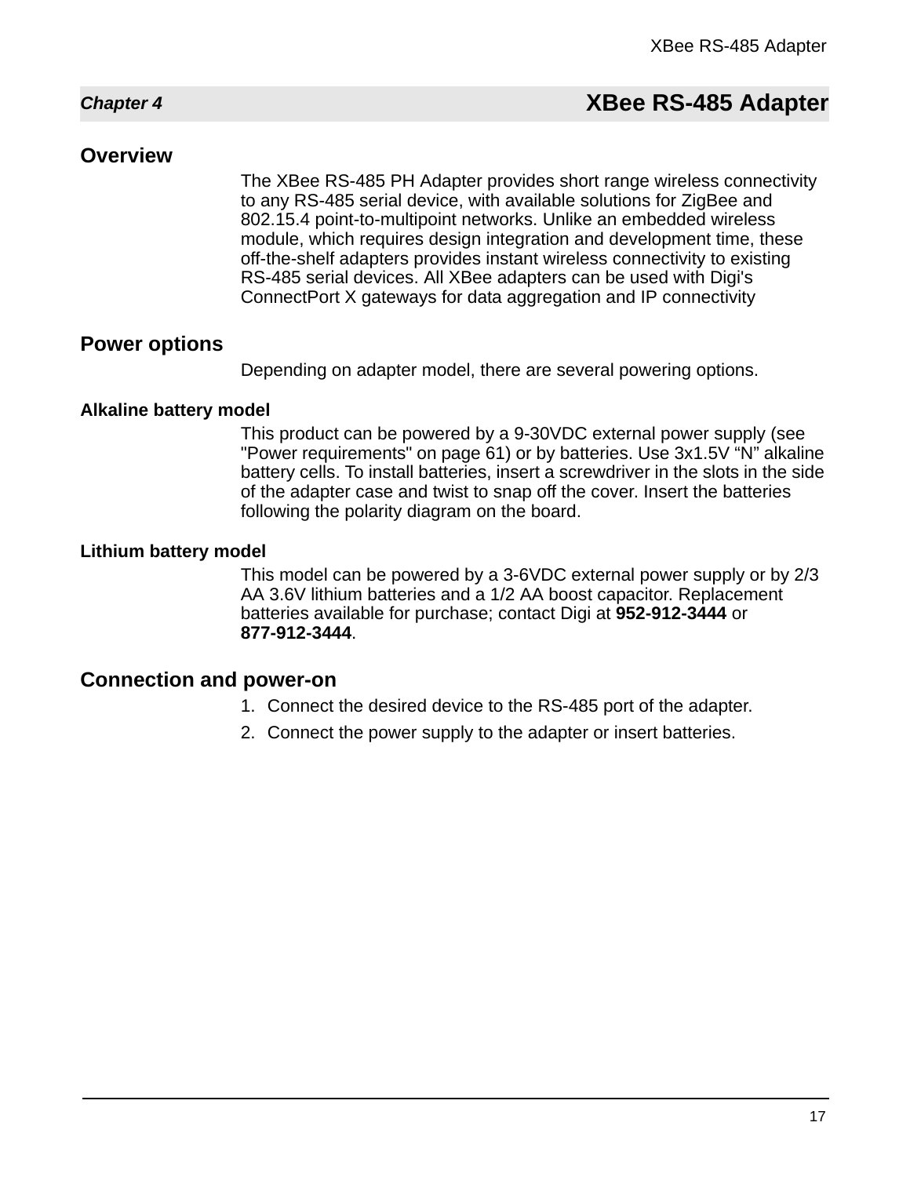*Chapter 4*

# XBee RS-485 Adapter

## Overview

The XBee RS-485 PH Adapter provides short range wireless connectivity to any RS-485 serial device, with available solutions for ZigBee and 802.15.4 point-to-multipoint networks. Unlike an embedded wireless module, which requires design integration and development time, these off-the-shelf adapters provides instant wireless connectivity to existing RS-485 serial devices. All XBee adapters can be used with Digi's ConnectPort X gateways for data aggregation and IP connectivity

## Power options

Depending on adapter model, there are several powering options.

### Alkaline battery model

This product can be powered by a 9-30VDC external power supply (see "Power requirements" on page 61) or by batteries. Use 3x1.5V “N” alkaline battery cells. To install batteries, insert a screwdriver in the slots in the side of the adapter case and twist to snap off the cover. Insert the batteries following the polarity diagram on the board.

### Lithium battery model

This model can be powered by a 3-6VDC external power supply or by 2/3 AA 3.6V lithium batteries and a 1/2 AA boost capacitor. Replacement batteries available for purchase; contact Digi at **952-912-3444** or **877-912-3444**.

## Connection and power-on

1. Connect the desired device to the RS-485 port of the adapter.
2. Connect the power supply to the adapter or insert batteries.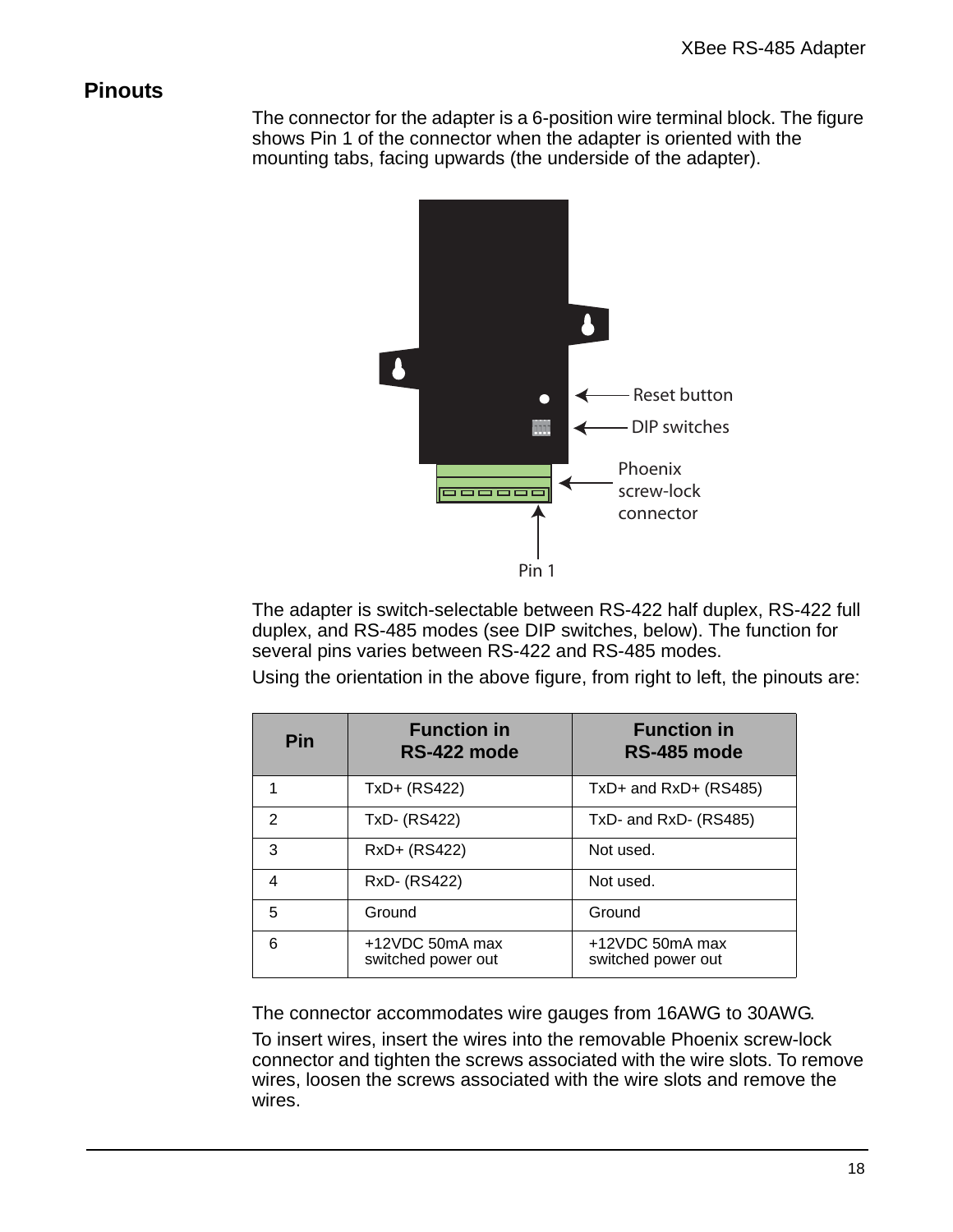## Pinouts

The connector for the adapter is a 6-position wire terminal block. The figure shows Pin 1 of the connector when the adapter is oriented with the mounting tabs, facing upwards (the underside of the adapter).

Reset button

DIP switches

Phoenix screw-lock connector

Pin 1

The adapter is switch-selectable between RS-422 half duplex, RS-422 full duplex, and RS-485 modes (see DIP switches, below). The function for several pins varies between RS-422 and RS-485 modes.

Using the orientation in the above figure, from right to left, the pinouts are:

| Pin | Function in RS-422 mode | Function in RS-485 mode |
|---|---|---|
| 1 | TxD+ (RS422) | TxD+ and RxD+ (RS485) |
| 2 | TxD- (RS422) | TxD- and RxD- (RS485) |
| 3 | RxD+ (RS422) | Not used. |
| 4 | RxD- (RS422) | Not used. |
| 5 | Ground | Ground |
| 6 | +12VDC 50mA max switched power out | +12VDC 50mA max switched power out |

The connector accommodates wire gauges from 16AWG to 30AWG.

To insert wires, insert the wires into the removable Phoenix screw-lock connector and tighten the screws associated with the wire slots. To remove wires, loosen the screws associated with the wire slots and remove the wires.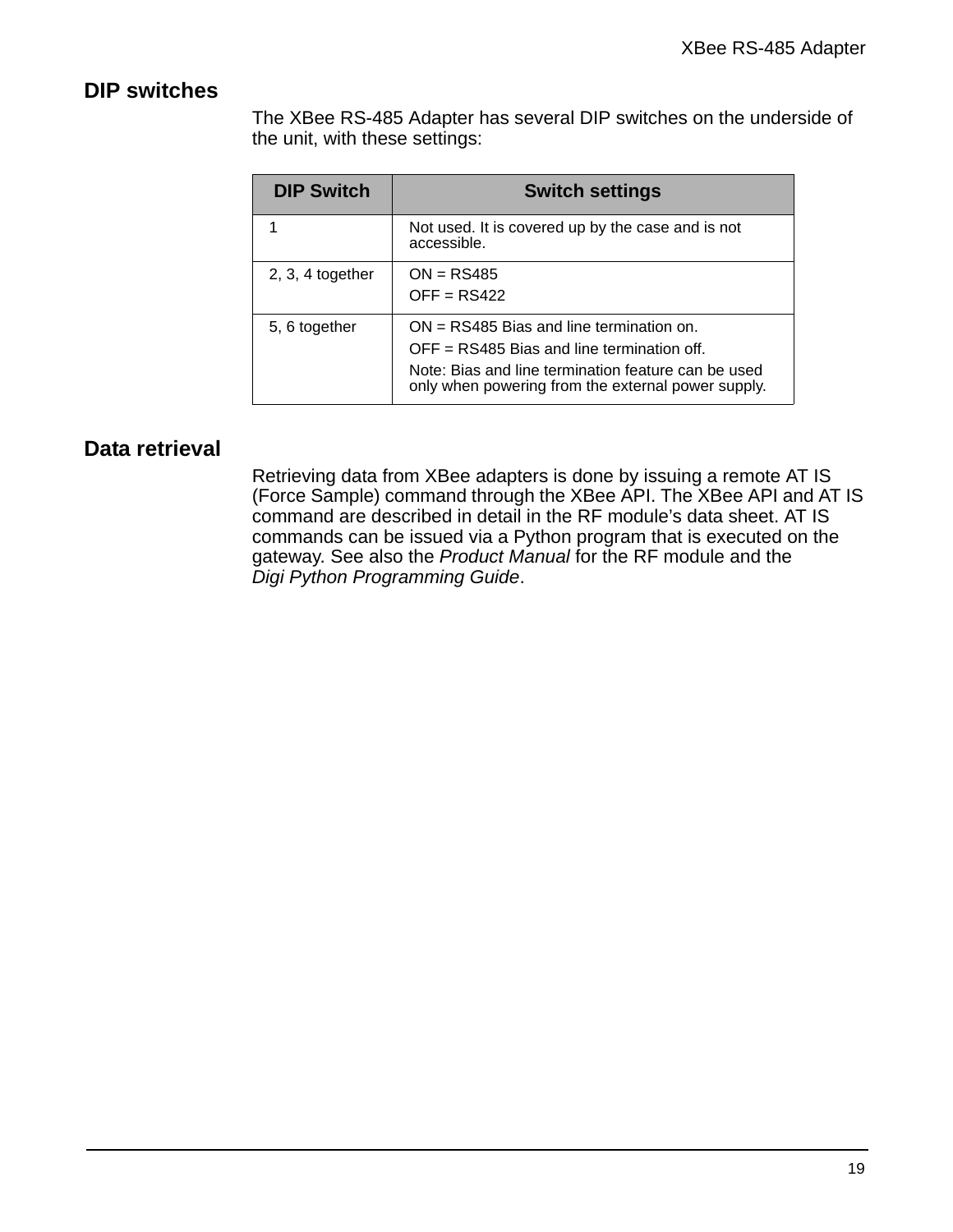## DIP switches

The XBee RS-485 Adapter has several DIP switches on the underside of the unit, with these settings:

| DIP Switch | Switch settings |
|---|---|
| 1 | Not used. It is covered up by the case and is not accessible. |
| 2, 3, 4 together | ON = RS485<br>OFF = RS422 |
| 5, 6 together | ON = RS485 Bias and line termination on.<br>OFF = RS485 Bias and line termination off.<br>Note: Bias and line termination feature can be used only when powering from the external power supply. |

## Data retrieval

Retrieving data from XBee adapters is done by issuing a remote AT IS (Force Sample) command through the XBee API. The XBee API and AT IS command are described in detail in the RF module's data sheet. AT IS commands can be issued via a Python program that is executed on the gateway. See also the *Product Manual* for the RF module and the *Digi Python Programming Guide*.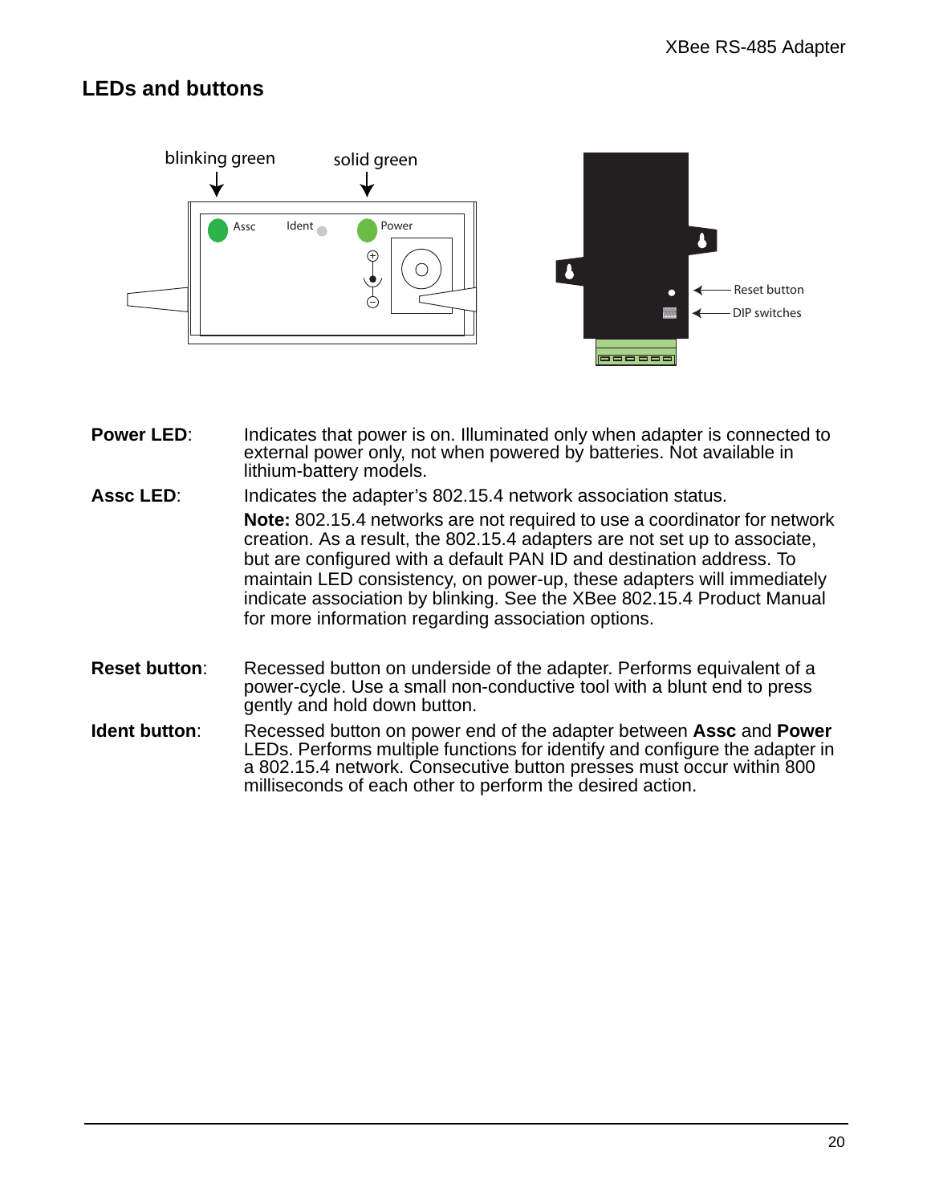## LEDs and buttons

**Power LED**: Indicates that power is on. Illuminated only when adapter is connected to external power only, not when powered by batteries. Not available in lithium-battery models.

**Assc LED**: Indicates the adapter's 802.15.4 network association status.

**Note:** 802.15.4 networks are not required to use a coordinator for network creation. As a result, the 802.15.4 adapters are not set up to associate, but are configured with a default PAN ID and destination address. To maintain LED consistency, on power-up, these adapters will immediately indicate association by blinking. See the XBee 802.15.4 Product Manual for more information regarding association options.

**Reset button**: Recessed button on underside of the adapter. Performs equivalent of a power-cycle. Use a small non-conductive tool with a blunt end to press gently and hold down button.

**Ident button**: Recessed button on power end of the adapter between **Assc** and **Power** LEDs. Performs multiple functions for identify and configure the adapter in a 802.15.4 network. Consecutive button presses must occur within 800 milliseconds of each other to perform the desired action.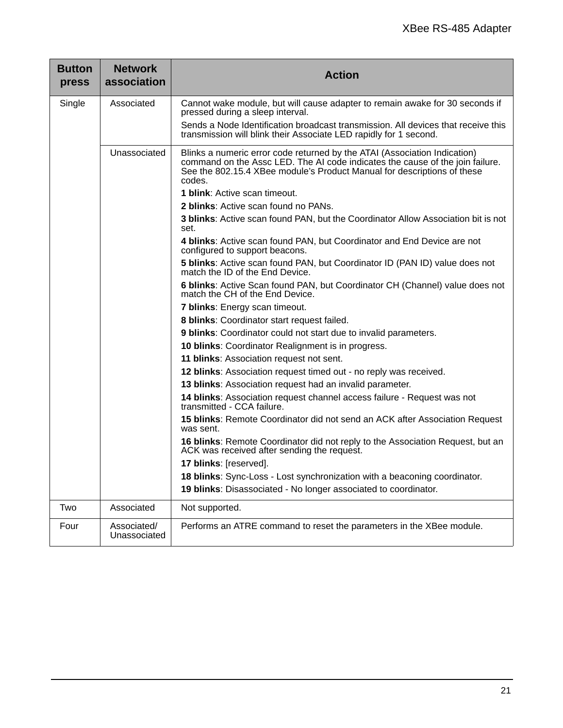| Button press | Network association | Action |
|---|---|---|
| Single | Associated | Cannot wake module, but will cause adapter to remain awake for 30 seconds if pressed during a sleep interval.<br><br>Sends a Node Identification broadcast transmission. All devices that receive this transmission will blink their Associate LED rapidly for 1 second. |
| | Unassociated | Blinks a numeric error code returned by the ATAI (Association Indication) command on the Assc LED. The AI code indicates the cause of the join failure. See the 802.15.4 XBee module's Product Manual for descriptions of these codes.<br><br>**1 blink**: Active scan timeout.<br><br>**2 blinks**: Active scan found no PANs.<br><br>**3 blinks**: Active scan found PAN, but the Coordinator Allow Association bit is not set.<br><br>**4 blinks**: Active scan found PAN, but Coordinator and End Device are not configured to support beacons.<br><br>**5 blinks**: Active scan found PAN, but Coordinator ID (PAN ID) value does not match the ID of the End Device.<br><br>**6 blinks**: Active Scan found PAN, but Coordinator CH (Channel) value does not match the CH of the End Device.<br><br>**7 blinks**: Energy scan timeout.<br><br>**8 blinks**: Coordinator start request failed.<br><br>**9 blinks**: Coordinator could not start due to invalid parameters.<br><br>**10 blinks**: Coordinator Realignment is in progress.<br><br>**11 blinks**: Association request not sent.<br><br>**12 blinks**: Association request timed out - no reply was received.<br><br>**13 blinks**: Association request had an invalid parameter.<br><br>**14 blinks**: Association request channel access failure - Request was not transmitted - CCA failure.<br><br>**15 blinks**: Remote Coordinator did not send an ACK after Association Request was sent.<br><br>**16 blinks**: Remote Coordinator did not reply to the Association Request, but an ACK was received after sending the request.<br><br>**17 blinks**: [reserved].<br><br>**18 blinks**: Sync-Loss - Lost synchronization with a beaconing coordinator.<br><br>**19 blinks**: Disassociated - No longer associated to coordinator. |
| Two | Associated | Not supported. |
| Four | Associated/ Unassociated | Performs an ATRE command to reset the parameters in the XBee module. |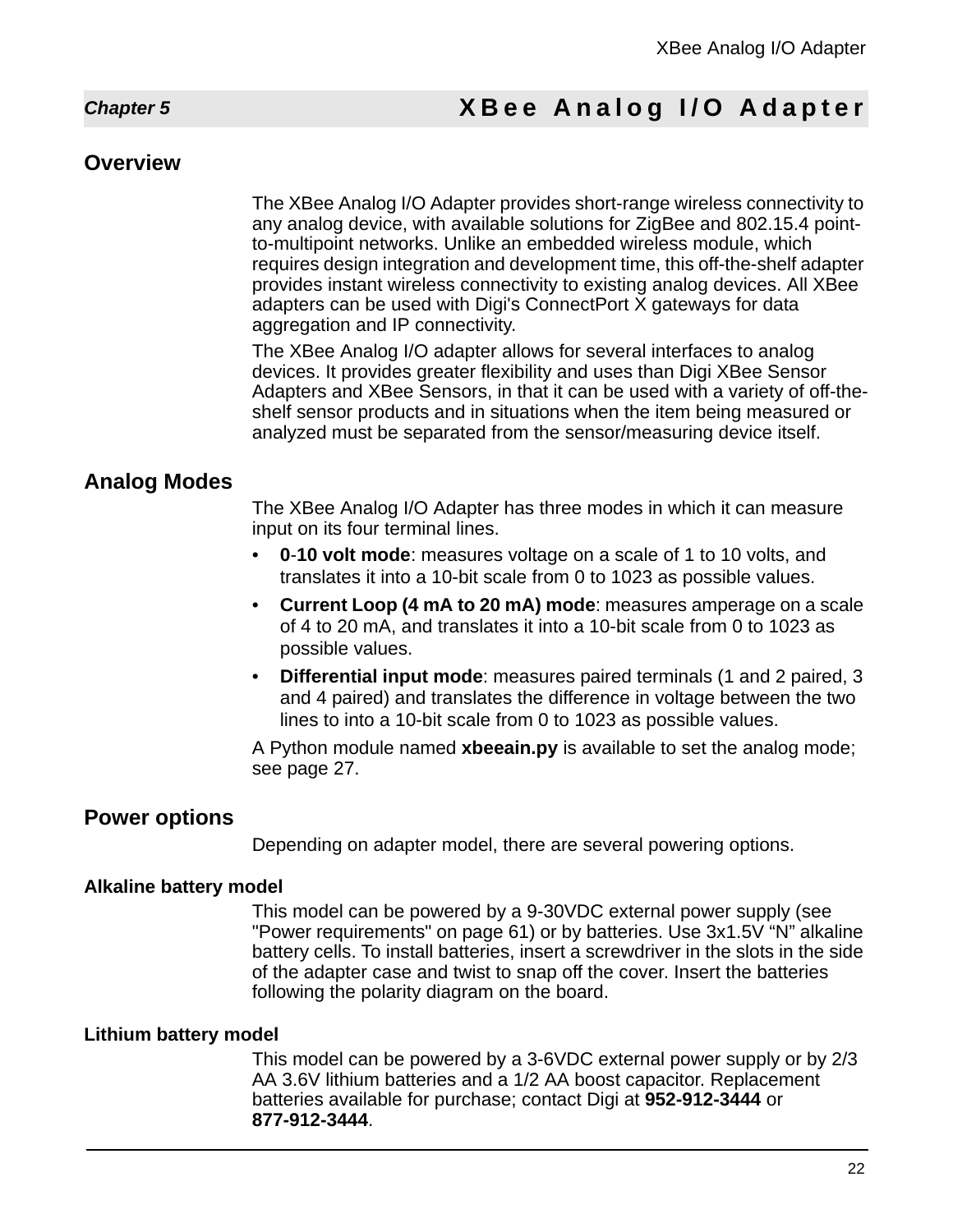# Chapter 5 XBee Analog I/O Adapter

## Overview

The XBee Analog I/O Adapter provides short-range wireless connectivity to any analog device, with available solutions for ZigBee and 802.15.4 point-to-multipoint networks. Unlike an embedded wireless module, which requires design integration and development time, this off-the-shelf adapter provides instant wireless connectivity to existing analog devices. All XBee adapters can be used with Digi's ConnectPort X gateways for data aggregation and IP connectivity.

The XBee Analog I/O adapter allows for several interfaces to analog devices. It provides greater flexibility and uses than Digi XBee Sensor Adapters and XBee Sensors, in that it can be used with a variety of off-the-shelf sensor products and in situations when the item being measured or analyzed must be separated from the sensor/measuring device itself.

## Analog Modes

The XBee Analog I/O Adapter has three modes in which it can measure input on its four terminal lines.

- **0**-**10 volt mode**: measures voltage on a scale of 1 to 10 volts, and translates it into a 10-bit scale from 0 to 1023 as possible values.
- **Current Loop (4 mA to 20 mA) mode**: measures amperage on a scale of 4 to 20 mA, and translates it into a 10-bit scale from 0 to 1023 as possible values.
- **Differential input mode**: measures paired terminals (1 and 2 paired, 3 and 4 paired) and translates the difference in voltage between the two lines to into a 10-bit scale from 0 to 1023 as possible values.

A Python module named **xbeeain.py** is available to set the analog mode; see page 27.

## Power options

Depending on adapter model, there are several powering options.

### Alkaline battery model

This model can be powered by a 9-30VDC external power supply (see "Power requirements" on page 61) or by batteries. Use 3x1.5V “N” alkaline battery cells. To install batteries, insert a screwdriver in the slots in the side of the adapter case and twist to snap off the cover. Insert the batteries following the polarity diagram on the board.

### Lithium battery model

This model can be powered by a 3-6VDC external power supply or by 2/3 AA 3.6V lithium batteries and a 1/2 AA boost capacitor. Replacement batteries available for purchase; contact Digi at **952-912-3444** or **877-912-3444**.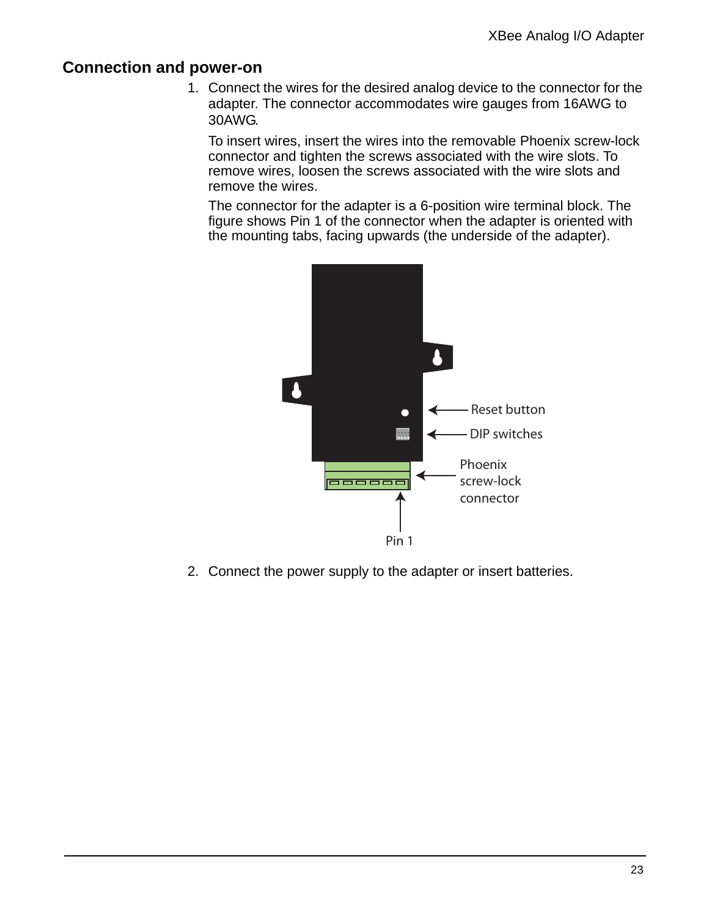## Connection and power-on

1. Connect the wires for the desired analog device to the connector for the adapter. The connector accommodates wire gauges from 16AWG to 30AWG.

   To insert wires, insert the wires into the removable Phoenix screw-lock connector and tighten the screws associated with the wire slots. To remove wires, loosen the screws associated with the wire slots and remove the wires.

   The connector for the adapter is a 6-position wire terminal block. The figure shows Pin 1 of the connector when the adapter is oriented with the mounting tabs, facing upwards (the underside of the adapter).

   Reset button

   DIP switches

   Phoenix screw-lock connector

   Pin 1

2. Connect the power supply to the adapter or insert batteries.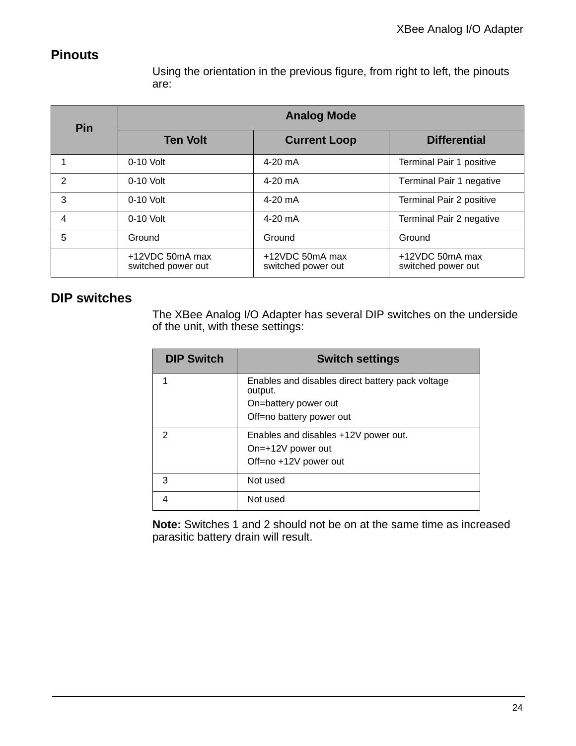## Pinouts

Using the orientation in the previous figure, from right to left, the pinouts are:

| Pin | Analog Mode | | |
|---|---|---|---|
| | Ten Volt | Current Loop | Differential |
| 1 | 0-10 Volt | 4-20 mA | Terminal Pair 1 positive |
| 2 | 0-10 Volt | 4-20 mA | Terminal Pair 1 negative |
| 3 | 0-10 Volt | 4-20 mA | Terminal Pair 2 positive |
| 4 | 0-10 Volt | 4-20 mA | Terminal Pair 2 negative |
| 5 | Ground | Ground | Ground |
| | +12VDC 50mA max switched power out | +12VDC 50mA max switched power out | +12VDC 50mA max switched power out |

## DIP switches

The XBee Analog I/O Adapter has several DIP switches on the underside of the unit, with these settings:

| DIP Switch | Switch settings |
|---|---|
| 1 | Enables and disables direct battery pack voltage output.<br>On=battery power out<br>Off=no battery power out |
| 2 | Enables and disables +12V power out.<br>On=+12V power out<br>Off=no +12V power out |
| 3 | Not used |
| 4 | Not used |

**Note:** Switches 1 and 2 should not be on at the same time as increased parasitic battery drain will result.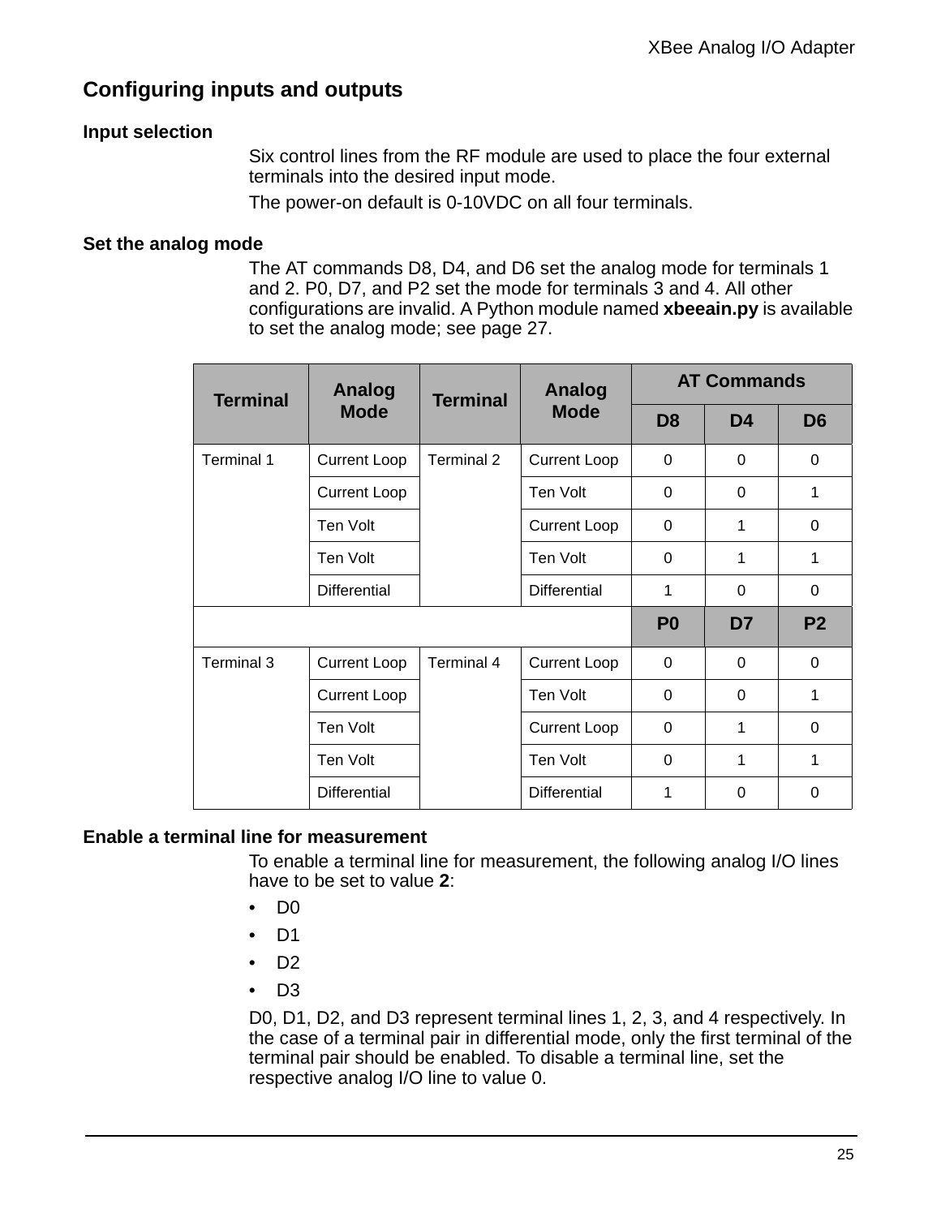## Configuring inputs and outputs

### Input selection

Six control lines from the RF module are used to place the four external terminals into the desired input mode.

The power-on default is 0-10VDC on all four terminals.

### Set the analog mode

The AT commands D8, D4, and D6 set the analog mode for terminals 1 and 2. P0, D7, and P2 set the mode for terminals 3 and 4. All other configurations are invalid. A Python module named **xbeeain.py** is available to set the analog mode; see page 27.

| Terminal | Analog Mode | Terminal | Analog Mode | AT Commands | | |
|---|---|---|---|---|---|---|
| | | | | **D8** | **D4** | **D6** |
| Terminal 1 | Current Loop | Terminal 2 | Current Loop | 0 | 0 | 0 |
| | Current Loop | | Ten Volt | 0 | 0 | 1 |
| | Ten Volt | | Current Loop | 0 | 1 | 0 |
| | Ten Volt | | Ten Volt | 0 | 1 | 1 |
| | Differential | | Differential | 1 | 0 | 0 |
| | | | | **P0** | **D7** | **P2** |
| Terminal 3 | Current Loop | Terminal 4 | Current Loop | 0 | 0 | 0 |
| | Current Loop | | Ten Volt | 0 | 0 | 1 |
| | Ten Volt | | Current Loop | 0 | 1 | 0 |
| | Ten Volt | | Ten Volt | 0 | 1 | 1 |
| | Differential | | Differential | 1 | 0 | 0 |

### Enable a terminal line for measurement

To enable a terminal line for measurement, the following analog I/O lines have to be set to value **2**:

- D0
- D1
- D2
- D3

D0, D1, D2, and D3 represent terminal lines 1, 2, 3, and 4 respectively. In the case of a terminal pair in differential mode, only the first terminal of the terminal pair should be enabled. To disable a terminal line, set the respective analog I/O line to value 0.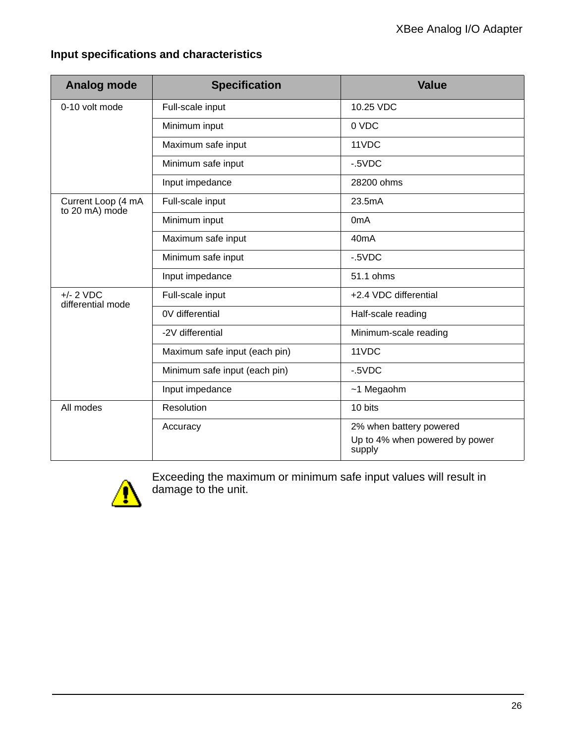### Input specifications and characteristics

| Analog mode | Specification | Value |
| --- | --- | --- |
| 0-10 volt mode | Full-scale input | 10.25 VDC |
| | Minimum input | 0 VDC |
| | Maximum safe input | 11VDC |
| | Minimum safe input | -.5VDC |
| | Input impedance | 28200 ohms |
| Current Loop (4 mA to 20 mA) mode | Full-scale input | 23.5mA |
| | Minimum input | 0mA |
| | Maximum safe input | 40mA |
| | Minimum safe input | -.5VDC |
| | Input impedance | 51.1 ohms |
| +/- 2 VDC differential mode | Full-scale input | +2.4 VDC differential |
| | 0V differential | Half-scale reading |
| | -2V differential | Minimum-scale reading |
| | Maximum safe input (each pin) | 11VDC |
| | Minimum safe input (each pin) | -.5VDC |
| | Input impedance | ~1 Megaohm |
| All modes | Resolution | 10 bits |
| | Accuracy | 2% when battery powered<br>Up to 4% when powered by power supply |

Exceeding the maximum or minimum safe input values will result in damage to the unit.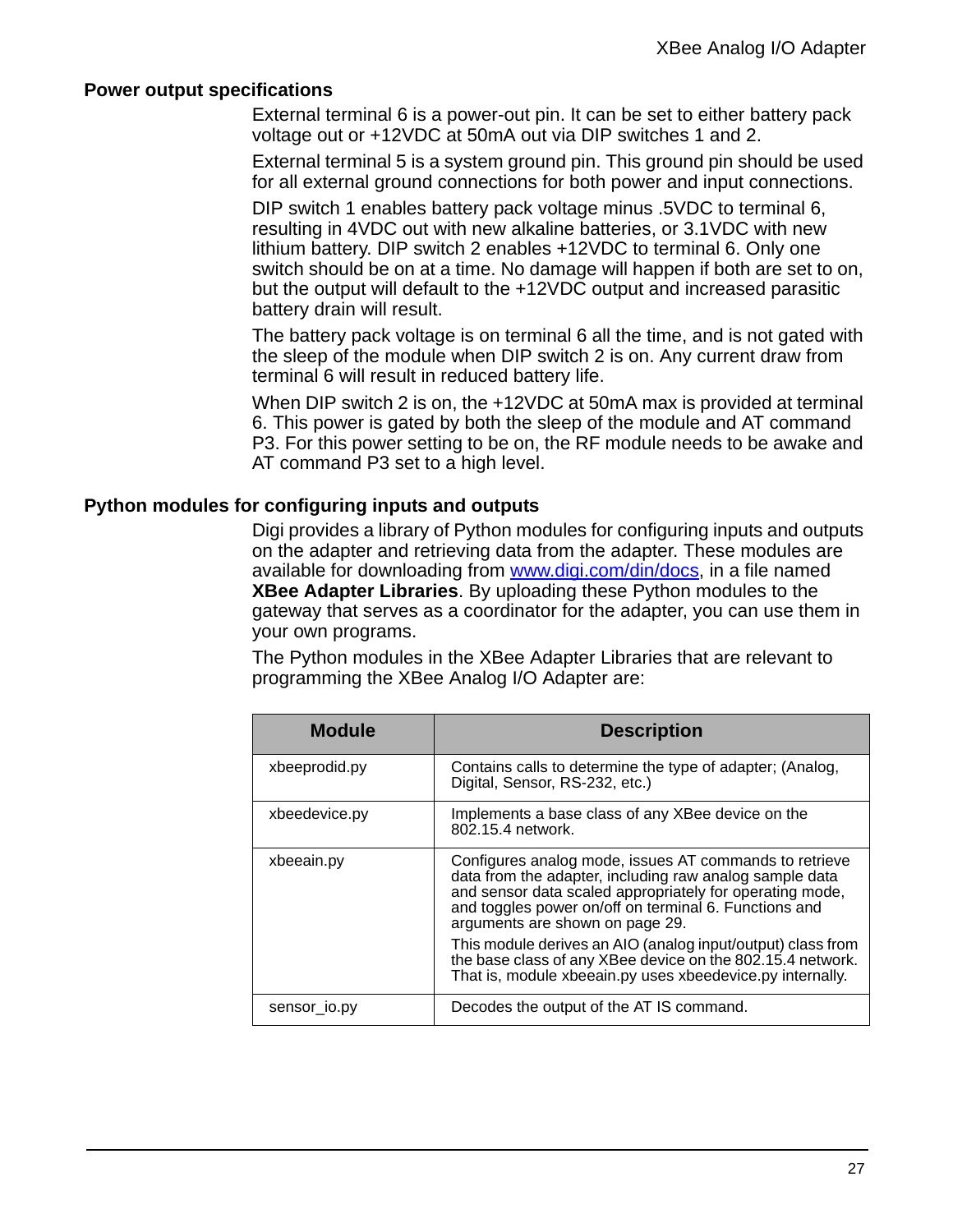## Power output specifications

External terminal 6 is a power-out pin. It can be set to either battery pack voltage out or +12VDC at 50mA out via DIP switches 1 and 2.

External terminal 5 is a system ground pin. This ground pin should be used for all external ground connections for both power and input connections.

DIP switch 1 enables battery pack voltage minus .5VDC to terminal 6, resulting in 4VDC out with new alkaline batteries, or 3.1VDC with new lithium battery. DIP switch 2 enables +12VDC to terminal 6. Only one switch should be on at a time. No damage will happen if both are set to on, but the output will default to the +12VDC output and increased parasitic battery drain will result.

The battery pack voltage is on terminal 6 all the time, and is not gated with the sleep of the module when DIP switch 2 is on. Any current draw from terminal 6 will result in reduced battery life.

When DIP switch 2 is on, the +12VDC at 50mA max is provided at terminal 6. This power is gated by both the sleep of the module and AT command P3. For this power setting to be on, the RF module needs to be awake and AT command P3 set to a high level.

## Python modules for configuring inputs and outputs

Digi provides a library of Python modules for configuring inputs and outputs on the adapter and retrieving data from the adapter. These modules are available for downloading from [www.digi.com/din/docs](www.digi.com/din/docs), in a file named **XBee Adapter Libraries**. By uploading these Python modules to the gateway that serves as a coordinator for the adapter, you can use them in your own programs.

The Python modules in the XBee Adapter Libraries that are relevant to programming the XBee Analog I/O Adapter are:

| Module | Description |
|---|---|
| xbeeprodid.py | Contains calls to determine the type of adapter; (Analog, Digital, Sensor, RS-232, etc.) |
| xbeedevice.py | Implements a base class of any XBee device on the 802.15.4 network. |
| xbeeain.py | Configures analog mode, issues AT commands to retrieve data from the adapter, including raw analog sample data and sensor data scaled appropriately for operating mode, and toggles power on/off on terminal 6. Functions and arguments are shown on page 29.<br>This module derives an AIO (analog input/output) class from the base class of any XBee device on the 802.15.4 network. That is, module xbeeain.py uses xbeedevice.py internally. |
| sensor_io.py | Decodes the output of the AT IS command. |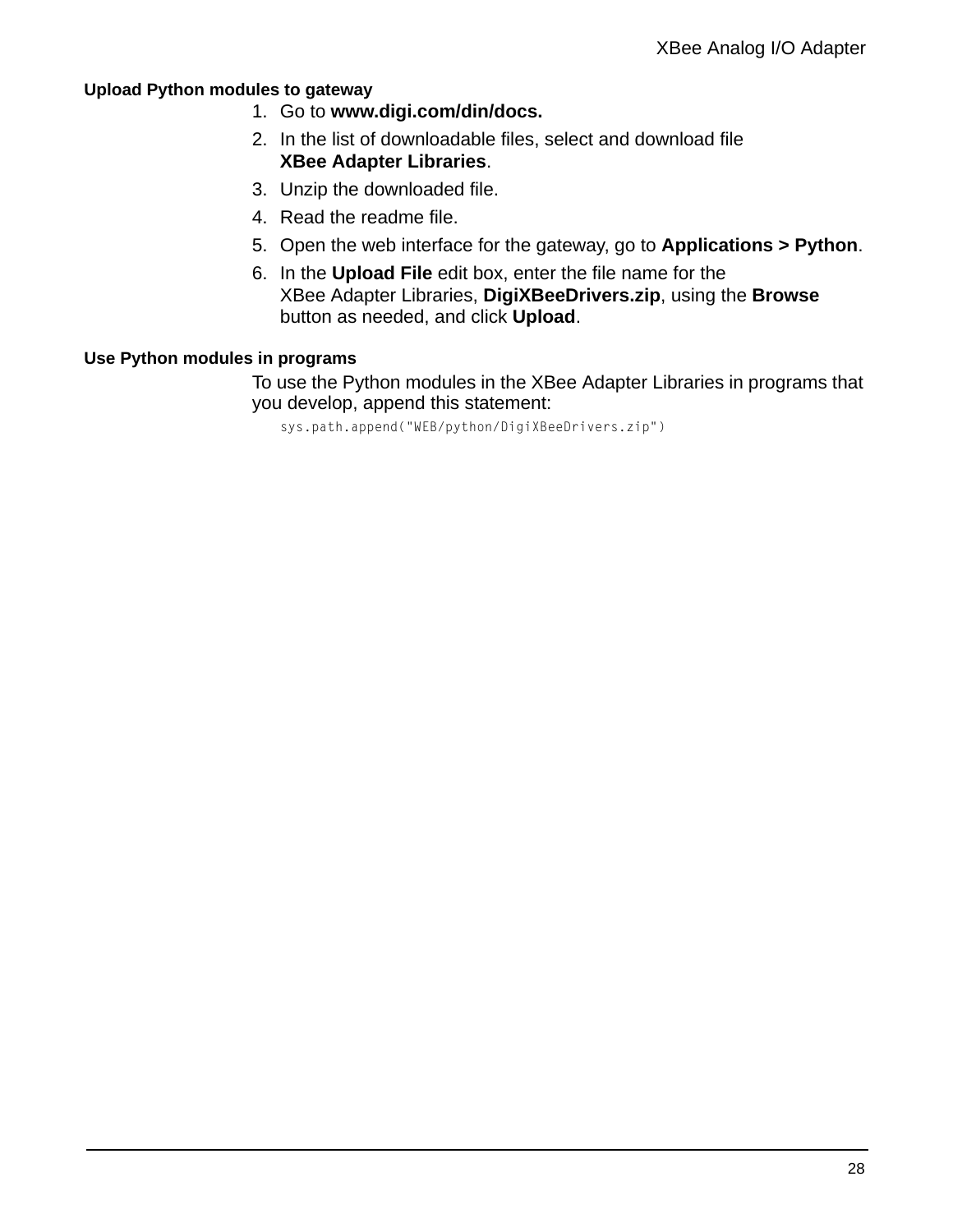### Upload Python modules to gateway

1. Go to **www.digi.com/din/docs.**
2. In the list of downloadable files, select and download file **XBee Adapter Libraries**.
3. Unzip the downloaded file.
4. Read the readme file.
5. Open the web interface for the gateway, go to **Applications > Python**.
6. In the **Upload File** edit box, enter the file name for the XBee Adapter Libraries, **DigiXBeeDrivers.zip**, using the **Browse** button as needed, and click **Upload**.

### Use Python modules in programs

To use the Python modules in the XBee Adapter Libraries in programs that you develop, append this statement:

```
sys.path.append("WEB/python/DigiXBeeDrivers.zip")
```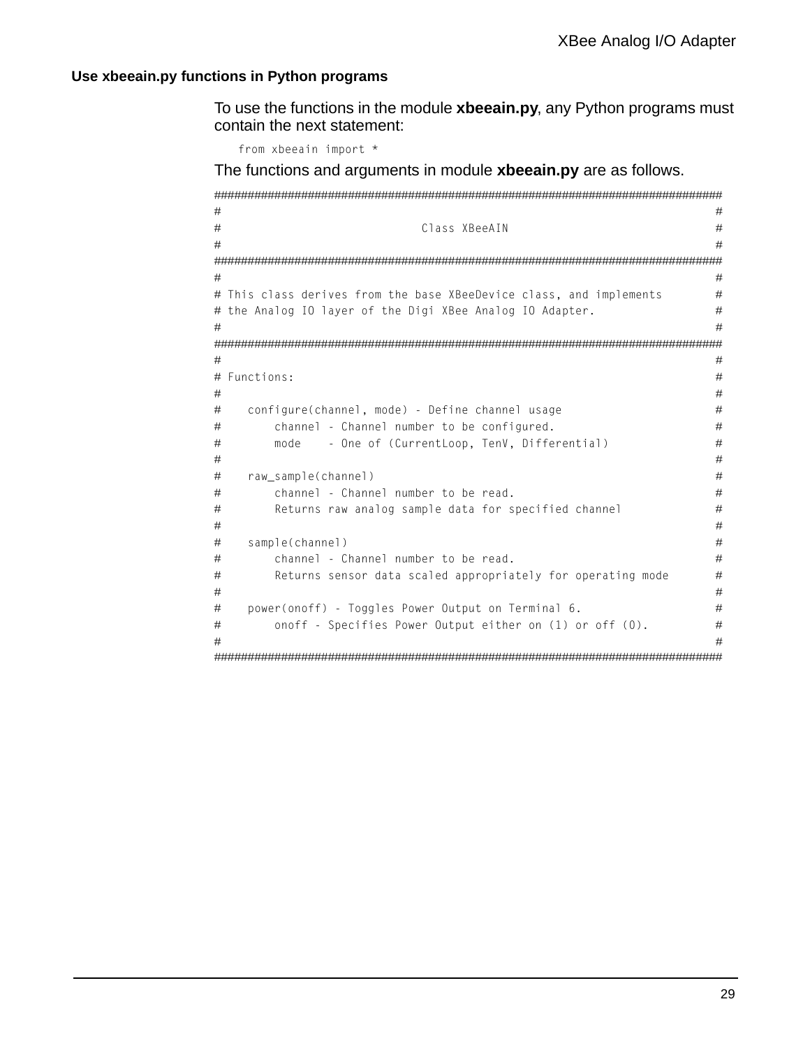## Use xbeeain.py functions in Python programs

To use the functions in the module **xbeeain.py**, any Python programs must contain the next statement:

```
from xbeeain import *
```

The functions and arguments in module **xbeeain.py** are as follows.

```
################################################################################
#                                                                              #
#                              Class XBeeAIN                                   #
#                                                                              #
################################################################################
#                                                                              #
# This class derives from the base XBeeDevice class, and implements            #
# the Analog IO layer of the Digi XBee Analog IO Adapter.                      #
#                                                                              #
################################################################################
#                                                                              #
# Functions:                                                                   #
#                                                                              #
#    configure(channel, mode) - Define channel usage                           #
#        channel - Channel number to be configured.                            #
#        mode    - One of (CurrentLoop, TenV, Differential)                    #
#                                                                              #
#    raw_sample(channel)                                                       #
#        channel - Channel number to be read.                                  #
#        Returns raw analog sample data for specified channel                  #
#                                                                              #
#    sample(channel)                                                           #
#        channel - Channel number to be read.                                  #
#        Returns sensor data scaled appropriately for operating mode           #
#                                                                              #
#    power(onoff) - Toggles Power Output on Terminal 6.                        #
#        onoff - Specifies Power Output either on (1) or off (0).              #
#                                                                              #
################################################################################
```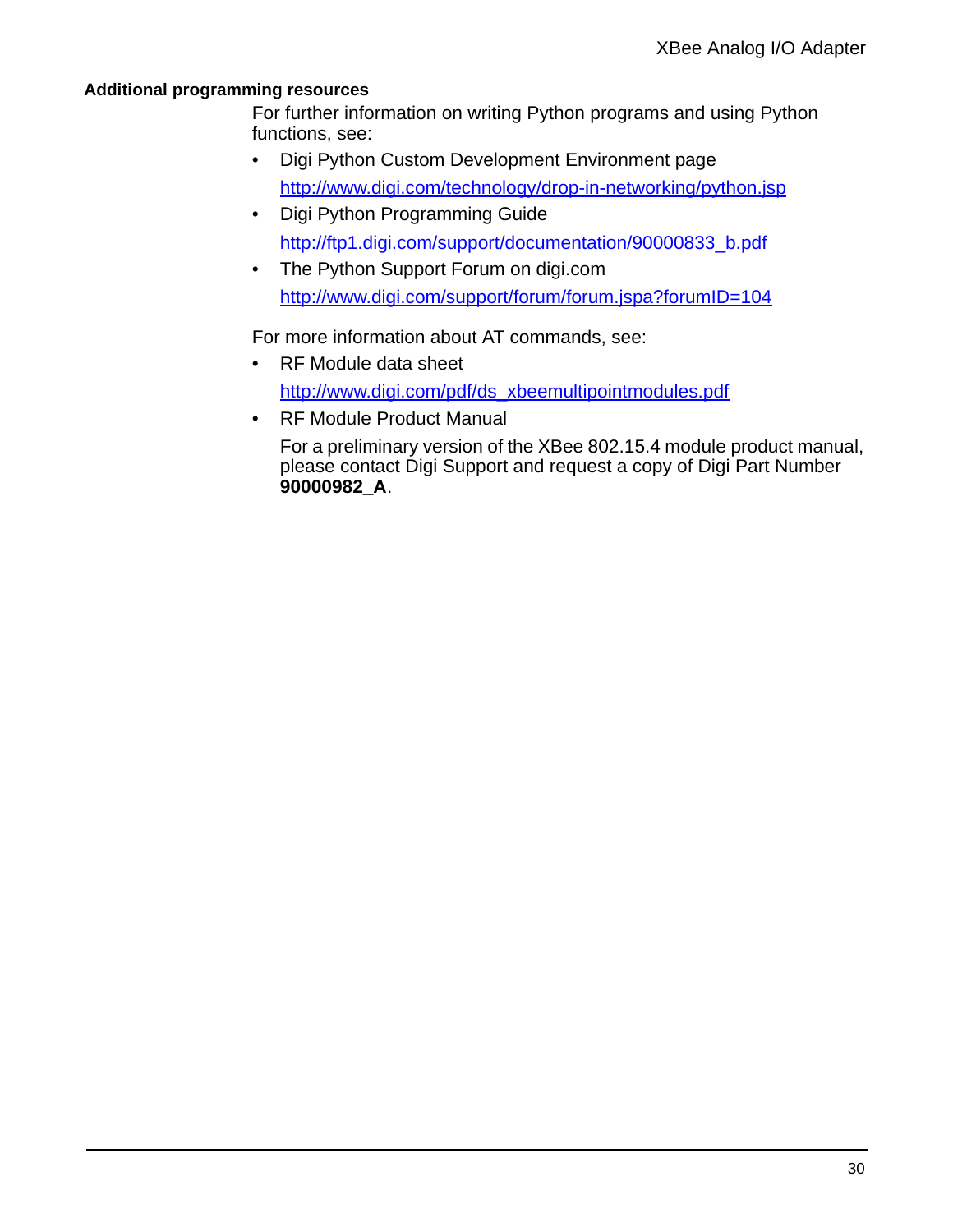### Additional programming resources

For further information on writing Python programs and using Python functions, see:

- Digi Python Custom Development Environment page

  http://www.digi.com/technology/drop-in-networking/python.jsp
- Digi Python Programming Guide

  http://ftp1.digi.com/support/documentation/90000833_b.pdf
- The Python Support Forum on digi.com

  http://www.digi.com/support/forum/forum.jspa?forumID=104

For more information about AT commands, see:

- RF Module data sheet

  http://www.digi.com/pdf/ds_xbeemultipointmodules.pdf
- RF Module Product Manual

  For a preliminary version of the XBee 802.15.4 module product manual, please contact Digi Support and request a copy of Digi Part Number **90000982_A**.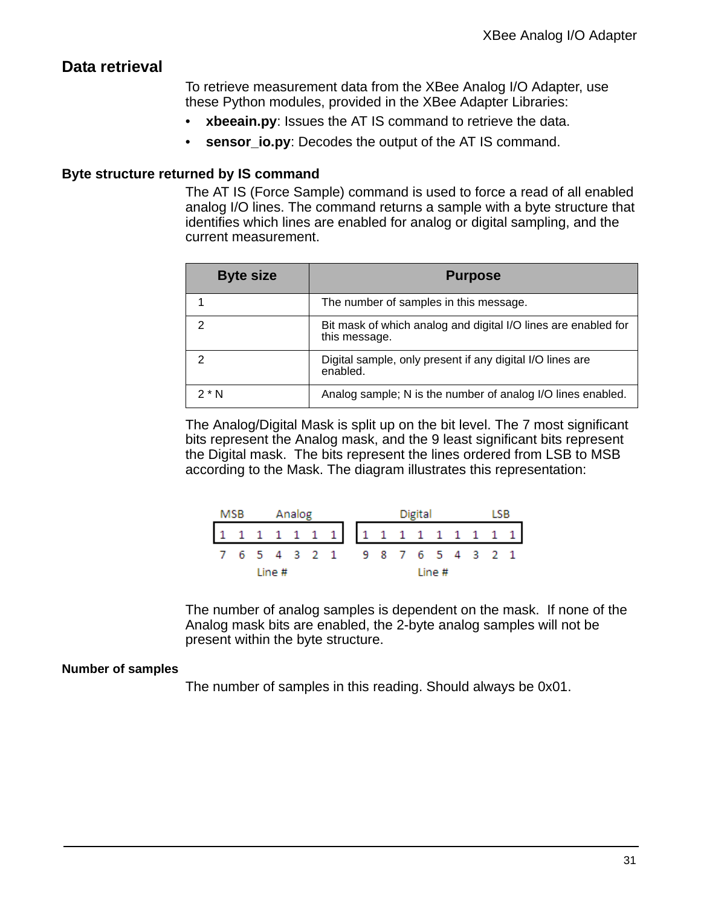## Data retrieval

To retrieve measurement data from the XBee Analog I/O Adapter, use these Python modules, provided in the XBee Adapter Libraries:

- **xbeeain.py**: Issues the AT IS command to retrieve the data.
- **sensor_io.py**: Decodes the output of the AT IS command.

### Byte structure returned by IS command

The AT IS (Force Sample) command is used to force a read of all enabled analog I/O lines. The command returns a sample with a byte structure that identifies which lines are enabled for analog or digital sampling, and the current measurement.

| Byte size | Purpose |
| --- | --- |
| 1 | The number of samples in this message. |
| 2 | Bit mask of which analog and digital I/O lines are enabled for this message. |
| 2 | Digital sample, only present if any digital I/O lines are enabled. |
| 2 * N | Analog sample; N is the number of analog I/O lines enabled. |

The Analog/Digital Mask is split up on the bit level. The 7 most significant bits represent the Analog mask, and the 9 least significant bits represent the Digital mask. The bits represent the lines ordered from LSB to MSB according to the Mask. The diagram illustrates this representation:

```
MSB      Analog                  Digital           LSB
[1  1  1  1  1  1  1]  [1  1  1  1  1  1  1  1  1]
 7  6  5  4  3  2  1    9  8  7  6  5  4  3  2  1
       Line #                   Line #
```

The number of analog samples is dependent on the mask. If none of the Analog mask bits are enabled, the 2-byte analog samples will not be present within the byte structure.

#### Number of samples

The number of samples in this reading. Should always be 0x01.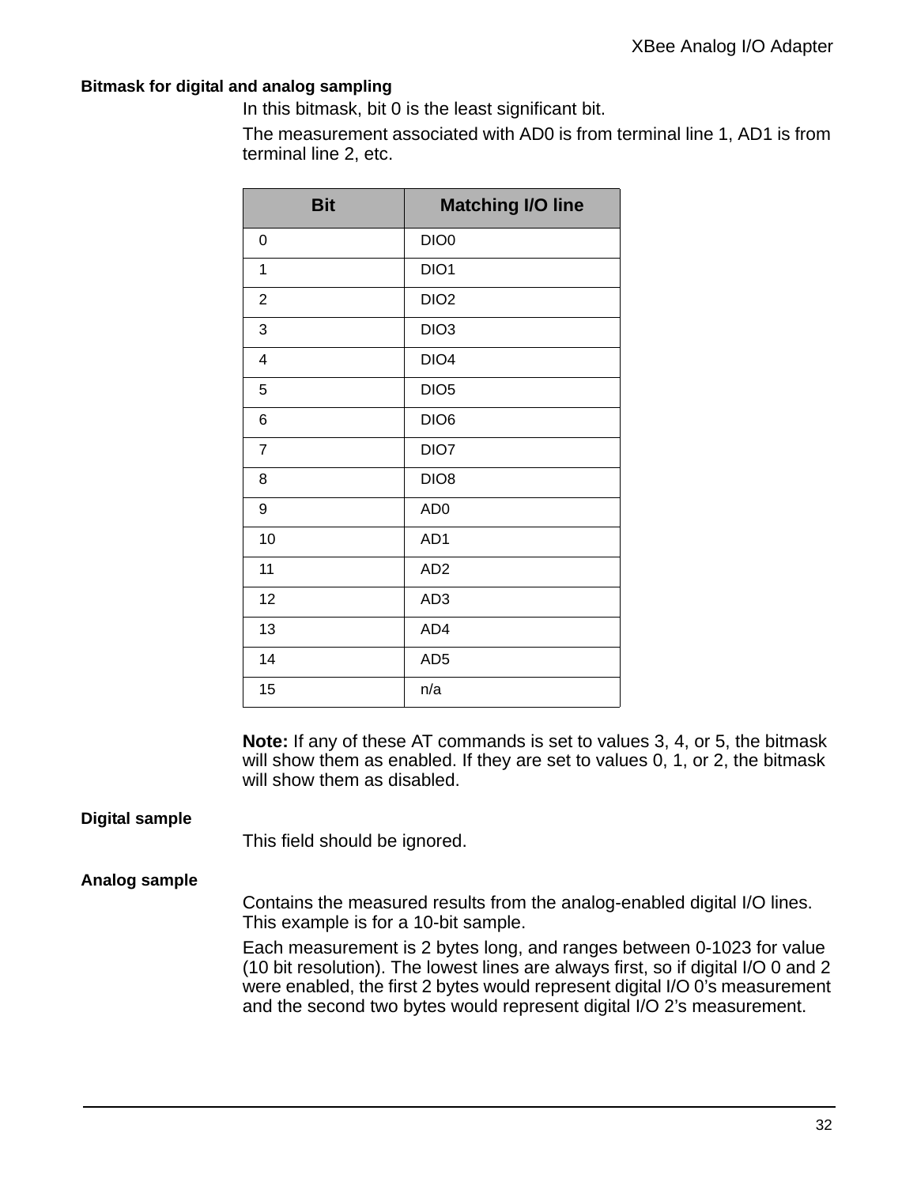### Bitmask for digital and analog sampling

In this bitmask, bit 0 is the least significant bit.

The measurement associated with AD0 is from terminal line 1, AD1 is from terminal line 2, etc.

| Bit | Matching I/O line |
|---|---|
| 0 | DIO0 |
| 1 | DIO1 |
| 2 | DIO2 |
| 3 | DIO3 |
| 4 | DIO4 |
| 5 | DIO5 |
| 6 | DIO6 |
| 7 | DIO7 |
| 8 | DIO8 |
| 9 | AD0 |
| 10 | AD1 |
| 11 | AD2 |
| 12 | AD3 |
| 13 | AD4 |
| 14 | AD5 |
| 15 | n/a |

**Note:** If any of these AT commands is set to values 3, 4, or 5, the bitmask will show them as enabled. If they are set to values 0, 1, or 2, the bitmask will show them as disabled.

### Digital sample

This field should be ignored.

### Analog sample

Contains the measured results from the analog-enabled digital I/O lines. This example is for a 10-bit sample.

Each measurement is 2 bytes long, and ranges between 0-1023 for value (10 bit resolution). The lowest lines are always first, so if digital I/O 0 and 2 were enabled, the first 2 bytes would represent digital I/O 0's measurement and the second two bytes would represent digital I/O 2's measurement.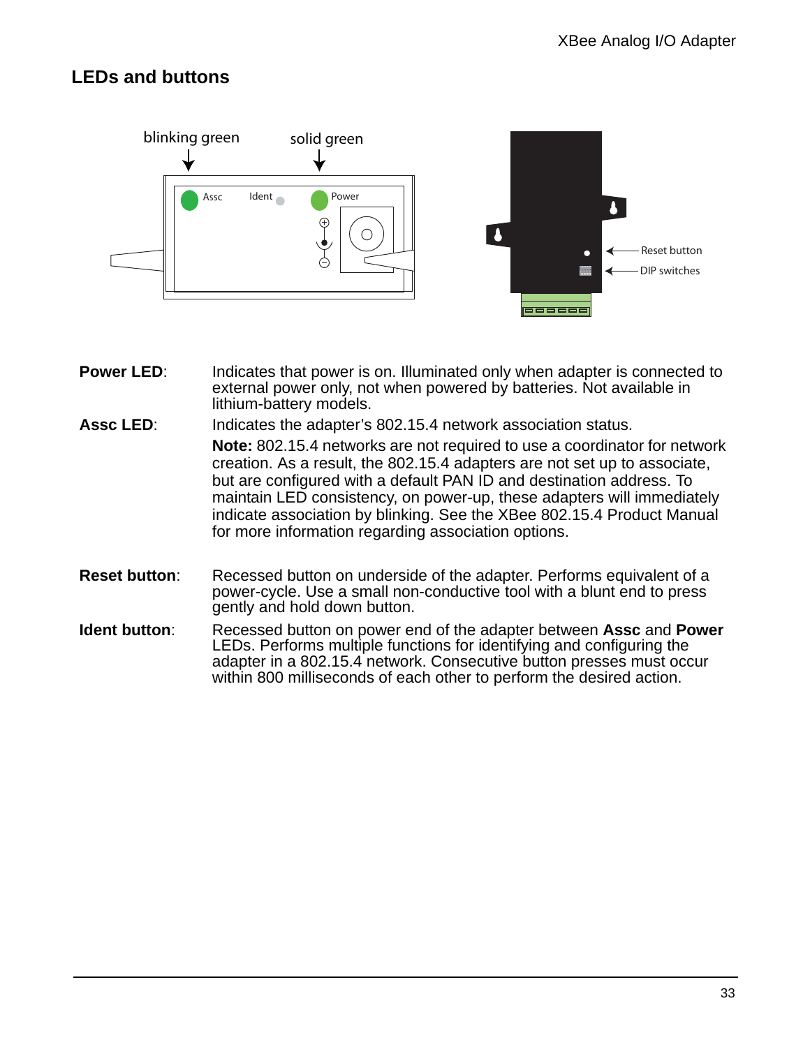## LEDs and buttons

**Power LED**: Indicates that power is on. Illuminated only when adapter is connected to external power only, not when powered by batteries. Not available in lithium-battery models.

**Assc LED**: Indicates the adapter's 802.15.4 network association status.

**Note:** 802.15.4 networks are not required to use a coordinator for network creation. As a result, the 802.15.4 adapters are not set up to associate, but are configured with a default PAN ID and destination address. To maintain LED consistency, on power-up, these adapters will immediately indicate association by blinking. See the XBee 802.15.4 Product Manual for more information regarding association options.

**Reset button**: Recessed button on underside of the adapter. Performs equivalent of a power-cycle. Use a small non-conductive tool with a blunt end to press gently and hold down button.

**Ident button**: Recessed button on power end of the adapter between **Assc** and **Power** LEDs. Performs multiple functions for identifying and configuring the adapter in a 802.15.4 network. Consecutive button presses must occur within 800 milliseconds of each other to perform the desired action.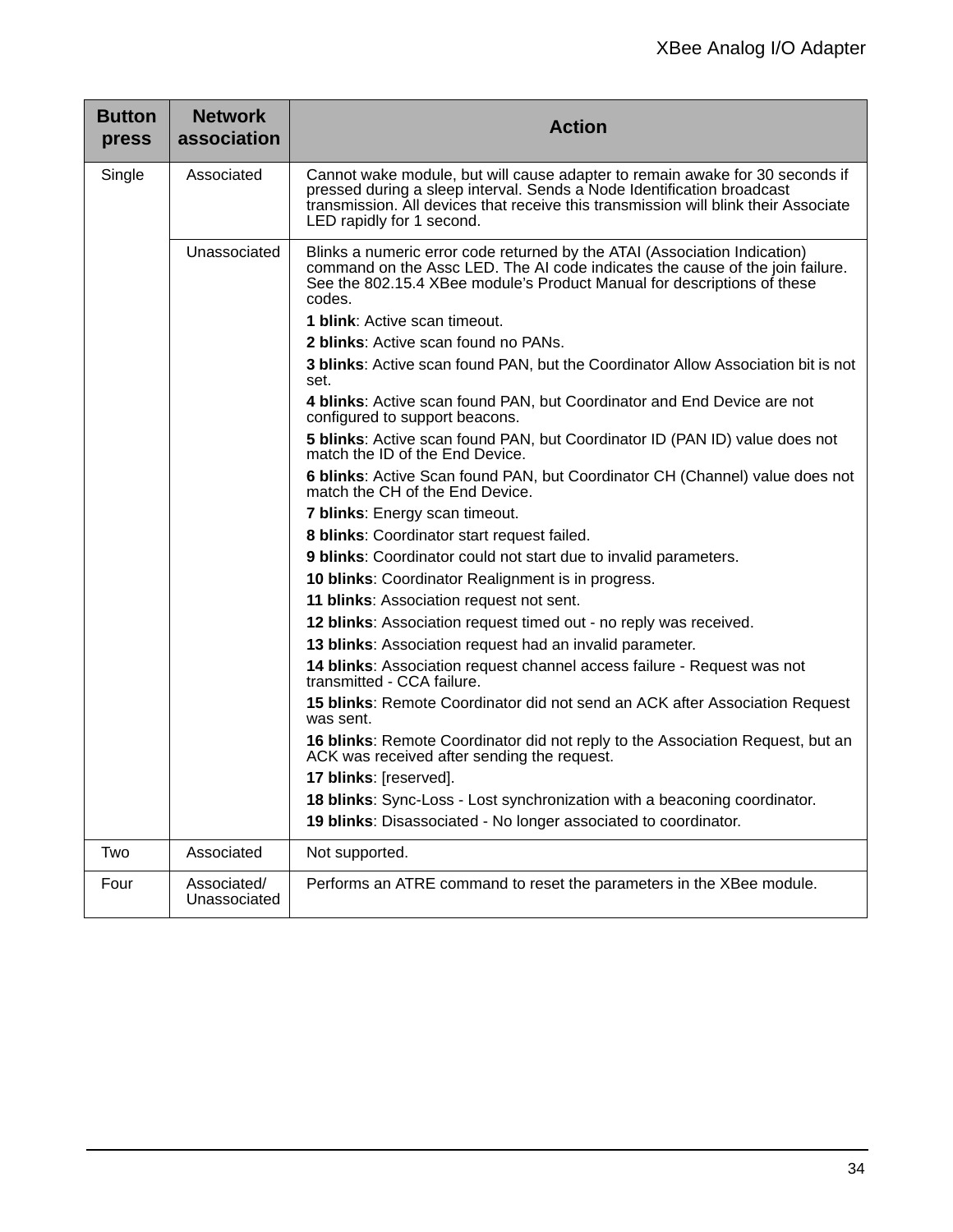| Button press | Network association | Action |
|---|---|---|
| Single | Associated | Cannot wake module, but will cause adapter to remain awake for 30 seconds if pressed during a sleep interval. Sends a Node Identification broadcast transmission. All devices that receive this transmission will blink their Associate LED rapidly for 1 second. |
| | Unassociated | Blinks a numeric error code returned by the ATAI (Association Indication) command on the Assc LED. The AI code indicates the cause of the join failure. See the 802.15.4 XBee module's Product Manual for descriptions of these codes.<br>**1 blink**: Active scan timeout.<br>**2 blinks**: Active scan found no PANs.<br>**3 blinks**: Active scan found PAN, but the Coordinator Allow Association bit is not set.<br>**4 blinks**: Active scan found PAN, but Coordinator and End Device are not configured to support beacons.<br>**5 blinks**: Active scan found PAN, but Coordinator ID (PAN ID) value does not match the ID of the End Device.<br>**6 blinks**: Active Scan found PAN, but Coordinator CH (Channel) value does not match the CH of the End Device.<br>**7 blinks**: Energy scan timeout.<br>**8 blinks**: Coordinator start request failed.<br>**9 blinks**: Coordinator could not start due to invalid parameters.<br>**10 blinks**: Coordinator Realignment is in progress.<br>**11 blinks**: Association request not sent.<br>**12 blinks**: Association request timed out - no reply was received.<br>**13 blinks**: Association request had an invalid parameter.<br>**14 blinks**: Association request channel access failure - Request was not transmitted - CCA failure.<br>**15 blinks**: Remote Coordinator did not send an ACK after Association Request was sent.<br>**16 blinks**: Remote Coordinator did not reply to the Association Request, but an ACK was received after sending the request.<br>**17 blinks**: [reserved].<br>**18 blinks**: Sync-Loss - Lost synchronization with a beaconing coordinator.<br>**19 blinks**: Disassociated - No longer associated to coordinator. |
| Two | Associated | Not supported. |
| Four | Associated/ Unassociated | Performs an ATRE command to reset the parameters in the XBee module. |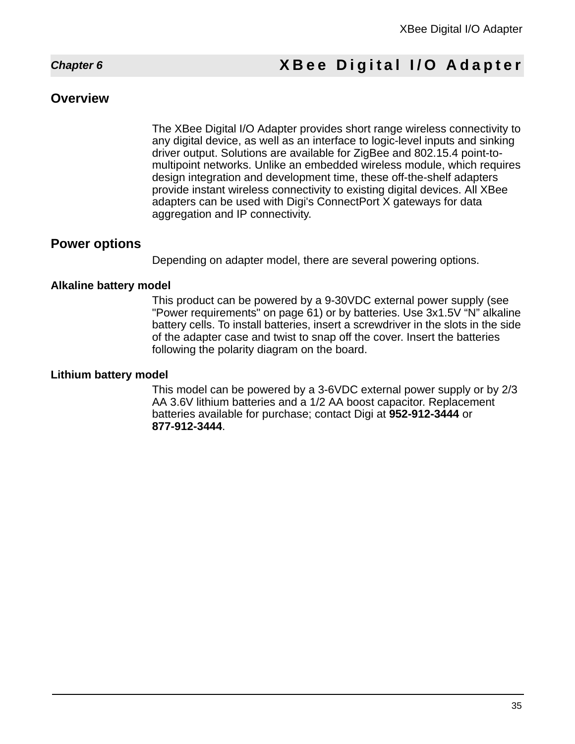# Chapter 6 XBee Digital I/O Adapter

## Overview

The XBee Digital I/O Adapter provides short range wireless connectivity to any digital device, as well as an interface to logic-level inputs and sinking driver output. Solutions are available for ZigBee and 802.15.4 point-to-multipoint networks. Unlike an embedded wireless module, which requires design integration and development time, these off-the-shelf adapters provide instant wireless connectivity to existing digital devices. All XBee adapters can be used with Digi's ConnectPort X gateways for data aggregation and IP connectivity.

## Power options

Depending on adapter model, there are several powering options.

### Alkaline battery model

This product can be powered by a 9-30VDC external power supply (see "Power requirements" on page 61) or by batteries. Use 3x1.5V “N” alkaline battery cells. To install batteries, insert a screwdriver in the slots in the side of the adapter case and twist to snap off the cover. Insert the batteries following the polarity diagram on the board.

### Lithium battery model

This model can be powered by a 3-6VDC external power supply or by 2/3 AA 3.6V lithium batteries and a 1/2 AA boost capacitor. Replacement batteries available for purchase; contact Digi at **952-912-3444** or **877-912-3444**.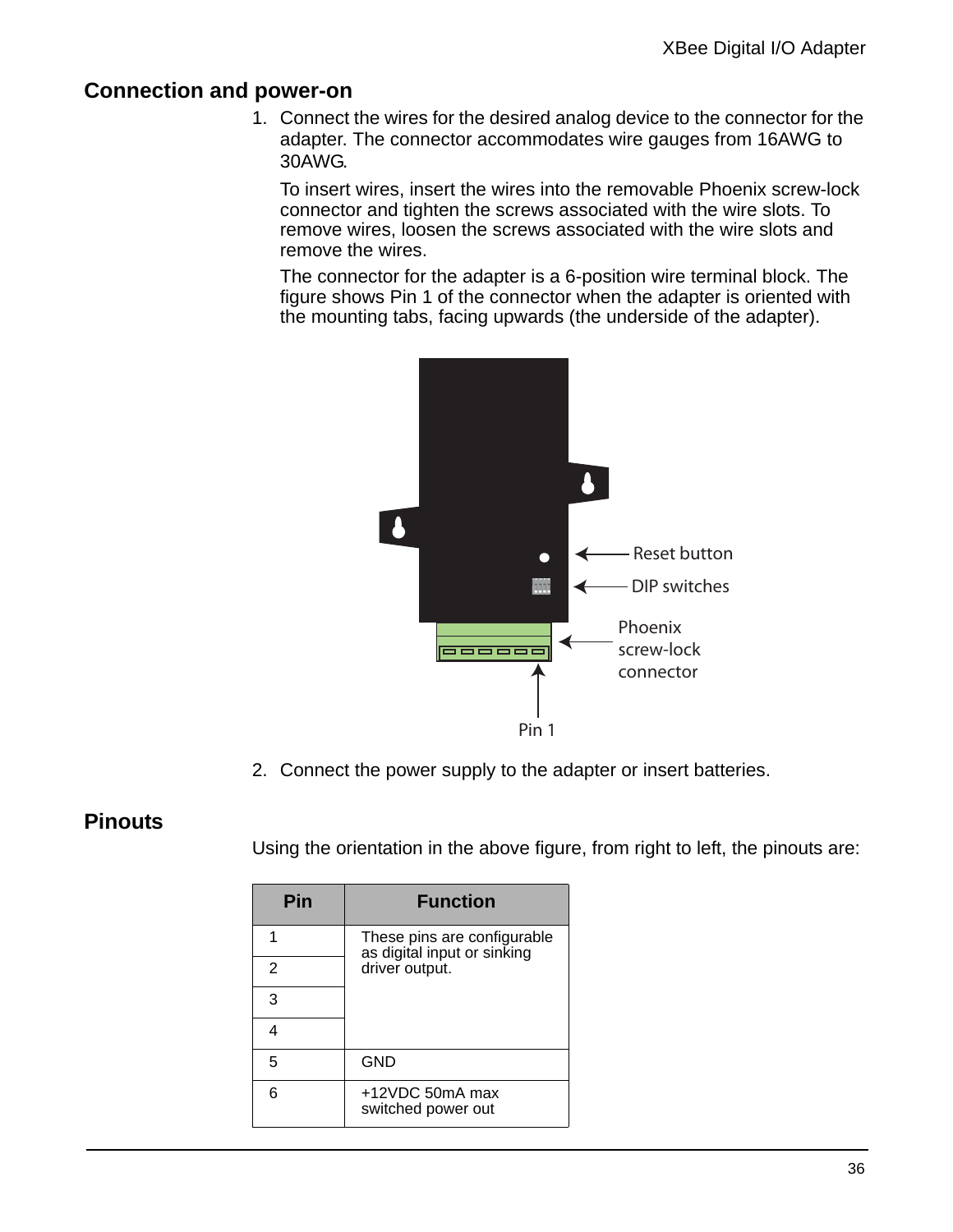## Connection and power-on

1. Connect the wires for the desired analog device to the connector for the adapter. The connector accommodates wire gauges from 16AWG to 30AWG.

   To insert wires, insert the wires into the removable Phoenix screw-lock connector and tighten the screws associated with the wire slots. To remove wires, loosen the screws associated with the wire slots and remove the wires.

   The connector for the adapter is a 6-position wire terminal block. The figure shows Pin 1 of the connector when the adapter is oriented with the mounting tabs, facing upwards (the underside of the adapter).

   Reset button

   DIP switches

   Phoenix screw-lock connector

   Pin 1

2. Connect the power supply to the adapter or insert batteries.

## Pinouts

Using the orientation in the above figure, from right to left, the pinouts are:

| Pin | Function |
|---|---|
| 1 | These pins are configurable as digital input or sinking driver output. |
| 2 | |
| 3 | |
| 4 | |
| 5 | GND |
| 6 | +12VDC 50mA max switched power out |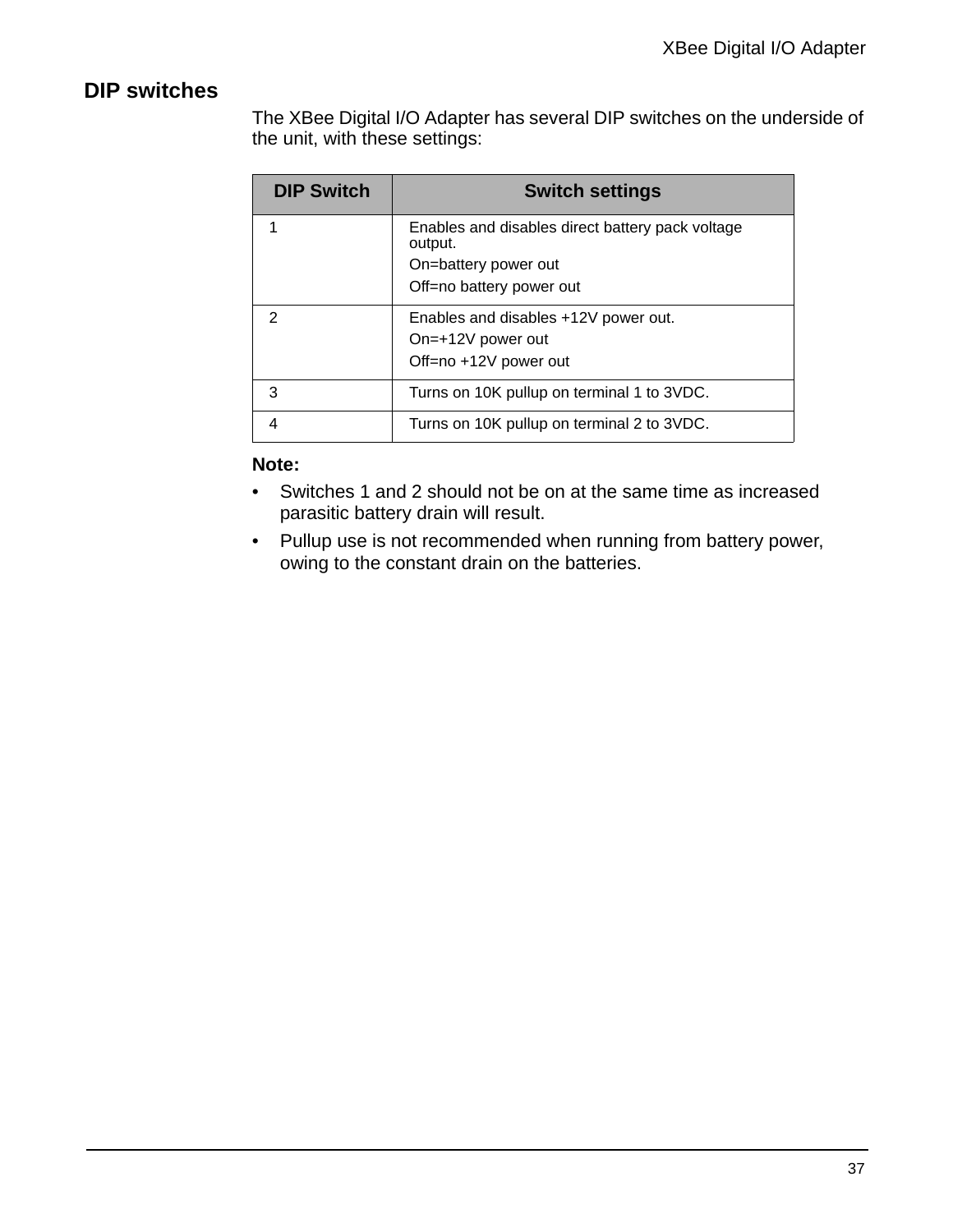## DIP switches

The XBee Digital I/O Adapter has several DIP switches on the underside of the unit, with these settings:

| DIP Switch | Switch settings |
|---|---|
| 1 | Enables and disables direct battery pack voltage output.<br>On=battery power out<br>Off=no battery power out |
| 2 | Enables and disables +12V power out.<br>On=+12V power out<br>Off=no +12V power out |
| 3 | Turns on 10K pullup on terminal 1 to 3VDC. |
| 4 | Turns on 10K pullup on terminal 2 to 3VDC. |

**Note:**

- Switches 1 and 2 should not be on at the same time as increased parasitic battery drain will result.
- Pullup use is not recommended when running from battery power, owing to the constant drain on the batteries.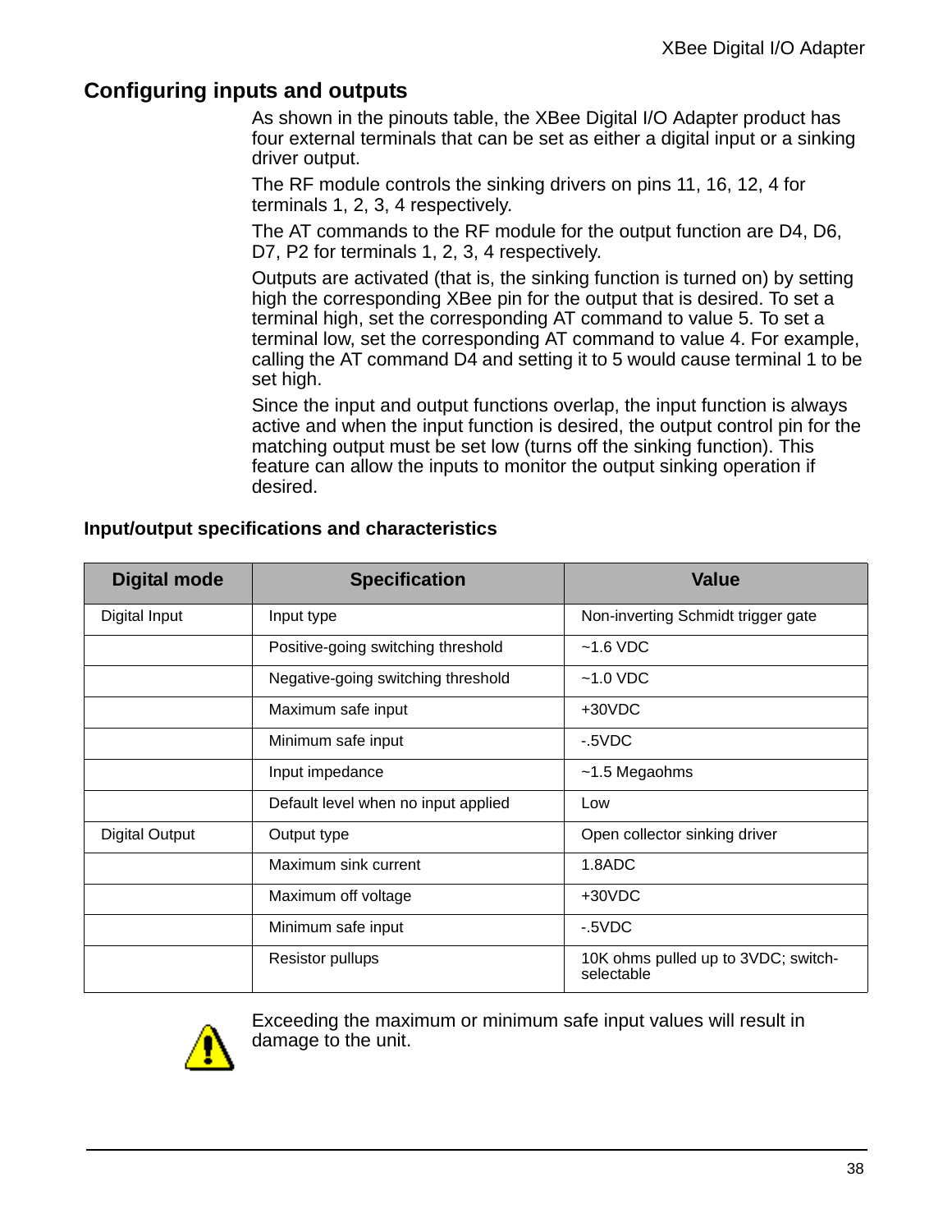## Configuring inputs and outputs

As shown in the pinouts table, the XBee Digital I/O Adapter product has four external terminals that can be set as either a digital input or a sinking driver output.

The RF module controls the sinking drivers on pins 11, 16, 12, 4 for terminals 1, 2, 3, 4 respectively.

The AT commands to the RF module for the output function are D4, D6, D7, P2 for terminals 1, 2, 3, 4 respectively.

Outputs are activated (that is, the sinking function is turned on) by setting high the corresponding XBee pin for the output that is desired. To set a terminal high, set the corresponding AT command to value 5. To set a terminal low, set the corresponding AT command to value 4. For example, calling the AT command D4 and setting it to 5 would cause terminal 1 to be set high.

Since the input and output functions overlap, the input function is always active and when the input function is desired, the output control pin for the matching output must be set low (turns off the sinking function). This feature can allow the inputs to monitor the output sinking operation if desired.

### Input/output specifications and characteristics

| Digital mode | Specification | Value |
|---|---|---|
| Digital Input | Input type | Non-inverting Schmidt trigger gate |
| | Positive-going switching threshold | ~1.6 VDC |
| | Negative-going switching threshold | ~1.0 VDC |
| | Maximum safe input | +30VDC |
| | Minimum safe input | -.5VDC |
| | Input impedance | ~1.5 Megaohms |
| | Default level when no input applied | Low |
| Digital Output | Output type | Open collector sinking driver |
| | Maximum sink current | 1.8ADC |
| | Maximum off voltage | +30VDC |
| | Minimum safe input | -.5VDC |
| | Resistor pullups | 10K ohms pulled up to 3VDC; switch-selectable |

Exceeding the maximum or minimum safe input values will result in damage to the unit.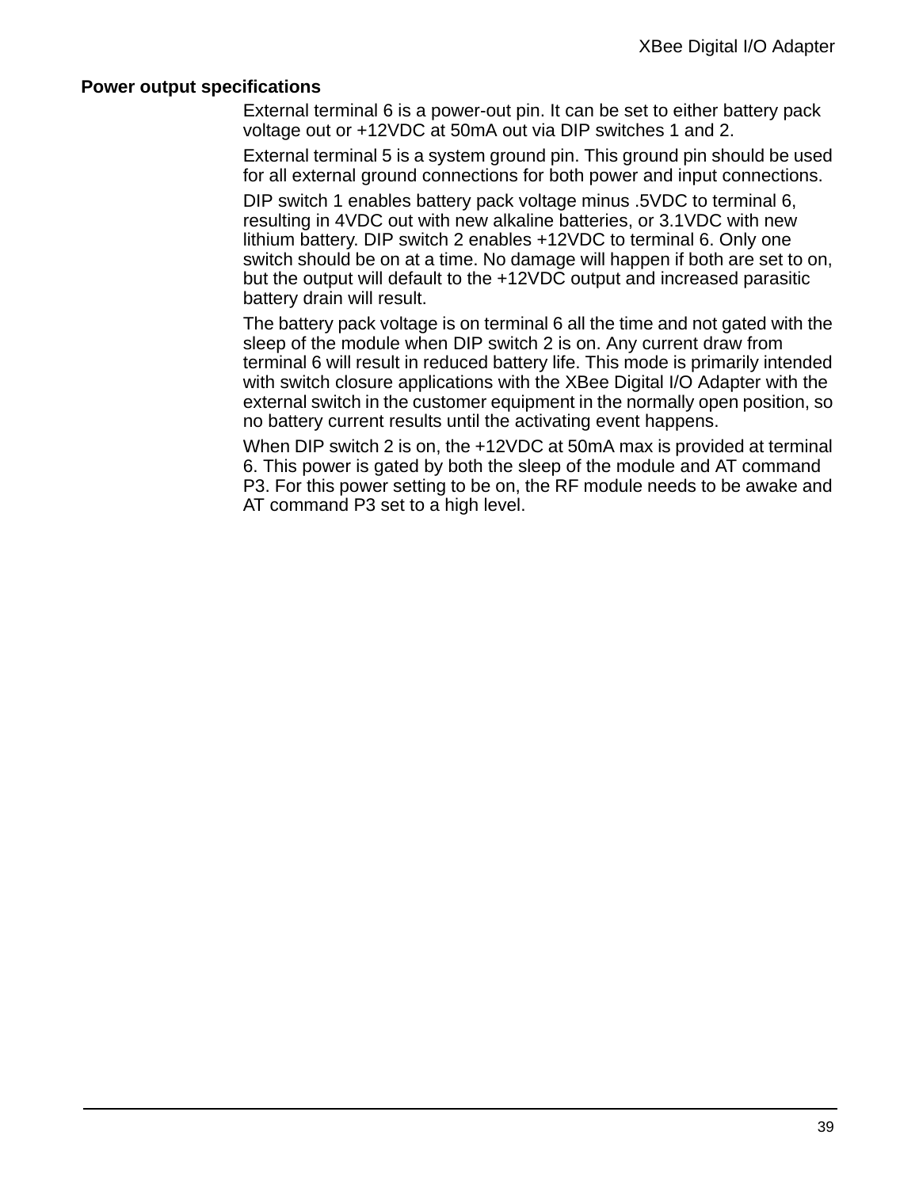## Power output specifications

External terminal 6 is a power-out pin. It can be set to either battery pack voltage out or +12VDC at 50mA out via DIP switches 1 and 2.

External terminal 5 is a system ground pin. This ground pin should be used for all external ground connections for both power and input connections.

DIP switch 1 enables battery pack voltage minus .5VDC to terminal 6, resulting in 4VDC out with new alkaline batteries, or 3.1VDC with new lithium battery. DIP switch 2 enables +12VDC to terminal 6. Only one switch should be on at a time. No damage will happen if both are set to on, but the output will default to the +12VDC output and increased parasitic battery drain will result.

The battery pack voltage is on terminal 6 all the time and not gated with the sleep of the module when DIP switch 2 is on. Any current draw from terminal 6 will result in reduced battery life. This mode is primarily intended with switch closure applications with the XBee Digital I/O Adapter with the external switch in the customer equipment in the normally open position, so no battery current results until the activating event happens.

When DIP switch 2 is on, the +12VDC at 50mA max is provided at terminal 6. This power is gated by both the sleep of the module and AT command P3. For this power setting to be on, the RF module needs to be awake and AT command P3 set to a high level.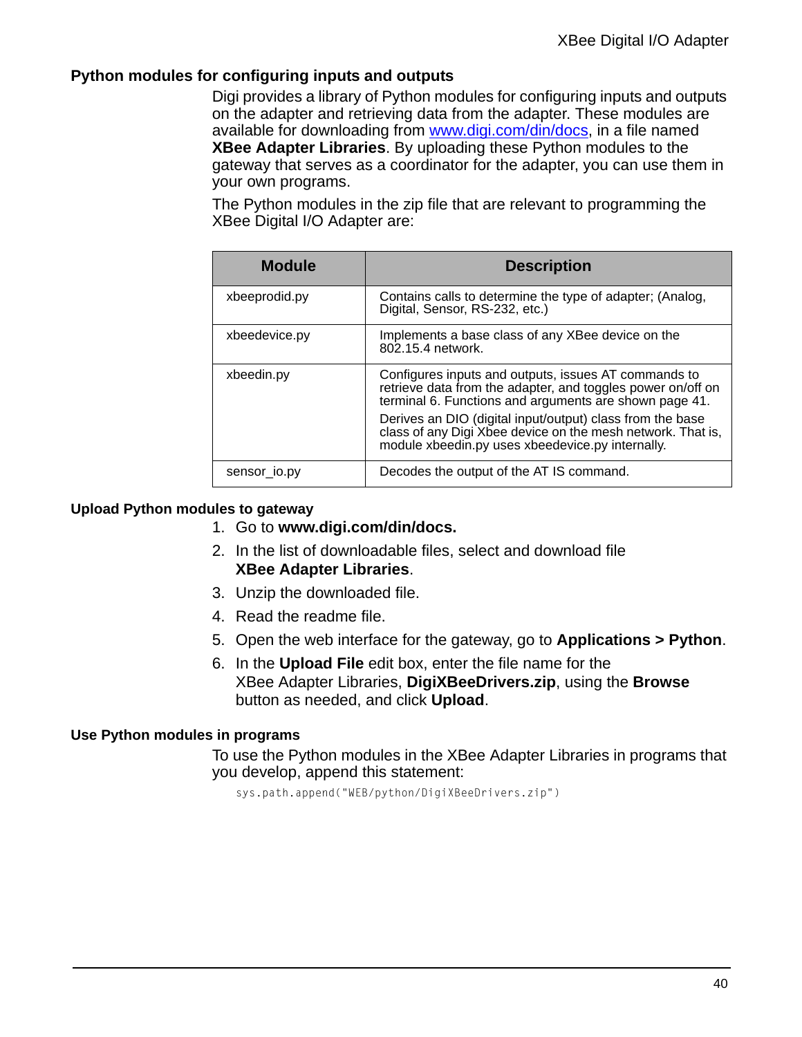## Python modules for configuring inputs and outputs

Digi provides a library of Python modules for configuring inputs and outputs on the adapter and retrieving data from the adapter. These modules are available for downloading from www.digi.com/din/docs, in a file named **XBee Adapter Libraries**. By uploading these Python modules to the gateway that serves as a coordinator for the adapter, you can use them in your own programs.

The Python modules in the zip file that are relevant to programming the XBee Digital I/O Adapter are:

| Module | Description |
| --- | --- |
| xbeeprodid.py | Contains calls to determine the type of adapter; (Analog, Digital, Sensor, RS-232, etc.) |
| xbeedevice.py | Implements a base class of any XBee device on the 802.15.4 network. |
| xbeedin.py | Configures inputs and outputs, issues AT commands to retrieve data from the adapter, and toggles power on/off on terminal 6. Functions and arguments are shown page 41.<br><br>Derives an DIO (digital input/output) class from the base class of any Digi Xbee device on the mesh network. That is, module xbeedin.py uses xbeedevice.py internally. |
| sensor_io.py | Decodes the output of the AT IS command. |

### Upload Python modules to gateway

1. Go to **www.digi.com/din/docs.**
2. In the list of downloadable files, select and download file **XBee Adapter Libraries**.
3. Unzip the downloaded file.
4. Read the readme file.
5. Open the web interface for the gateway, go to **Applications > Python**.
6. In the **Upload File** edit box, enter the file name for the XBee Adapter Libraries, **DigiXBeeDrivers.zip**, using the **Browse** button as needed, and click **Upload**.

### Use Python modules in programs

To use the Python modules in the XBee Adapter Libraries in programs that you develop, append this statement:

```
sys.path.append("WEB/python/DigiXBeeDrivers.zip")
```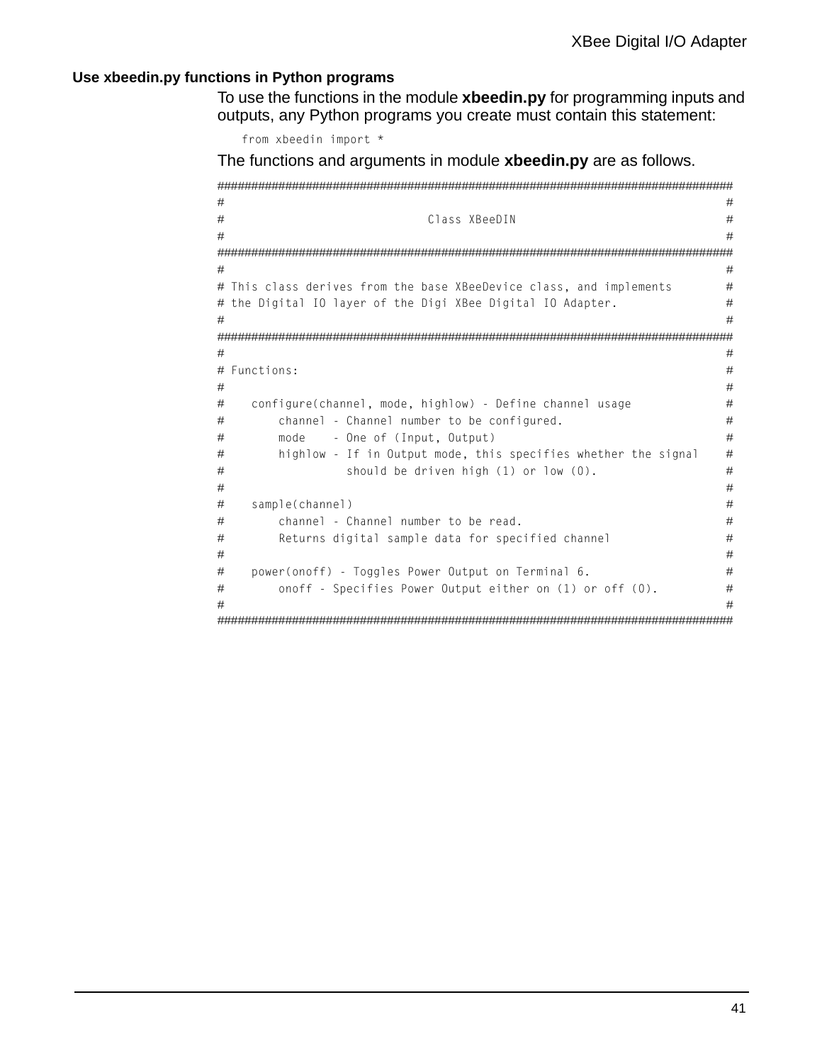### Use xbeedin.py functions in Python programs

To use the functions in the module **xbeedin.py** for programming inputs and outputs, any Python programs you create must contain this statement:

```
from xbeedin import *
```

The functions and arguments in module **xbeedin.py** are as follows.

```
################################################################################
#                                                                              #
#                              Class XBeeDIN                                   #
#                                                                              #
################################################################################
#                                                                              #
# This class derives from the base XBeeDevice class, and implements            #
# the Digital IO layer of the Digi XBee Digital IO Adapter.                    #
#                                                                              #
################################################################################
#                                                                              #
# Functions:                                                                   #
#                                                                              #
#    configure(channel, mode, highlow) - Define channel usage                  #
#        channel - Channel number to be configured.                            #
#        mode    - One of (Input, Output)                                      #
#        highlow - If in Output mode, this specifies whether the signal        #
#                  should be driven high (1) or low (0).                       #
#                                                                              #
#    sample(channel)                                                           #
#        channel - Channel number to be read.                                  #
#        Returns digital sample data for specified channel                     #
#                                                                              #
#    power(onoff) - Toggles Power Output on Terminal 6.                        #
#        onoff - Specifies Power Output either on (1) or off (0).              #
#                                                                              #
################################################################################
```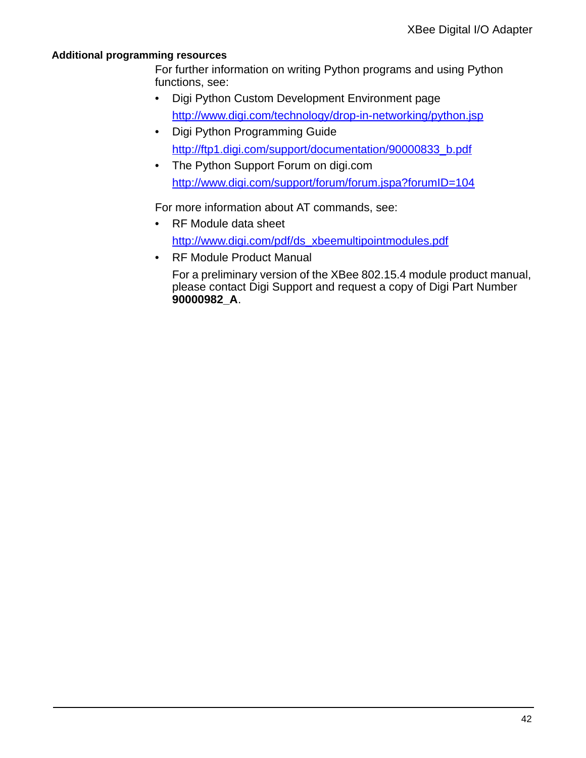### Additional programming resources

For further information on writing Python programs and using Python functions, see:

- Digi Python Custom Development Environment page

  http://www.digi.com/technology/drop-in-networking/python.jsp

- Digi Python Programming Guide

  http://ftp1.digi.com/support/documentation/90000833_b.pdf

- The Python Support Forum on digi.com

  http://www.digi.com/support/forum/forum.jspa?forumID=104

For more information about AT commands, see:

- RF Module data sheet

  http://www.digi.com/pdf/ds_xbeemultipointmodules.pdf

- RF Module Product Manual

  For a preliminary version of the XBee 802.15.4 module product manual, please contact Digi Support and request a copy of Digi Part Number **90000982_A**.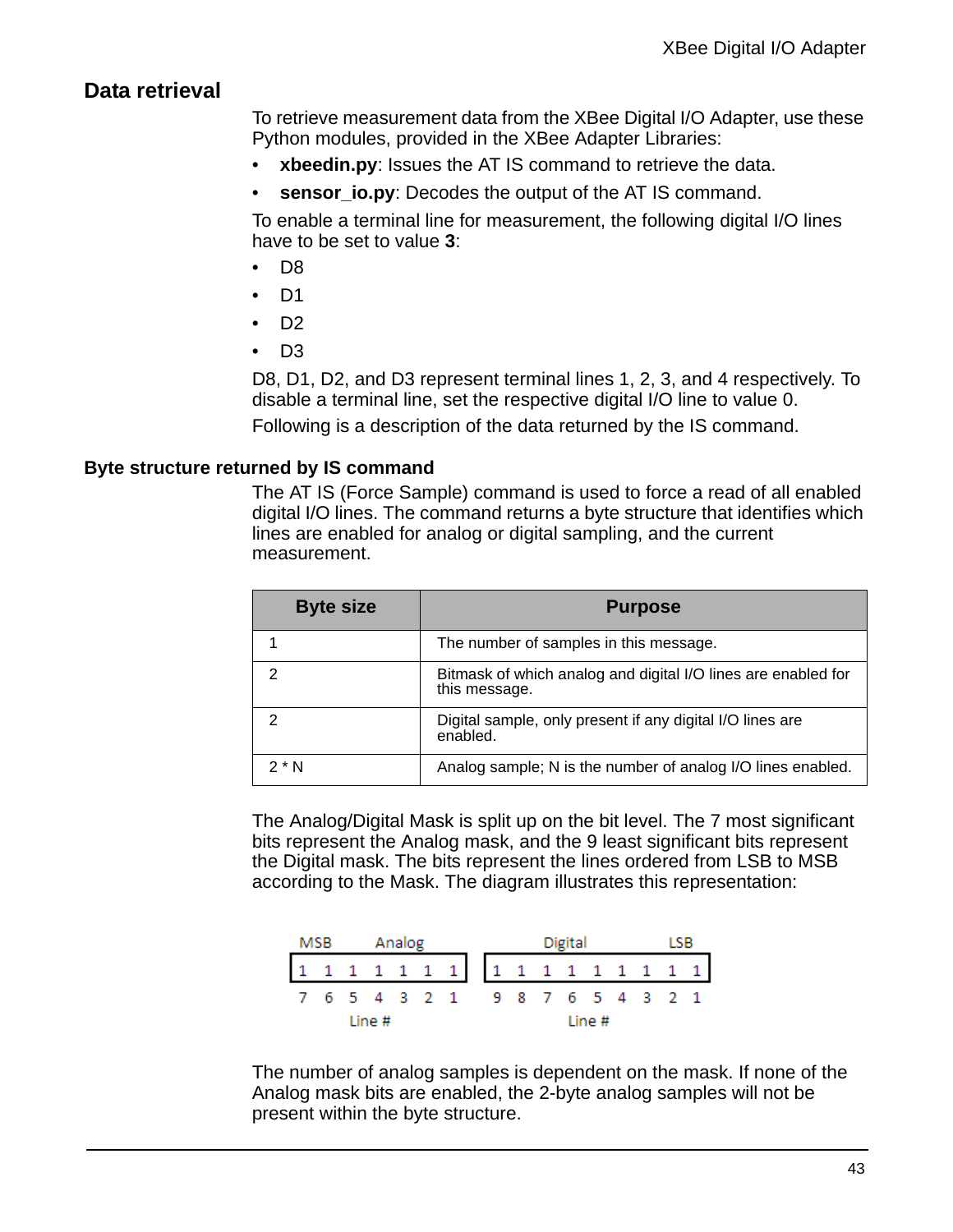## Data retrieval

To retrieve measurement data from the XBee Digital I/O Adapter, use these Python modules, provided in the XBee Adapter Libraries:

- **xbeedin.py**: Issues the AT IS command to retrieve the data.
- **sensor_io.py**: Decodes the output of the AT IS command.

To enable a terminal line for measurement, the following digital I/O lines have to be set to value **3**:

- D8
- D1
- D2
- D3

D8, D1, D2, and D3 represent terminal lines 1, 2, 3, and 4 respectively. To disable a terminal line, set the respective digital I/O line to value 0.

Following is a description of the data returned by the IS command.

### Byte structure returned by IS command

The AT IS (Force Sample) command is used to force a read of all enabled digital I/O lines. The command returns a byte structure that identifies which lines are enabled for analog or digital sampling, and the current measurement.

| Byte size | Purpose |
|---|---|
| 1 | The number of samples in this message. |
| 2 | Bitmask of which analog and digital I/O lines are enabled for this message. |
| 2 | Digital sample, only present if any digital I/O lines are enabled. |
| 2 * N | Analog sample; N is the number of analog I/O lines enabled. |

The Analog/Digital Mask is split up on the bit level. The 7 most significant bits represent the Analog mask, and the 9 least significant bits represent the Digital mask. The bits represent the lines ordered from LSB to MSB according to the Mask. The diagram illustrates this representation:

```
MSB     Analog                  Digital          LSB
 1 1 1 1 1 1 1       1 1 1 1 1 1 1 1 1
 7 6 5 4 3 2 1       9 8 7 6 5 4 3 2 1
     Line #                 Line #
```

The number of analog samples is dependent on the mask. If none of the Analog mask bits are enabled, the 2-byte analog samples will not be present within the byte structure.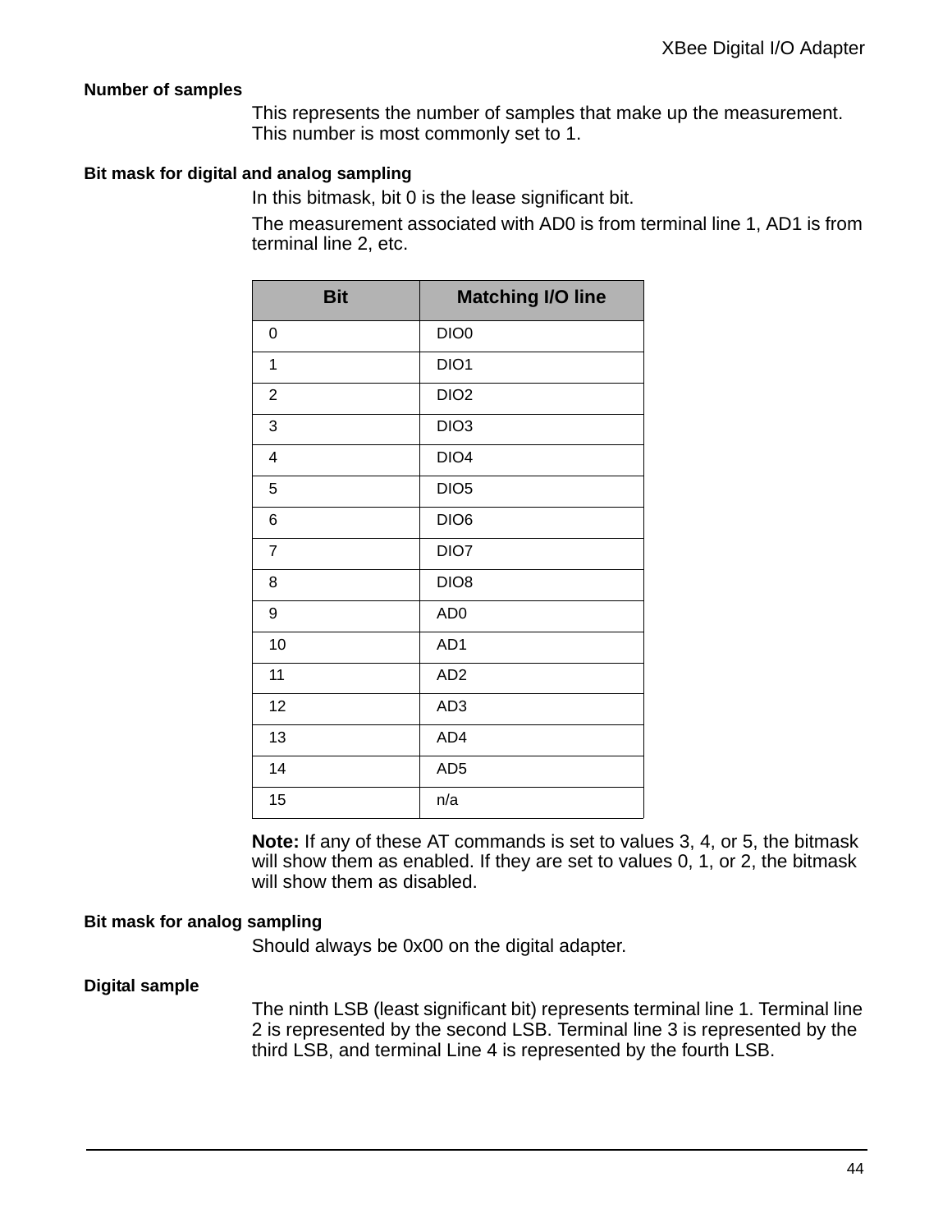### Number of samples

This represents the number of samples that make up the measurement. This number is most commonly set to 1.

### Bit mask for digital and analog sampling

In this bitmask, bit 0 is the lease significant bit.

The measurement associated with AD0 is from terminal line 1, AD1 is from terminal line 2, etc.

| Bit | Matching I/O line |
| --- | --- |
| 0 | DIO0 |
| 1 | DIO1 |
| 2 | DIO2 |
| 3 | DIO3 |
| 4 | DIO4 |
| 5 | DIO5 |
| 6 | DIO6 |
| 7 | DIO7 |
| 8 | DIO8 |
| 9 | AD0 |
| 10 | AD1 |
| 11 | AD2 |
| 12 | AD3 |
| 13 | AD4 |
| 14 | AD5 |
| 15 | n/a |

**Note:** If any of these AT commands is set to values 3, 4, or 5, the bitmask will show them as enabled. If they are set to values 0, 1, or 2, the bitmask will show them as disabled.

### Bit mask for analog sampling

Should always be 0x00 on the digital adapter.

### Digital sample

The ninth LSB (least significant bit) represents terminal line 1. Terminal line 2 is represented by the second LSB. Terminal line 3 is represented by the third LSB, and terminal Line 4 is represented by the fourth LSB.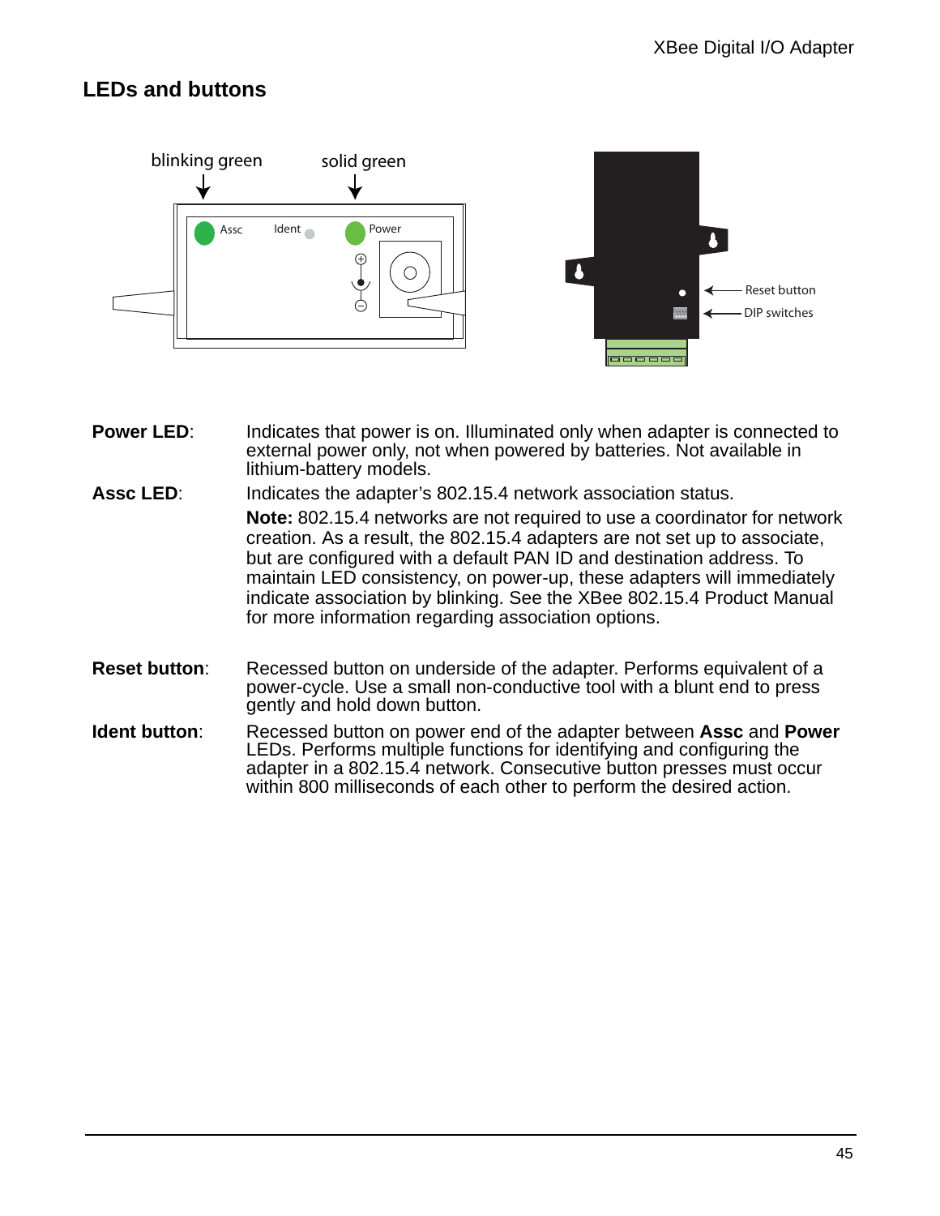## LEDs and buttons

blinking green

solid green

Assc Ident Power

Reset button

DIP switches

**Power LED**: Indicates that power is on. Illuminated only when adapter is connected to external power only, not when powered by batteries. Not available in lithium-battery models.

**Assc LED**: Indicates the adapter's 802.15.4 network association status.

**Note:** 802.15.4 networks are not required to use a coordinator for network creation. As a result, the 802.15.4 adapters are not set up to associate, but are configured with a default PAN ID and destination address. To maintain LED consistency, on power-up, these adapters will immediately indicate association by blinking. See the XBee 802.15.4 Product Manual for more information regarding association options.

**Reset button**: Recessed button on underside of the adapter. Performs equivalent of a power-cycle. Use a small non-conductive tool with a blunt end to press gently and hold down button.

**Ident button**: Recessed button on power end of the adapter between **Assc** and **Power** LEDs. Performs multiple functions for identifying and configuring the adapter in a 802.15.4 network. Consecutive button presses must occur within 800 milliseconds of each other to perform the desired action.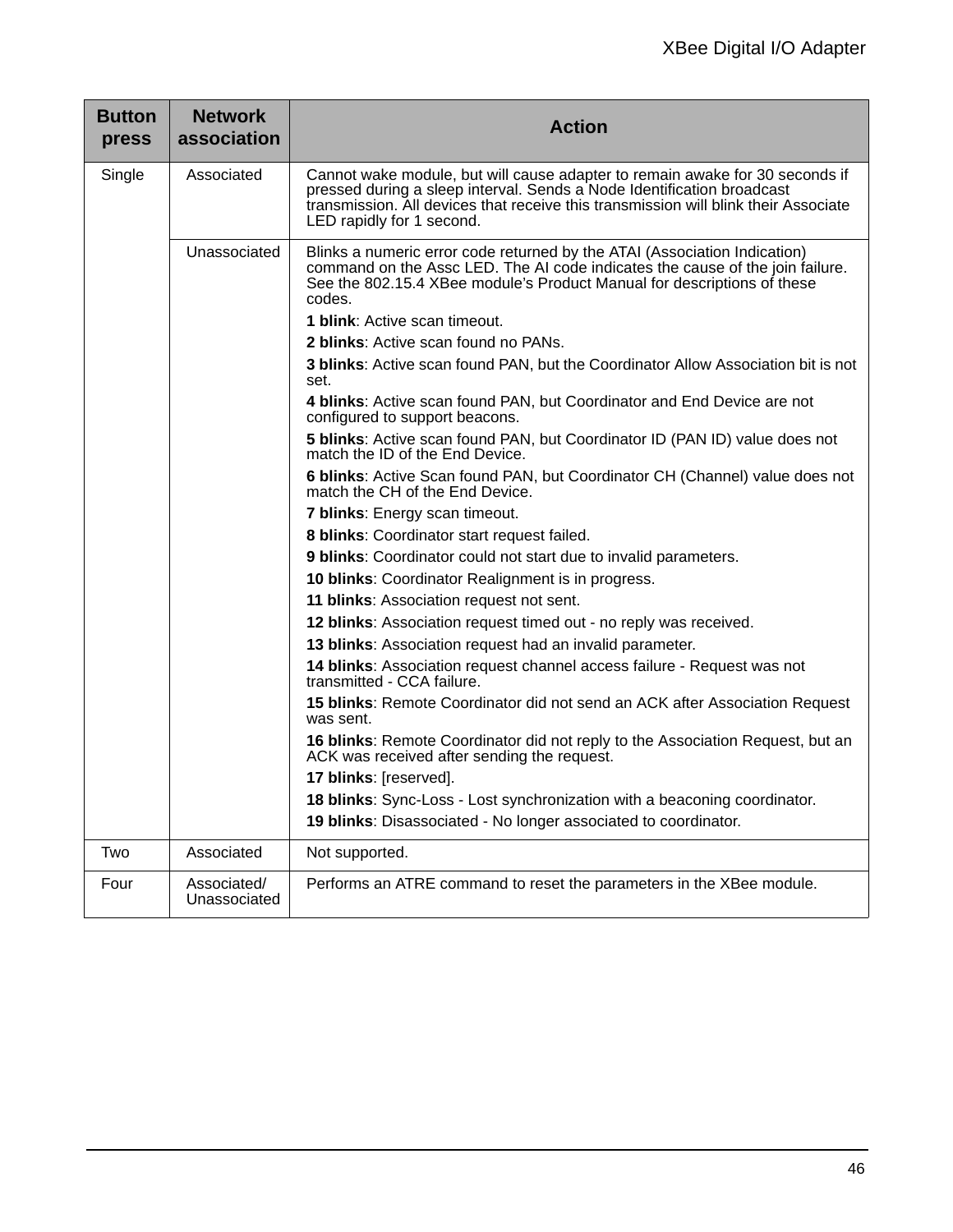| Button press | Network association | Action |
|---|---|---|
| Single | Associated | Cannot wake module, but will cause adapter to remain awake for 30 seconds if pressed during a sleep interval. Sends a Node Identification broadcast transmission. All devices that receive this transmission will blink their Associate LED rapidly for 1 second. |
| | Unassociated | Blinks a numeric error code returned by the ATAI (Association Indication) command on the Assc LED. The AI code indicates the cause of the join failure. See the 802.15.4 XBee module's Product Manual for descriptions of these codes.<br><br>**1 blink**: Active scan timeout.<br><br>**2 blinks**: Active scan found no PANs.<br><br>**3 blinks**: Active scan found PAN, but the Coordinator Allow Association bit is not set.<br><br>**4 blinks**: Active scan found PAN, but Coordinator and End Device are not configured to support beacons.<br><br>**5 blinks**: Active scan found PAN, but Coordinator ID (PAN ID) value does not match the ID of the End Device.<br><br>**6 blinks**: Active Scan found PAN, but Coordinator CH (Channel) value does not match the CH of the End Device.<br><br>**7 blinks**: Energy scan timeout.<br><br>**8 blinks**: Coordinator start request failed.<br><br>**9 blinks**: Coordinator could not start due to invalid parameters.<br><br>**10 blinks**: Coordinator Realignment is in progress.<br><br>**11 blinks**: Association request not sent.<br><br>**12 blinks**: Association request timed out - no reply was received.<br><br>**13 blinks**: Association request had an invalid parameter.<br><br>**14 blinks**: Association request channel access failure - Request was not transmitted - CCA failure.<br><br>**15 blinks**: Remote Coordinator did not send an ACK after Association Request was sent.<br><br>**16 blinks**: Remote Coordinator did not reply to the Association Request, but an ACK was received after sending the request.<br><br>**17 blinks**: [reserved].<br><br>**18 blinks**: Sync-Loss - Lost synchronization with a beaconing coordinator.<br><br>**19 blinks**: Disassociated - No longer associated to coordinator. |
| Two | Associated | Not supported. |
| Four | Associated/ Unassociated | Performs an ATRE command to reset the parameters in the XBee module. |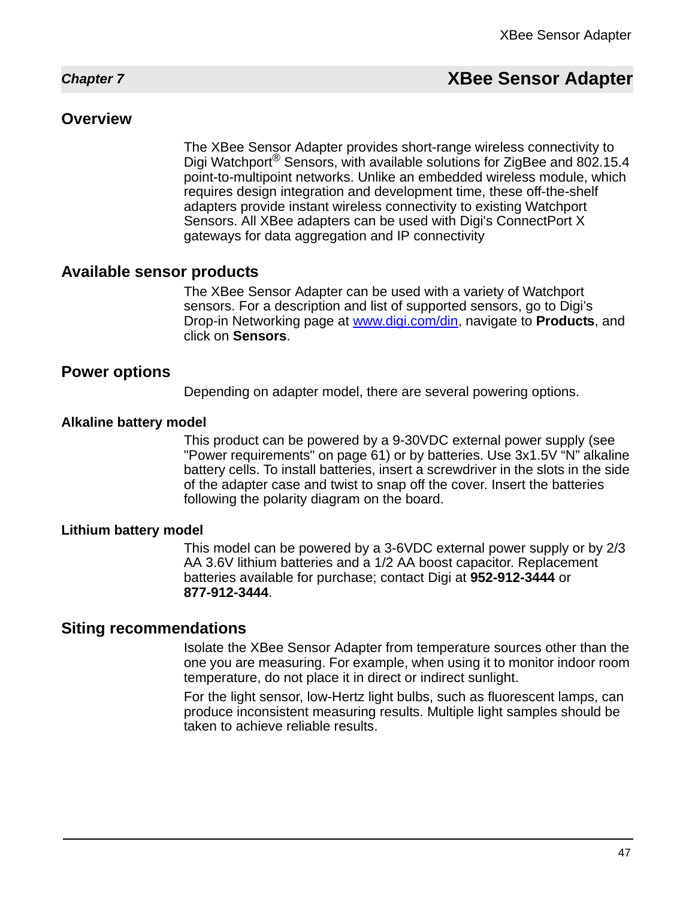# Chapter 7 XBee Sensor Adapter

## Overview

The XBee Sensor Adapter provides short-range wireless connectivity to Digi Watchport® Sensors, with available solutions for ZigBee and 802.15.4 point-to-multipoint networks. Unlike an embedded wireless module, which requires design integration and development time, these off-the-shelf adapters provide instant wireless connectivity to existing Watchport Sensors. All XBee adapters can be used with Digi's ConnectPort X gateways for data aggregation and IP connectivity

## Available sensor products

The XBee Sensor Adapter can be used with a variety of Watchport sensors. For a description and list of supported sensors, go to Digi's Drop-in Networking page at www.digi.com/din, navigate to **Products**, and click on **Sensors**.

## Power options

Depending on adapter model, there are several powering options.

### Alkaline battery model

This product can be powered by a 9-30VDC external power supply (see "Power requirements" on page 61) or by batteries. Use 3x1.5V "N" alkaline battery cells. To install batteries, insert a screwdriver in the slots in the side of the adapter case and twist to snap off the cover. Insert the batteries following the polarity diagram on the board.

### Lithium battery model

This model can be powered by a 3-6VDC external power supply or by 2/3 AA 3.6V lithium batteries and a 1/2 AA boost capacitor. Replacement batteries available for purchase; contact Digi at **952-912-3444** or **877-912-3444**.

## Siting recommendations

Isolate the XBee Sensor Adapter from temperature sources other than the one you are measuring. For example, when using it to monitor indoor room temperature, do not place it in direct or indirect sunlight.

For the light sensor, low-Hertz light bulbs, such as fluorescent lamps, can produce inconsistent measuring results. Multiple light samples should be taken to achieve reliable results.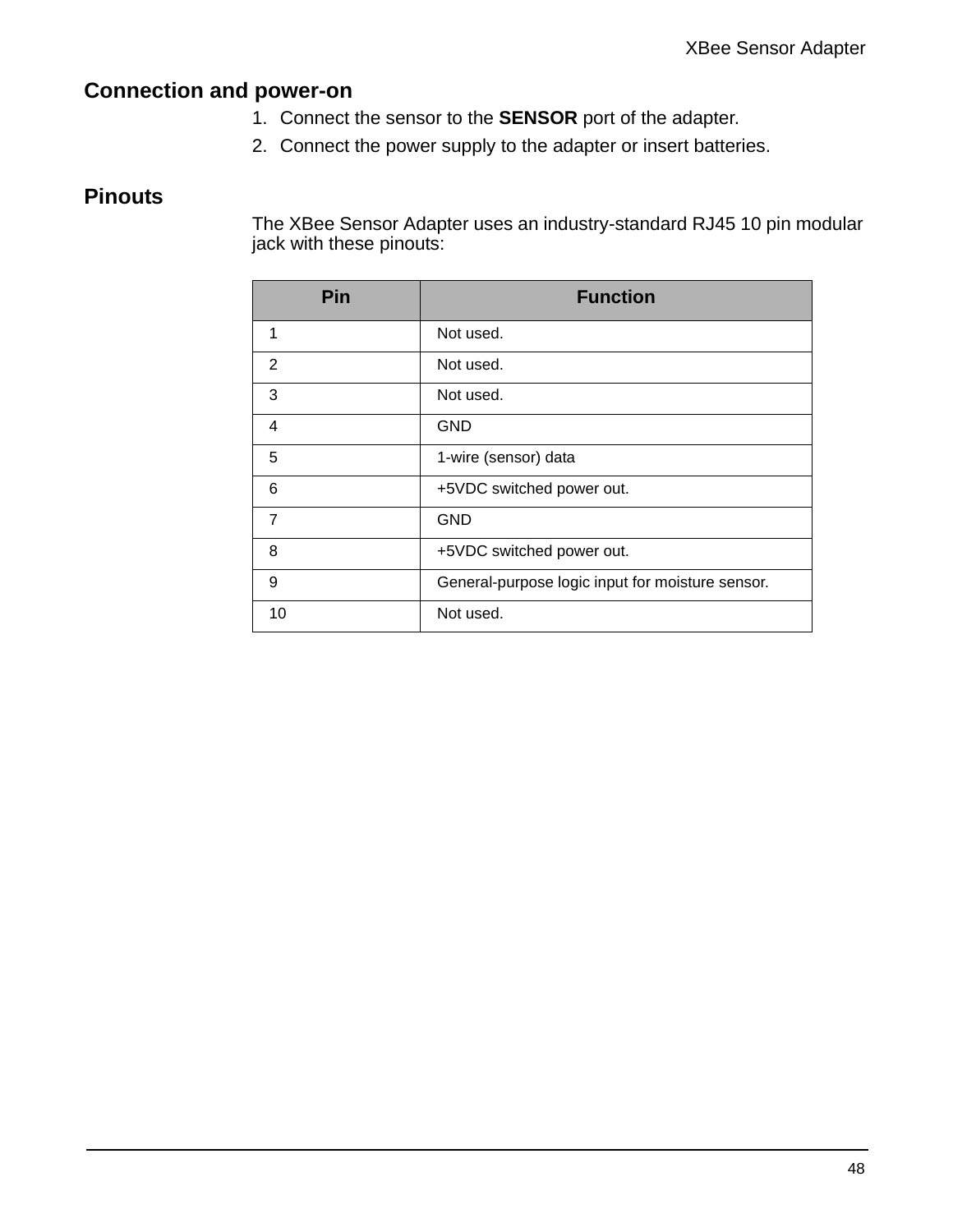## Connection and power-on

1. Connect the sensor to the **SENSOR** port of the adapter.
2. Connect the power supply to the adapter or insert batteries.

## Pinouts

The XBee Sensor Adapter uses an industry-standard RJ45 10 pin modular jack with these pinouts:

| Pin | Function |
|---|---|
| 1 | Not used. |
| 2 | Not used. |
| 3 | Not used. |
| 4 | GND |
| 5 | 1-wire (sensor) data |
| 6 | +5VDC switched power out. |
| 7 | GND |
| 8 | +5VDC switched power out. |
| 9 | General-purpose logic input for moisture sensor. |
| 10 | Not used. |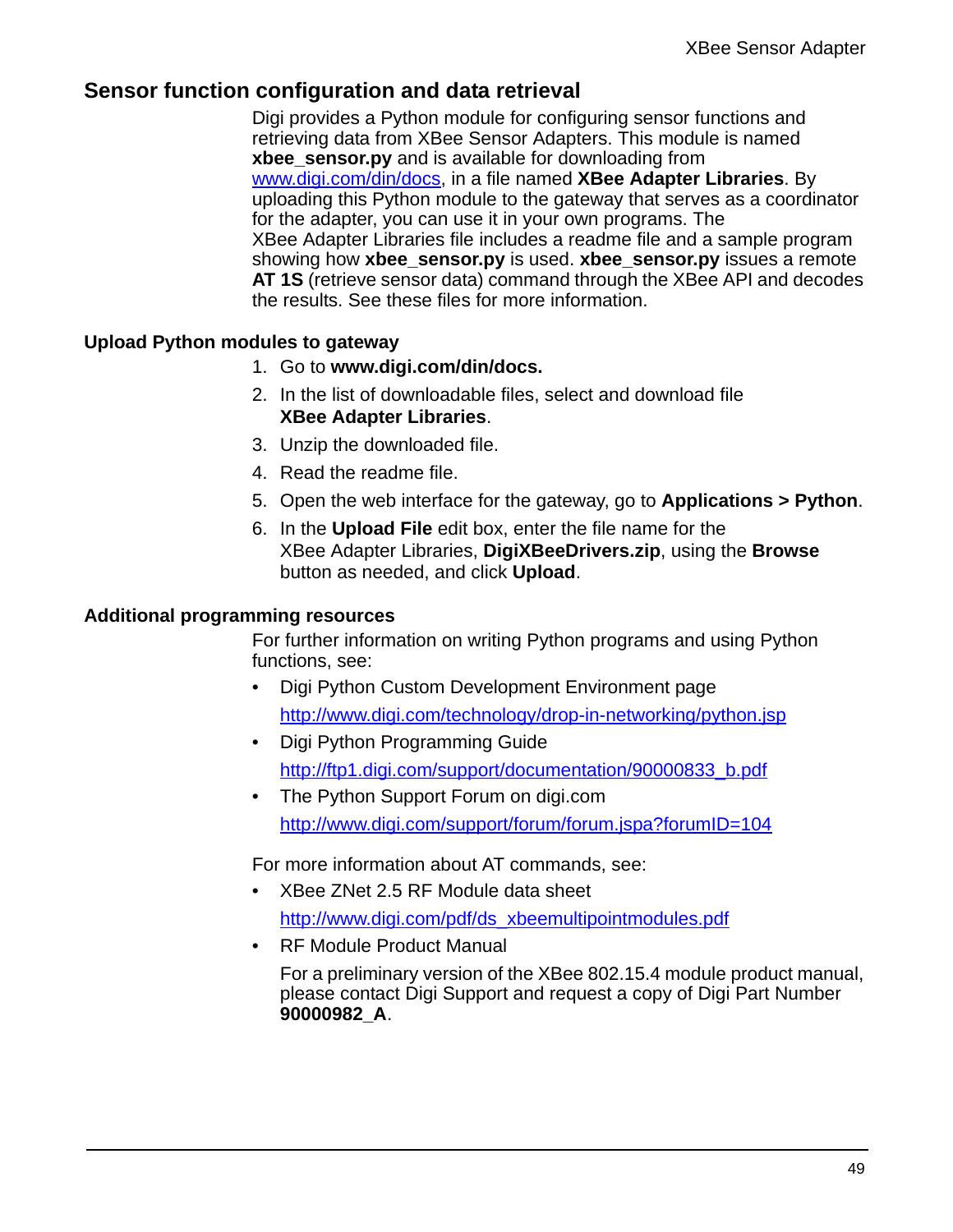## Sensor function configuration and data retrieval

Digi provides a Python module for configuring sensor functions and retrieving data from XBee Sensor Adapters. This module is named **xbee_sensor.py** and is available for downloading from www.digi.com/din/docs, in a file named **XBee Adapter Libraries**. By uploading this Python module to the gateway that serves as a coordinator for the adapter, you can use it in your own programs. The XBee Adapter Libraries file includes a readme file and a sample program showing how **xbee_sensor.py** is used. **xbee_sensor.py** issues a remote **AT 1S** (retrieve sensor data) command through the XBee API and decodes the results. See these files for more information.

### Upload Python modules to gateway

1. Go to **www.digi.com/din/docs.**
2. In the list of downloadable files, select and download file **XBee Adapter Libraries**.
3. Unzip the downloaded file.
4. Read the readme file.
5. Open the web interface for the gateway, go to **Applications > Python**.
6. In the **Upload File** edit box, enter the file name for the XBee Adapter Libraries, **DigiXBeeDrivers.zip**, using the **Browse** button as needed, and click **Upload**.

### Additional programming resources

For further information on writing Python programs and using Python functions, see:

- Digi Python Custom Development Environment page

  http://www.digi.com/technology/drop-in-networking/python.jsp
- Digi Python Programming Guide

  http://ftp1.digi.com/support/documentation/90000833_b.pdf
- The Python Support Forum on digi.com

  http://www.digi.com/support/forum/forum.jspa?forumID=104

For more information about AT commands, see:

- XBee ZNet 2.5 RF Module data sheet

  http://www.digi.com/pdf/ds_xbeemultipointmodules.pdf
- RF Module Product Manual

  For a preliminary version of the XBee 802.15.4 module product manual, please contact Digi Support and request a copy of Digi Part Number **90000982_A**.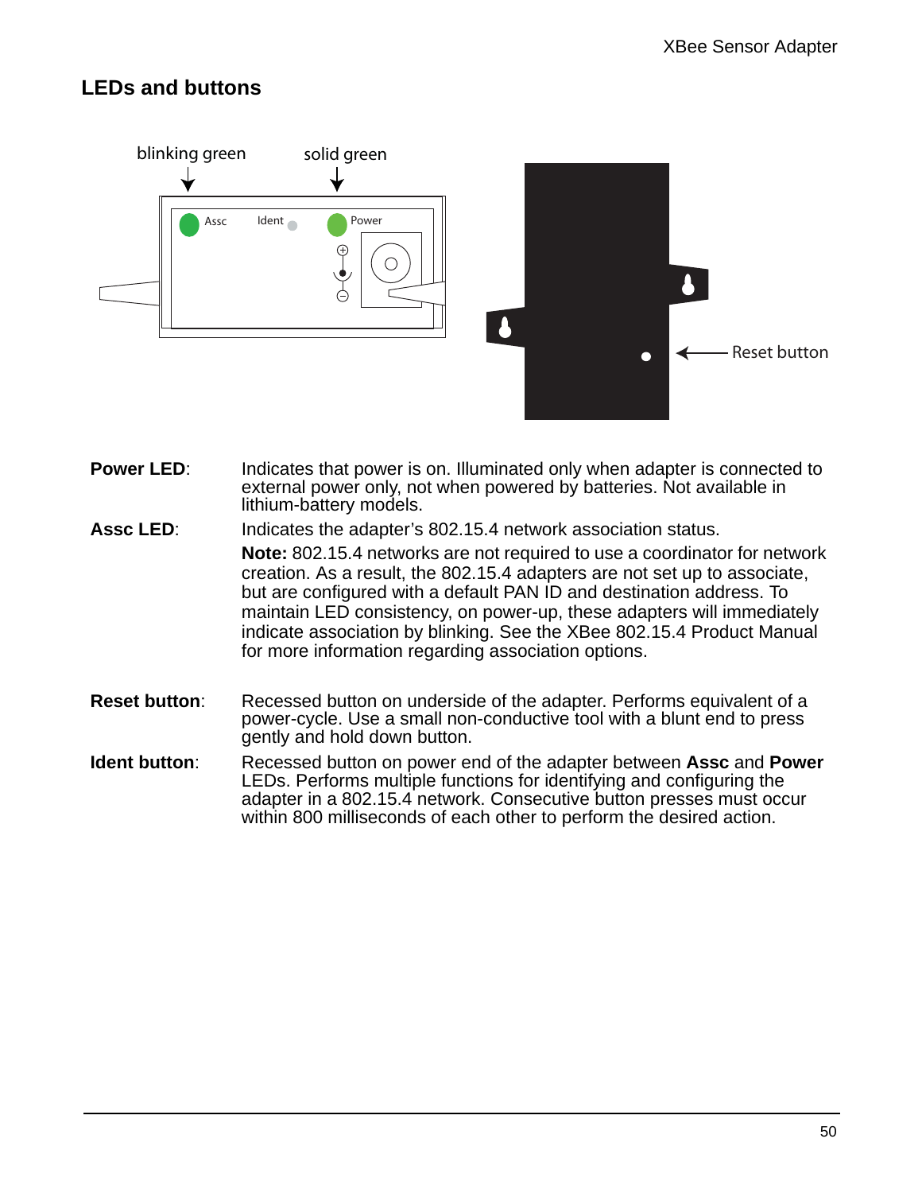## LEDs and buttons

**Power LED**: Indicates that power is on. Illuminated only when adapter is connected to external power only, not when powered by batteries. Not available in lithium-battery models.

**Assc LED**: Indicates the adapter's 802.15.4 network association status.

**Note:** 802.15.4 networks are not required to use a coordinator for network creation. As a result, the 802.15.4 adapters are not set up to associate, but are configured with a default PAN ID and destination address. To maintain LED consistency, on power-up, these adapters will immediately indicate association by blinking. See the XBee 802.15.4 Product Manual for more information regarding association options.

**Reset button**: Recessed button on underside of the adapter. Performs equivalent of a power-cycle. Use a small non-conductive tool with a blunt end to press gently and hold down button.

**Ident button**: Recessed button on power end of the adapter between **Assc** and **Power** LEDs. Performs multiple functions for identifying and configuring the adapter in a 802.15.4 network. Consecutive button presses must occur within 800 milliseconds of each other to perform the desired action.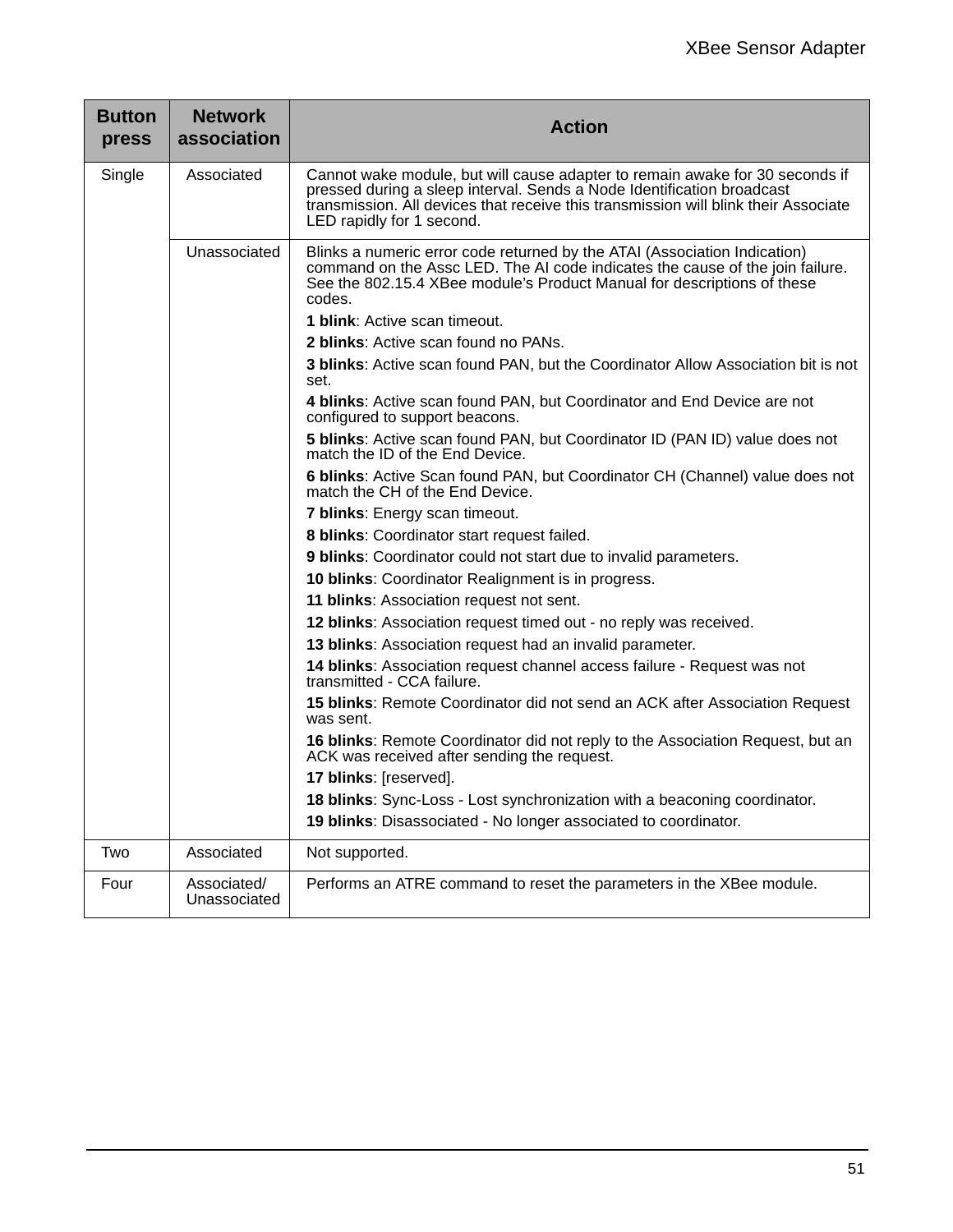| Button press | Network association | Action |
|---|---|---|
| Single | Associated | Cannot wake module, but will cause adapter to remain awake for 30 seconds if pressed during a sleep interval. Sends a Node Identification broadcast transmission. All devices that receive this transmission will blink their Associate LED rapidly for 1 second. |
| | Unassociated | Blinks a numeric error code returned by the ATAI (Association Indication) command on the Assc LED. The AI code indicates the cause of the join failure. See the 802.15.4 XBee module's Product Manual for descriptions of these codes.<br>**1 blink**: Active scan timeout.<br>**2 blinks**: Active scan found no PANs.<br>**3 blinks**: Active scan found PAN, but the Coordinator Allow Association bit is not set.<br>**4 blinks**: Active scan found PAN, but Coordinator and End Device are not configured to support beacons.<br>**5 blinks**: Active scan found PAN, but Coordinator ID (PAN ID) value does not match the ID of the End Device.<br>**6 blinks**: Active Scan found PAN, but Coordinator CH (Channel) value does not match the CH of the End Device.<br>**7 blinks**: Energy scan timeout.<br>**8 blinks**: Coordinator start request failed.<br>**9 blinks**: Coordinator could not start due to invalid parameters.<br>**10 blinks**: Coordinator Realignment is in progress.<br>**11 blinks**: Association request not sent.<br>**12 blinks**: Association request timed out - no reply was received.<br>**13 blinks**: Association request had an invalid parameter.<br>**14 blinks**: Association request channel access failure - Request was not transmitted - CCA failure.<br>**15 blinks**: Remote Coordinator did not send an ACK after Association Request was sent.<br>**16 blinks**: Remote Coordinator did not reply to the Association Request, but an ACK was received after sending the request.<br>**17 blinks**: [reserved].<br>**18 blinks**: Sync-Loss - Lost synchronization with a beaconing coordinator.<br>**19 blinks**: Disassociated - No longer associated to coordinator. |
| Two | Associated | Not supported. |
| Four | Associated/ Unassociated | Performs an ATRE command to reset the parameters in the XBee module. |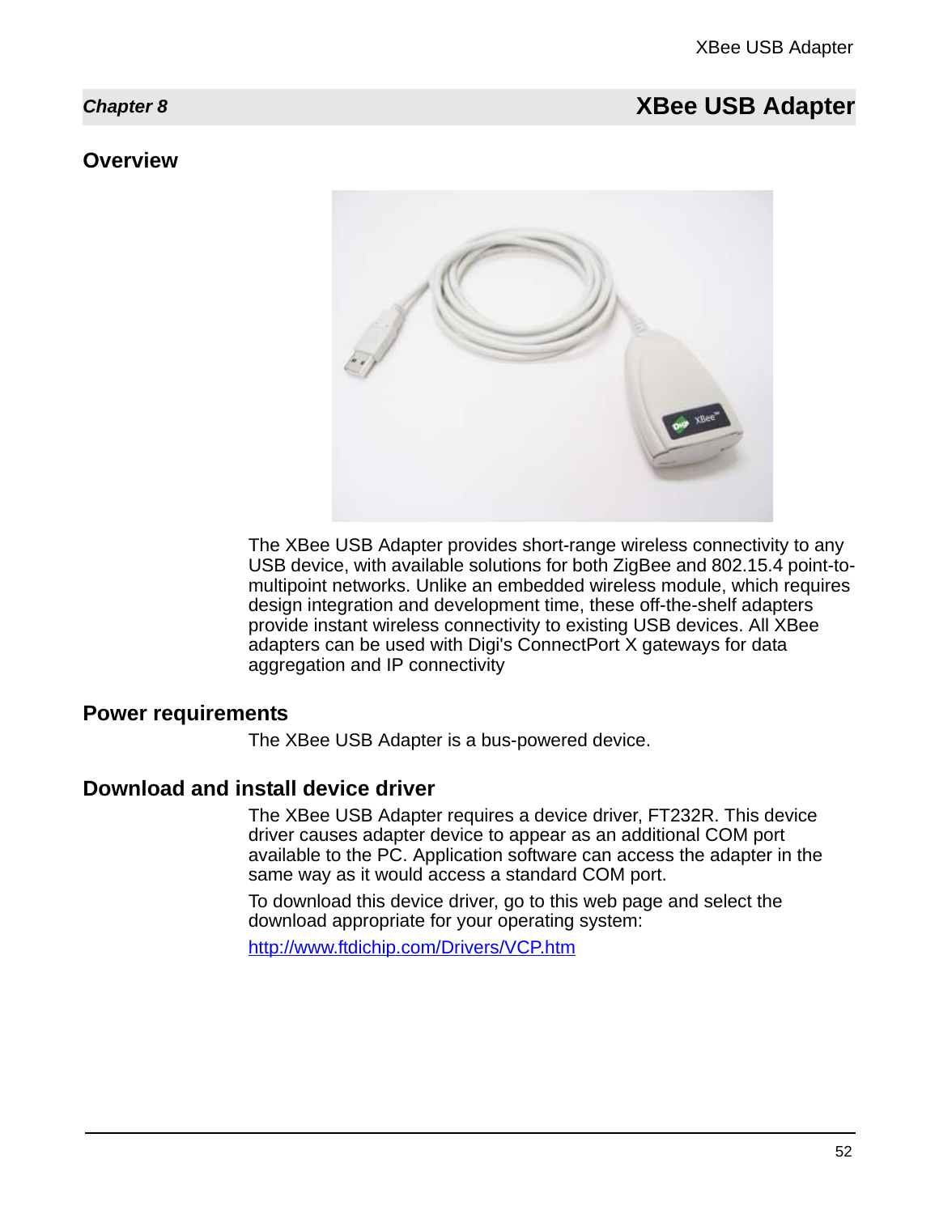# Chapter 8 XBee USB Adapter

## Overview

The XBee USB Adapter provides short-range wireless connectivity to any USB device, with available solutions for both ZigBee and 802.15.4 point-to-multipoint networks. Unlike an embedded wireless module, which requires design integration and development time, these off-the-shelf adapters provide instant wireless connectivity to existing USB devices. All XBee adapters can be used with Digi's ConnectPort X gateways for data aggregation and IP connectivity

## Power requirements

The XBee USB Adapter is a bus-powered device.

## Download and install device driver

The XBee USB Adapter requires a device driver, FT232R. This device driver causes adapter device to appear as an additional COM port available to the PC. Application software can access the adapter in the same way as it would access a standard COM port.

To download this device driver, go to this web page and select the download appropriate for your operating system:

http://www.ftdichip.com/Drivers/VCP.htm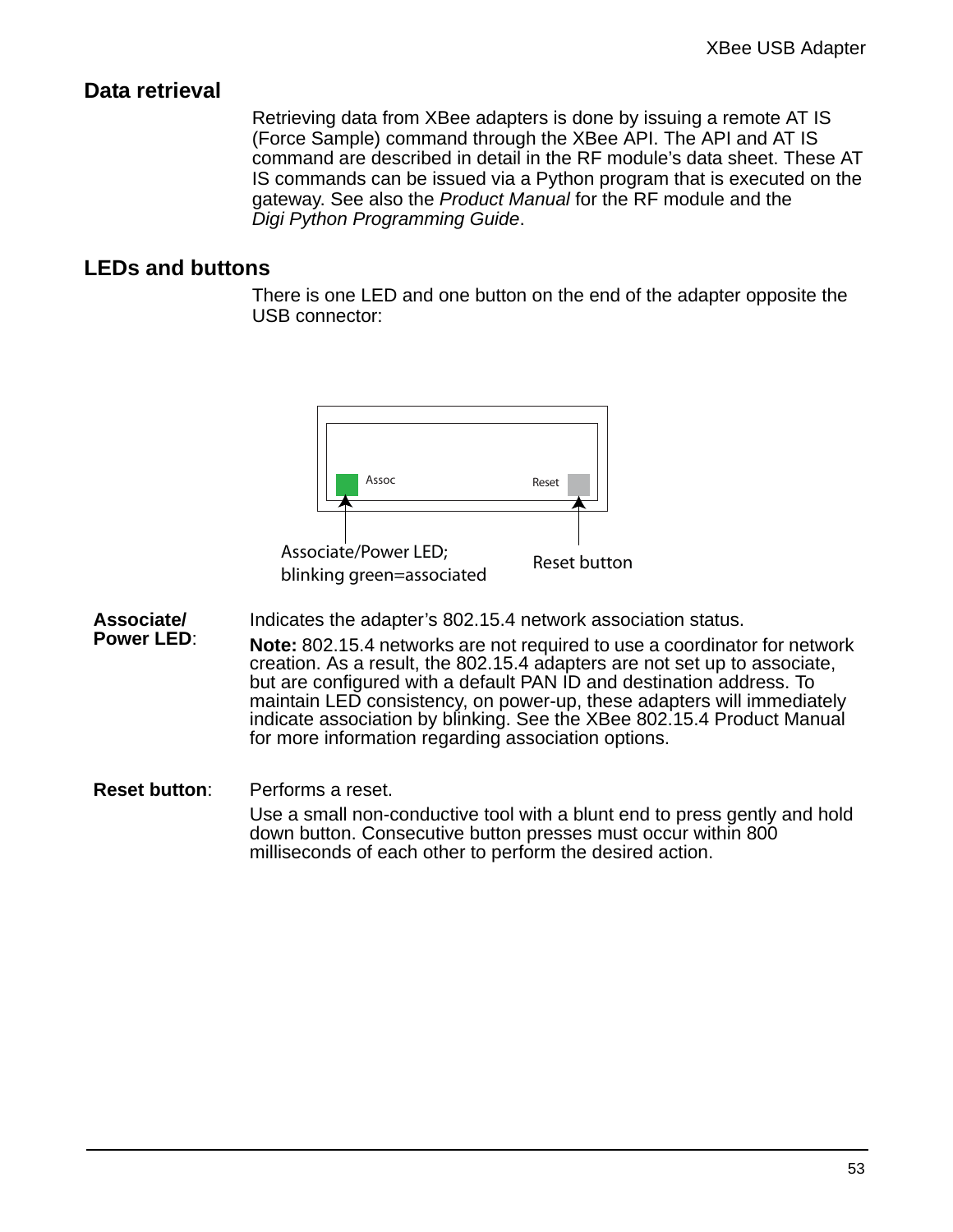## Data retrieval

Retrieving data from XBee adapters is done by issuing a remote AT IS (Force Sample) command through the XBee API. The API and AT IS command are described in detail in the RF module's data sheet. These AT IS commands can be issued via a Python program that is executed on the gateway. See also the *Product Manual* for the RF module and the *Digi Python Programming Guide*.

## LEDs and buttons

There is one LED and one button on the end of the adapter opposite the USB connector:

Assoc

Reset

Associate/Power LED; blinking green=associated

Reset button

**Associate/ Power LED**: Indicates the adapter's 802.15.4 network association status.

**Note:** 802.15.4 networks are not required to use a coordinator for network creation. As a result, the 802.15.4 adapters are not set up to associate, but are configured with a default PAN ID and destination address. To maintain LED consistency, on power-up, these adapters will immediately indicate association by blinking. See the XBee 802.15.4 Product Manual for more information regarding association options.

**Reset button**: Performs a reset.

Use a small non-conductive tool with a blunt end to press gently and hold down button. Consecutive button presses must occur within 800 milliseconds of each other to perform the desired action.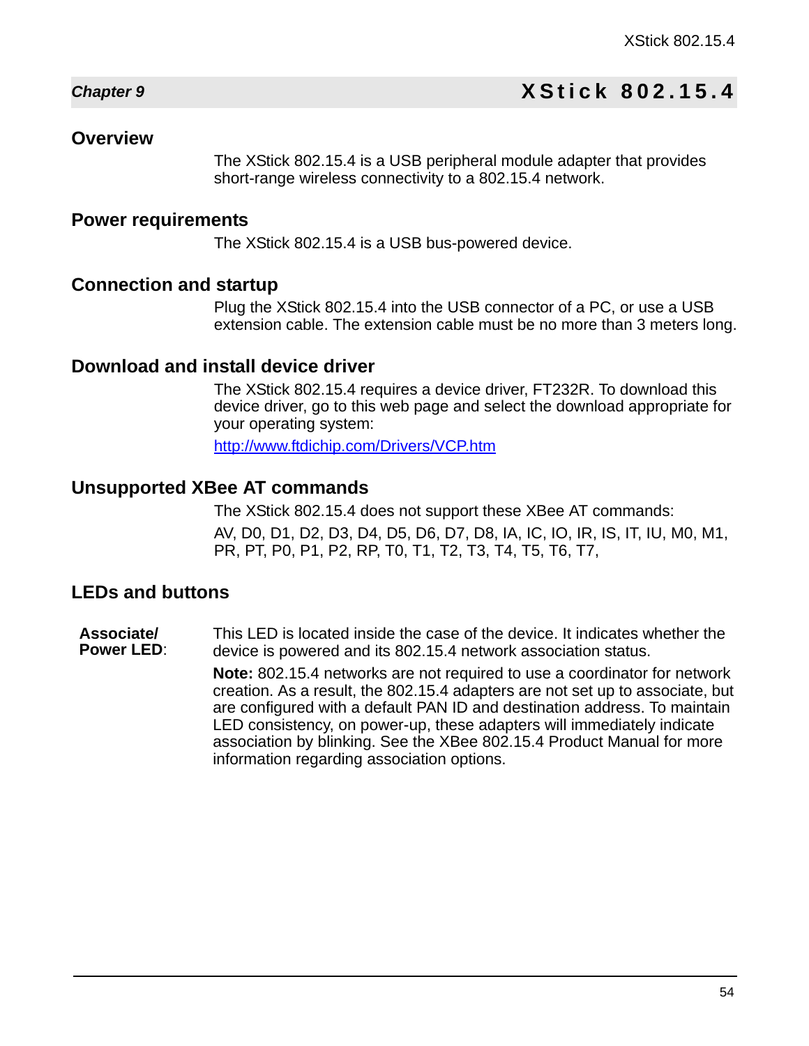## Chapter 9 XStick 802.15.4

### Overview

The XStick 802.15.4 is a USB peripheral module adapter that provides short-range wireless connectivity to a 802.15.4 network.

### Power requirements

The XStick 802.15.4 is a USB bus-powered device.

### Connection and startup

Plug the XStick 802.15.4 into the USB connector of a PC, or use a USB extension cable. The extension cable must be no more than 3 meters long.

### Download and install device driver

The XStick 802.15.4 requires a device driver, FT232R. To download this device driver, go to this web page and select the download appropriate for your operating system:

http://www.ftdichip.com/Drivers/VCP.htm

### Unsupported XBee AT commands

The XStick 802.15.4 does not support these XBee AT commands:

AV, D0, D1, D2, D3, D4, D5, D6, D7, D8, IA, IC, IO, IR, IS, IT, IU, M0, M1, PR, PT, P0, P1, P2, RP, T0, T1, T2, T3, T4, T5, T6, T7,

### LEDs and buttons

**Associate/ Power LED**: This LED is located inside the case of the device. It indicates whether the device is powered and its 802.15.4 network association status.

**Note:** 802.15.4 networks are not required to use a coordinator for network creation. As a result, the 802.15.4 adapters are not set up to associate, but are configured with a default PAN ID and destination address. To maintain LED consistency, on power-up, these adapters will immediately indicate association by blinking. See the XBee 802.15.4 Product Manual for more information regarding association options.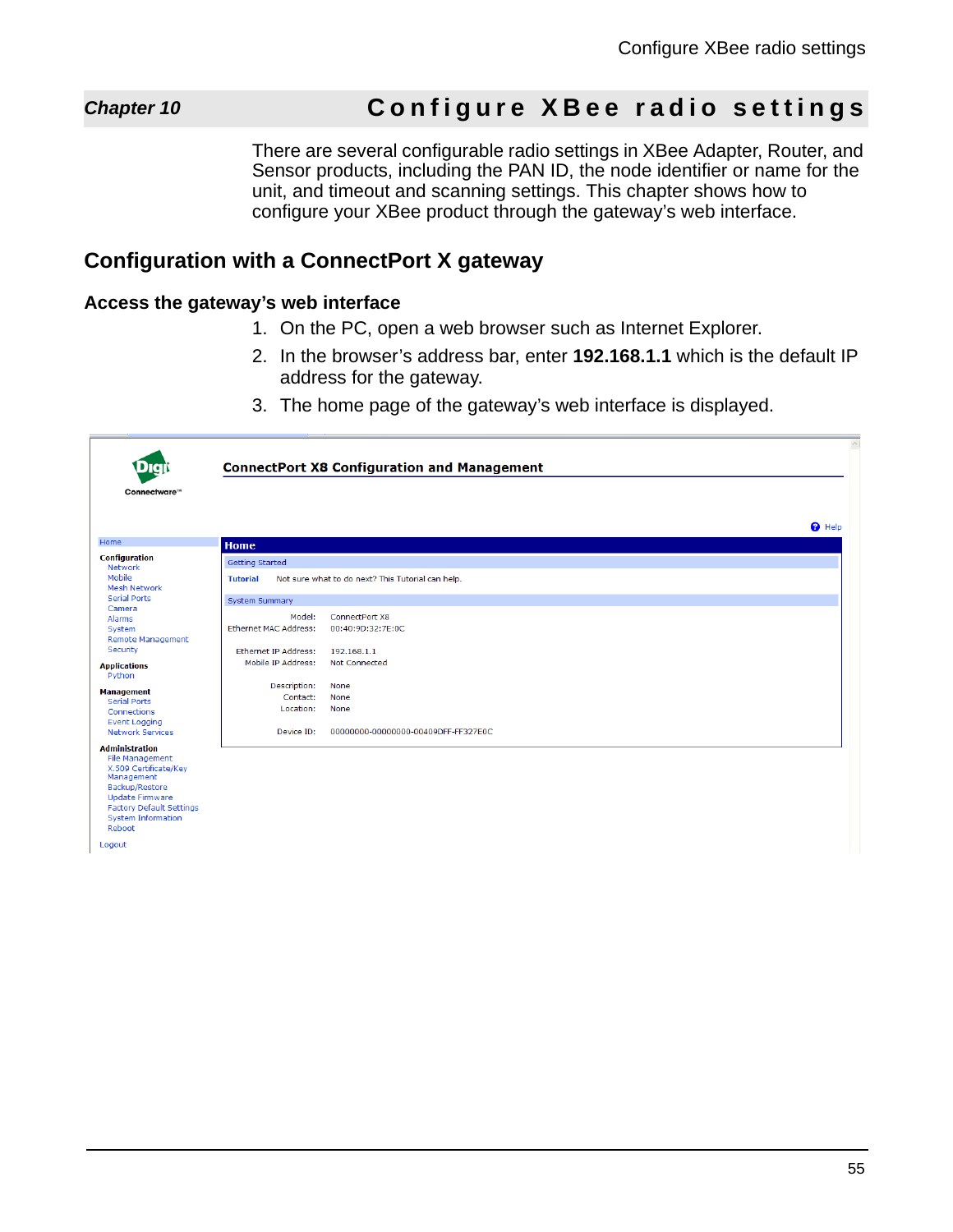# Chapter 10 Configure XBee radio settings

There are several configurable radio settings in XBee Adapter, Router, and Sensor products, including the PAN ID, the node identifier or name for the unit, and timeout and scanning settings. This chapter shows how to configure your XBee product through the gateway's web interface.

## Configuration with a ConnectPort X gateway

### Access the gateway's web interface

1. On the PC, open a web browser such as Internet Explorer.
2. In the browser's address bar, enter **192.168.1.1** which is the default IP address for the gateway.
3. The home page of the gateway's web interface is displayed.

Digi Connectware™

ConnectPort X8 Configuration and Management

Help

Home

Configuration
- Network
- Mobile
- Mesh Network
- Serial Ports
- Camera
- Alarms
- System
- Remote Management
- Security

Applications
- Python

Management
- Serial Ports
- Connections
- Event Logging
- Network Services

Administration
- File Management
- X.509 Certificate/Key Management
- Backup/Restore
- Update Firmware
- Factory Default Settings
- System Information
- Reboot

Logout

**Home**

Getting Started

Tutorial — Not sure what to do next? This Tutorial can help.

System Summary

| | |
|---|---|
| Model: | ConnectPort X8 |
| Ethernet MAC Address: | 00:40:9D:32:7E:0C |
| Ethernet IP Address: | 192.168.1.1 |
| Mobile IP Address: | Not Connected |
| Description: | None |
| Contact: | None |
| Location: | None |
| Device ID: | 00000000-00000000-00409DFF-FF327E0C |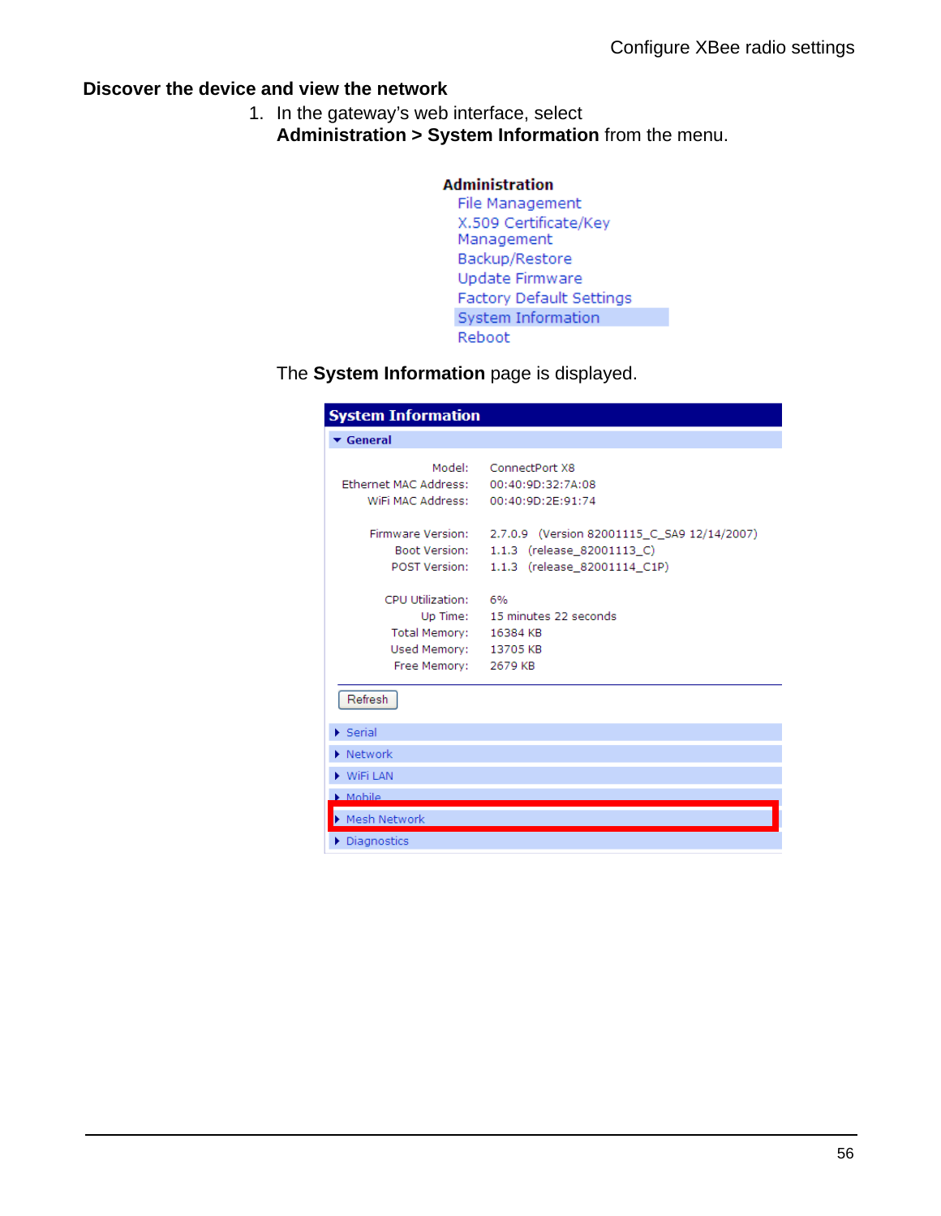## Discover the device and view the network

1. In the gateway's web interface, select **Administration > System Information** from the menu.

   **Administration**
   - File Management
   - X.509 Certificate/Key Management
   - Backup/Restore
   - Update Firmware
   - Factory Default Settings
   - System Information
   - Reboot

   The **System Information** page is displayed.

   **System Information**

   **General**

   | | |
   |---|---|
   | Model: | ConnectPort X8 |
   | Ethernet MAC Address: | 00:40:9D:32:7A:08 |
   | WiFi MAC Address: | 00:40:9D:2E:91:74 |
   | Firmware Version: | 2.7.0.9 (Version 82001115_C_SA9 12/14/2007) |
   | Boot Version: | 1.1.3 (release_82001113_C) |
   | POST Version: | 1.1.3 (release_82001114_C1P) |
   | CPU Utilization: | 6% |
   | Up Time: | 15 minutes 22 seconds |
   | Total Memory: | 16384 KB |
   | Used Memory: | 13705 KB |
   | Free Memory: | 2679 KB |

   Refresh

   - Serial
   - Network
   - WiFi LAN
   - Mobile
   - Mesh Network
   - Diagnostics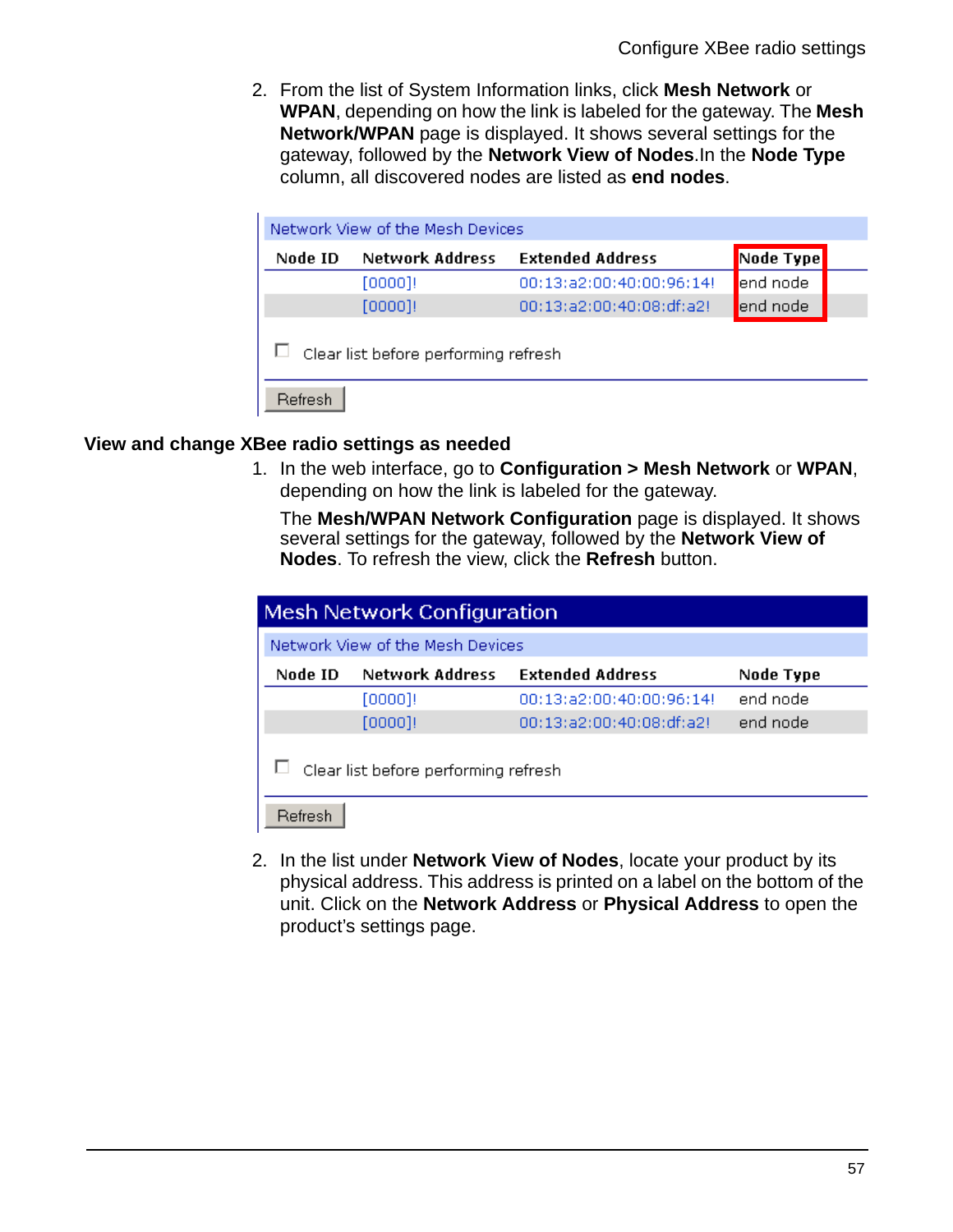2. From the list of System Information links, click **Mesh Network** or **WPAN**, depending on how the link is labeled for the gateway. The **Mesh Network/WPAN** page is displayed. It shows several settings for the gateway, followed by the **Network View of Nodes**.In the **Node Type** column, all discovered nodes are listed as **end nodes**.

Network View of the Mesh Devices

| Node ID | Network Address | Extended Address | Node Type |
|---|---|---|---|
| | [0000]! | 00:13:a2:00:40:00:96:14! | end node |
| | [0000]! | 00:13:a2:00:40:08:df:a2! | end node |

Clear list before performing refresh

Refresh

### View and change XBee radio settings as needed

1. In the web interface, go to **Configuration > Mesh Network** or **WPAN**, depending on how the link is labeled for the gateway.

   The **Mesh/WPAN Network Configuration** page is displayed. It shows several settings for the gateway, followed by the **Network View of Nodes**. To refresh the view, click the **Refresh** button.

Mesh Network Configuration

Network View of the Mesh Devices

| Node ID | Network Address | Extended Address | Node Type |
|---|---|---|---|
| | [0000]! | 00:13:a2:00:40:00:96:14! | end node |
| | [0000]! | 00:13:a2:00:40:08:df:a2! | end node |

Clear list before performing refresh

Refresh

2. In the list under **Network View of Nodes**, locate your product by its physical address. This address is printed on a label on the bottom of the unit. Click on the **Network Address** or **Physical Address** to open the product's settings page.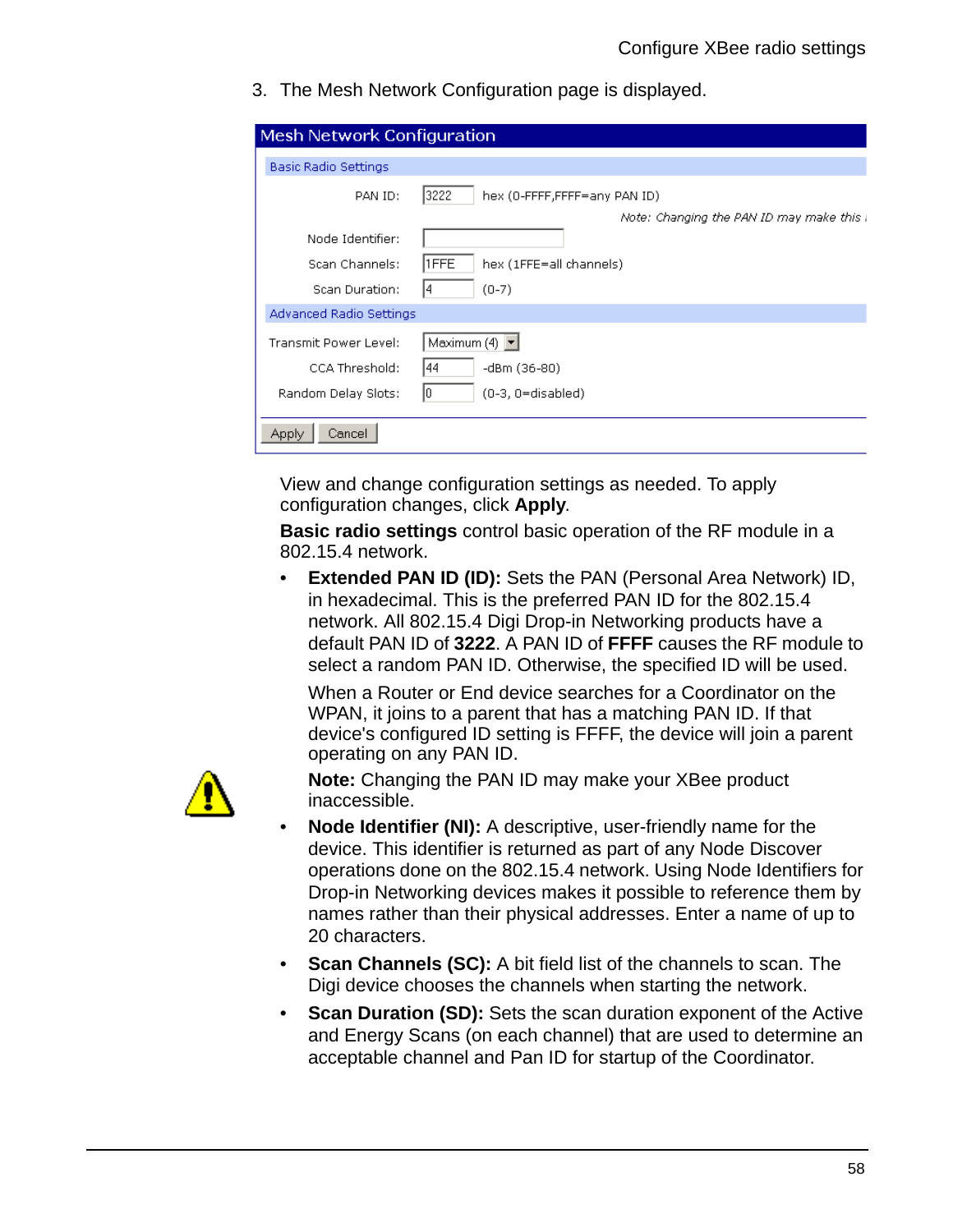3. The Mesh Network Configuration page is displayed.

**Mesh Network Configuration**

**Basic Radio Settings**

| | | |
|---|---|---|
| PAN ID: | 3222 | hex (0-FFFF,FFFF=any PAN ID) |
| | | *Note: Changing the PAN ID may make this* |
| Node Identifier: | | |
| Scan Channels: | 1FFE | hex (1FFE=all channels) |
| Scan Duration: | 4 | (0-7) |

**Advanced Radio Settings**

| | | |
|---|---|---|
| Transmit Power Level: | Maximum (4) | |
| CCA Threshold: | 44 | -dBm (36-80) |
| Random Delay Slots: | 0 | (0-3, 0=disabled) |

Apply Cancel

View and change configuration settings as needed. To apply configuration changes, click **Apply**.

**Basic radio settings** control basic operation of the RF module in a 802.15.4 network.

- **Extended PAN ID (ID):** Sets the PAN (Personal Area Network) ID, in hexadecimal. This is the preferred PAN ID for the 802.15.4 network. All 802.15.4 Digi Drop-in Networking products have a default PAN ID of **3222**. A PAN ID of **FFFF** causes the RF module to select a random PAN ID. Otherwise, the specified ID will be used.

  When a Router or End device searches for a Coordinator on the WPAN, it joins to a parent that has a matching PAN ID. If that device's configured ID setting is FFFF, the device will join a parent operating on any PAN ID.

  **Note:** Changing the PAN ID may make your XBee product inaccessible.

- **Node Identifier (NI):** A descriptive, user-friendly name for the device. This identifier is returned as part of any Node Discover operations done on the 802.15.4 network. Using Node Identifiers for Drop-in Networking devices makes it possible to reference them by names rather than their physical addresses. Enter a name of up to 20 characters.
- **Scan Channels (SC):** A bit field list of the channels to scan. The Digi device chooses the channels when starting the network.
- **Scan Duration (SD):** Sets the scan duration exponent of the Active and Energy Scans (on each channel) that are used to determine an acceptable channel and Pan ID for startup of the Coordinator.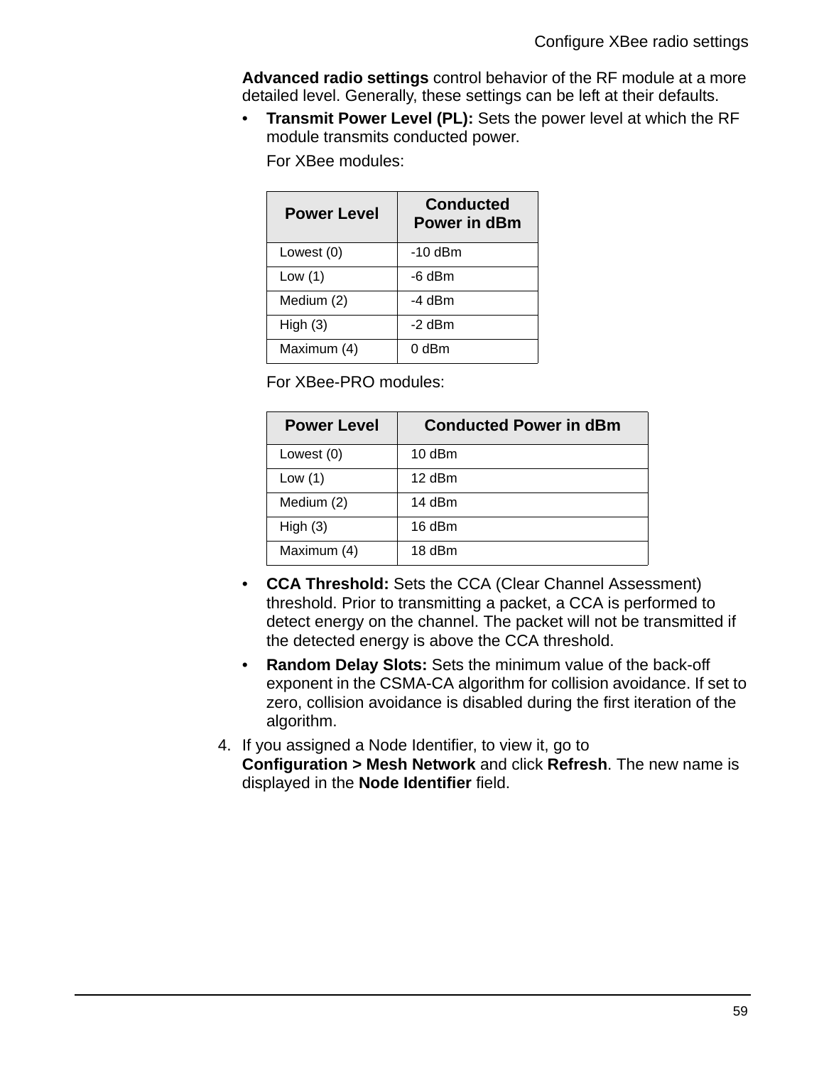**Advanced radio settings** control behavior of the RF module at a more detailed level. Generally, these settings can be left at their defaults.

- **Transmit Power Level (PL):** Sets the power level at which the RF module transmits conducted power.

  For XBee modules:

  | Power Level | Conducted Power in dBm |
  |---|---|
  | Lowest (0) | -10 dBm |
  | Low (1) | -6 dBm |
  | Medium (2) | -4 dBm |
  | High (3) | -2 dBm |
  | Maximum (4) | 0 dBm |

  For XBee-PRO modules:

  | Power Level | Conducted Power in dBm |
  |---|---|
  | Lowest (0) | 10 dBm |
  | Low (1) | 12 dBm |
  | Medium (2) | 14 dBm |
  | High (3) | 16 dBm |
  | Maximum (4) | 18 dBm |

- **CCA Threshold:** Sets the CCA (Clear Channel Assessment) threshold. Prior to transmitting a packet, a CCA is performed to detect energy on the channel. The packet will not be transmitted if the detected energy is above the CCA threshold.
- **Random Delay Slots:** Sets the minimum value of the back-off exponent in the CSMA-CA algorithm for collision avoidance. If set to zero, collision avoidance is disabled during the first iteration of the algorithm.

4. If you assigned a Node Identifier, to view it, go to **Configuration > Mesh Network** and click **Refresh**. The new name is displayed in the **Node Identifier** field.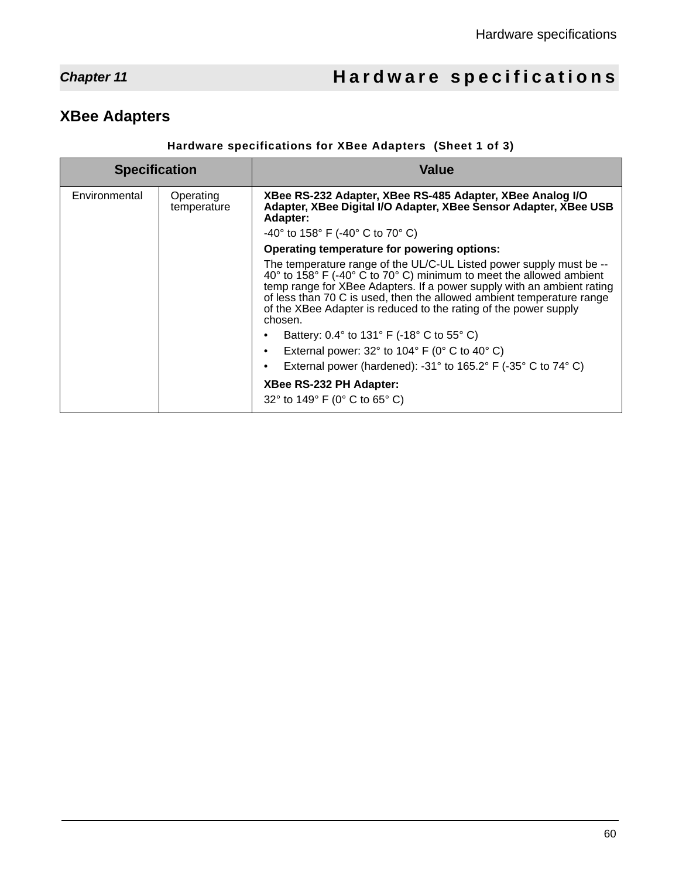# Chapter 11 Hardware specifications

## XBee Adapters

**Hardware specifications for XBee Adapters (Sheet 1 of 3)**

| Specification | | Value |
|---|---|---|
| Environmental | Operating temperature | **XBee RS-232 Adapter, XBee RS-485 Adapter, XBee Analog I/O Adapter, XBee Digital I/O Adapter, XBee Sensor Adapter, XBee USB Adapter:**<br>-40° to 158° F (-40° C to 70° C)<br>**Operating temperature for powering options:**<br>The temperature range of the UL/C-UL Listed power supply must be --40° to 158° F (-40° C to 70° C) minimum to meet the allowed ambient temp range for XBee Adapters. If a power supply with an ambient rating of less than 70 C is used, then the allowed ambient temperature range of the XBee Adapter is reduced to the rating of the power supply chosen.<br>• Battery: 0.4° to 131° F (-18° C to 55° C)<br>• External power: 32° to 104° F (0° C to 40° C)<br>• External power (hardened): -31° to 165.2° F (-35° C to 74° C)<br>**XBee RS-232 PH Adapter:**<br>32° to 149° F (0° C to 65° C) |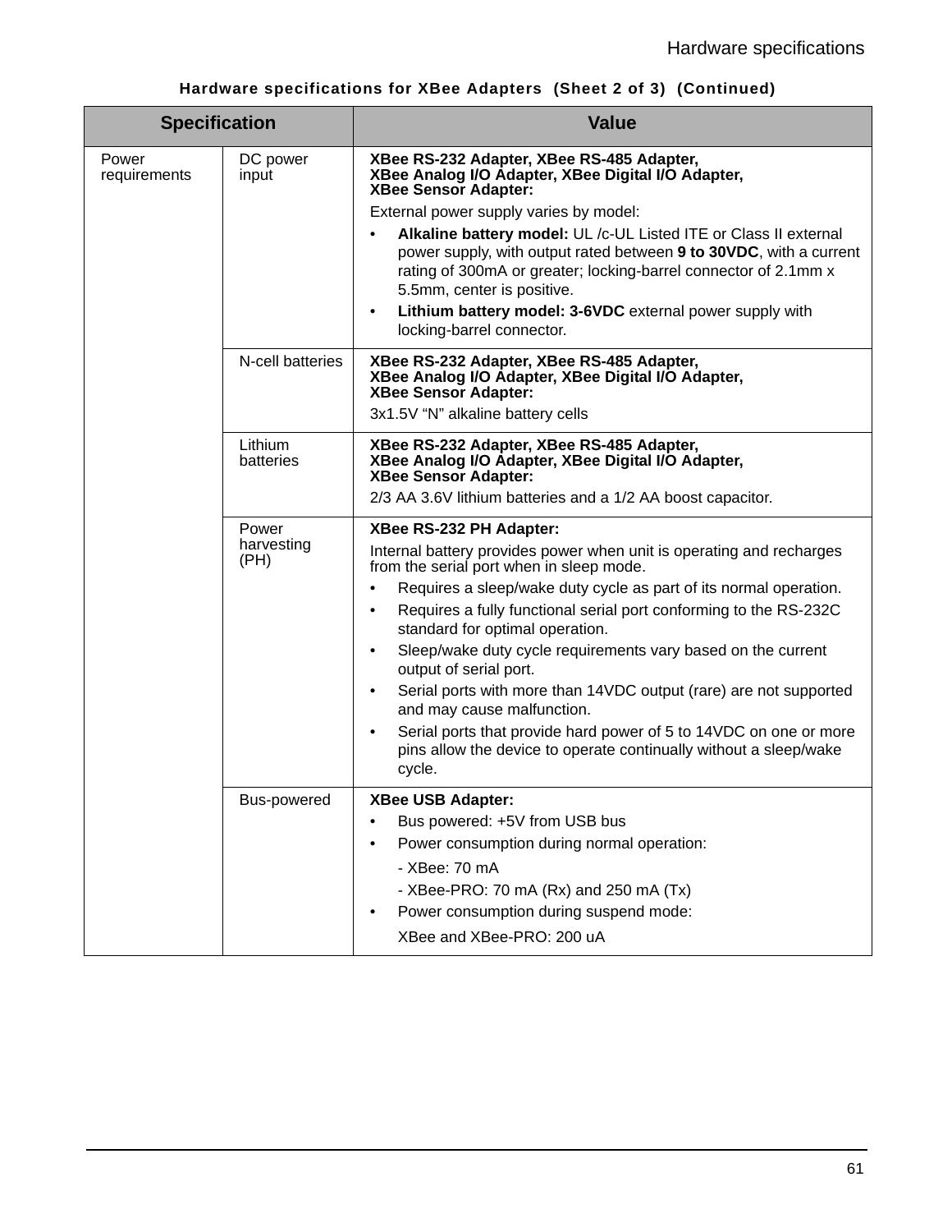**Hardware specifications for XBee Adapters (Sheet 2 of 3) (Continued)**

| Specification | | Value |
|---|---|---|
| Power requirements | DC power input | **XBee RS-232 Adapter, XBee RS-485 Adapter, XBee Analog I/O Adapter, XBee Digital I/O Adapter, XBee Sensor Adapter:**<br>External power supply varies by model:<br>• **Alkaline battery model:** UL /c-UL Listed ITE or Class II external power supply, with output rated between **9 to 30VDC**, with a current rating of 300mA or greater; locking-barrel connector of 2.1mm x 5.5mm, center is positive.<br>• **Lithium battery model: 3-6VDC** external power supply with locking-barrel connector. |
| | N-cell batteries | **XBee RS-232 Adapter, XBee RS-485 Adapter, XBee Analog I/O Adapter, XBee Digital I/O Adapter, XBee Sensor Adapter:**<br>3x1.5V “N” alkaline battery cells |
| | Lithium batteries | **XBee RS-232 Adapter, XBee RS-485 Adapter, XBee Analog I/O Adapter, XBee Digital I/O Adapter, XBee Sensor Adapter:**<br>2/3 AA 3.6V lithium batteries and a 1/2 AA boost capacitor. |
| | Power harvesting (PH) | **XBee RS-232 PH Adapter:**<br>Internal battery provides power when unit is operating and recharges from the serial port when in sleep mode.<br>• Requires a sleep/wake duty cycle as part of its normal operation.<br>• Requires a fully functional serial port conforming to the RS-232C standard for optimal operation.<br>• Sleep/wake duty cycle requirements vary based on the current output of serial port.<br>• Serial ports with more than 14VDC output (rare) are not supported and may cause malfunction.<br>• Serial ports that provide hard power of 5 to 14VDC on one or more pins allow the device to operate continually without a sleep/wake cycle. |
| | Bus-powered | **XBee USB Adapter:**<br>• Bus powered: +5V from USB bus<br>• Power consumption during normal operation:<br>- XBee: 70 mA<br>- XBee-PRO: 70 mA (Rx) and 250 mA (Tx)<br>• Power consumption during suspend mode:<br>XBee and XBee-PRO: 200 uA |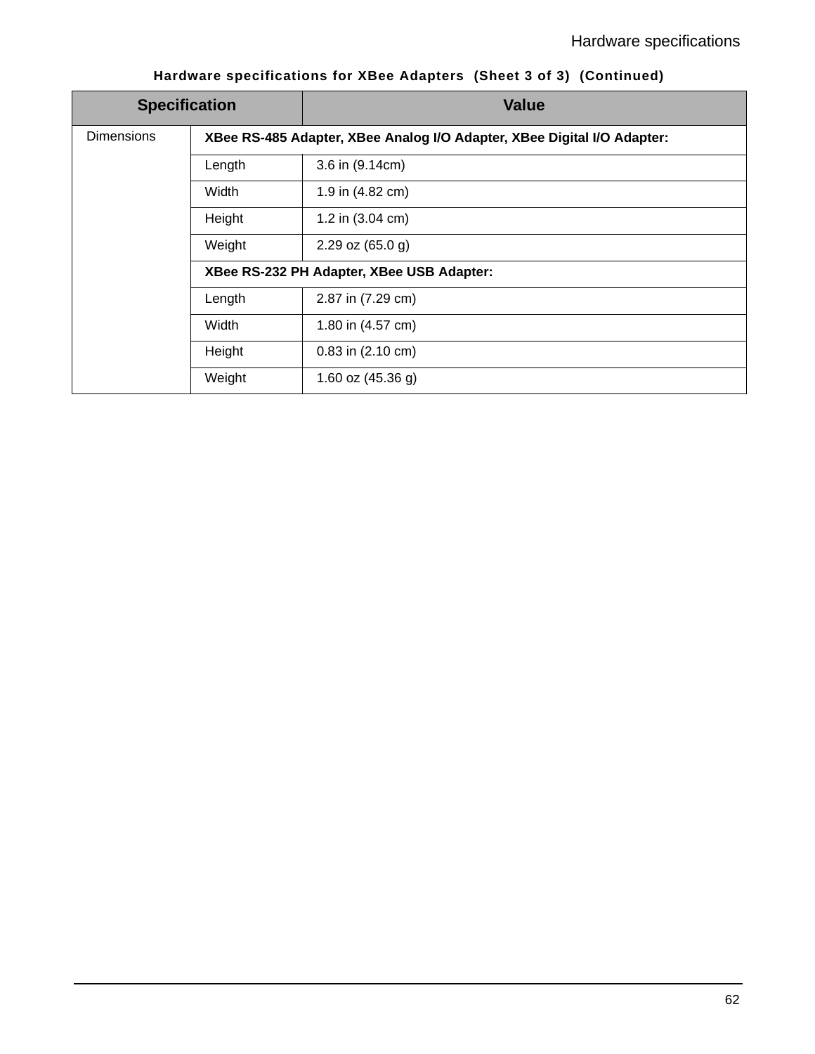**Hardware specifications for XBee Adapters (Sheet 3 of 3) (Continued)**

| Specification | | Value |
|---|---|---|
| Dimensions | **XBee RS-485 Adapter, XBee Analog I/O Adapter, XBee Digital I/O Adapter:** | |
| | Length | 3.6 in (9.14cm) |
| | Width | 1.9 in (4.82 cm) |
| | Height | 1.2 in (3.04 cm) |
| | Weight | 2.29 oz (65.0 g) |
| | **XBee RS-232 PH Adapter, XBee USB Adapter:** | |
| | Length | 2.87 in (7.29 cm) |
| | Width | 1.80 in (4.57 cm) |
| | Height | 0.83 in (2.10 cm) |
| | Weight | 1.60 oz (45.36 g) |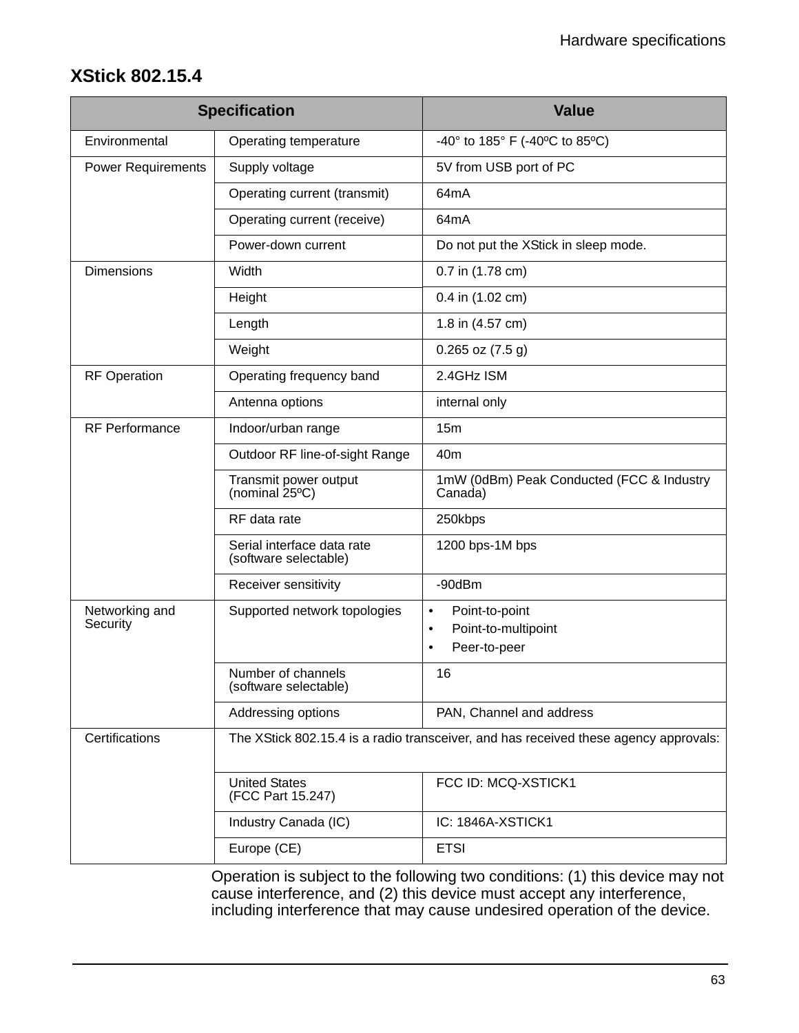## XStick 802.15.4

| Specification | | Value |
|---|---|---|
| Environmental | Operating temperature | -40° to 185° F (-40ºC to 85ºC) |
| Power Requirements | Supply voltage | 5V from USB port of PC |
| | Operating current (transmit) | 64mA |
| | Operating current (receive) | 64mA |
| | Power-down current | Do not put the XStick in sleep mode. |
| Dimensions | Width | 0.7 in (1.78 cm) |
| | Height | 0.4 in (1.02 cm) |
| | Length | 1.8 in (4.57 cm) |
| | Weight | 0.265 oz (7.5 g) |
| RF Operation | Operating frequency band | 2.4GHz ISM |
| | Antenna options | internal only |
| RF Performance | Indoor/urban range | 15m |
| | Outdoor RF line-of-sight Range | 40m |
| | Transmit power output (nominal 25ºC) | 1mW (0dBm) Peak Conducted (FCC & Industry Canada) |
| | RF data rate | 250kbps |
| | Serial interface data rate (software selectable) | 1200 bps-1M bps |
| | Receiver sensitivity | -90dBm |
| Networking and Security | Supported network topologies | • Point-to-point<br>• Point-to-multipoint<br>• Peer-to-peer |
| | Number of channels (software selectable) | 16 |
| | Addressing options | PAN, Channel and address |
| Certifications | The XStick 802.15.4 is a radio transceiver, and has received these agency approvals: | |
| | United States (FCC Part 15.247) | FCC ID: MCQ-XSTICK1 |
| | Industry Canada (IC) | IC: 1846A-XSTICK1 |
| | Europe (CE) | ETSI |

Operation is subject to the following two conditions: (1) this device may not cause interference, and (2) this device must accept any interference, including interference that may cause undesired operation of the device.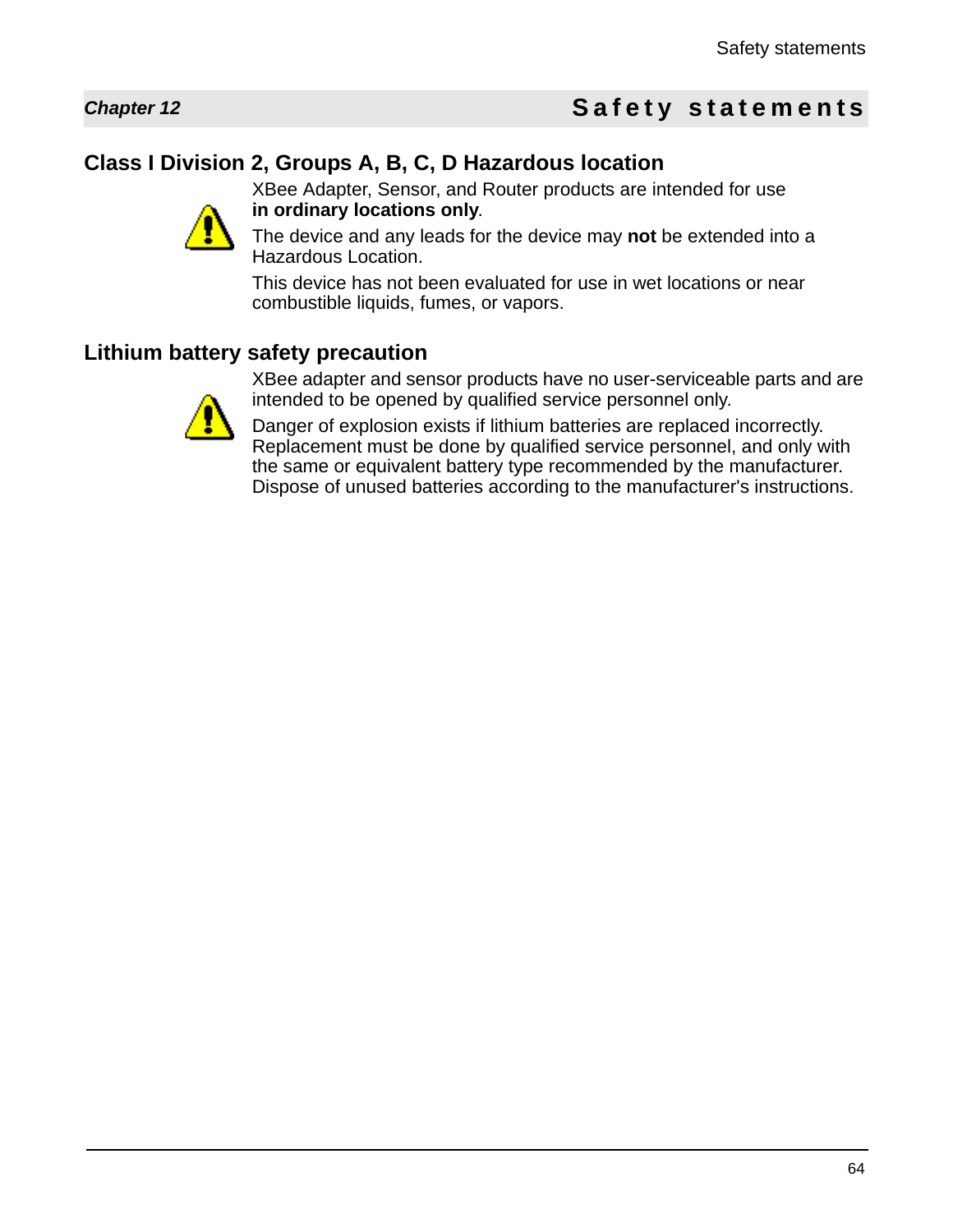# Chapter 12 Safety statements

## Class I Division 2, Groups A, B, C, D Hazardous location

XBee Adapter, Sensor, and Router products are intended for use **in ordinary locations only**.

The device and any leads for the device may **not** be extended into a Hazardous Location.

This device has not been evaluated for use in wet locations or near combustible liquids, fumes, or vapors.

## Lithium battery safety precaution

XBee adapter and sensor products have no user-serviceable parts and are intended to be opened by qualified service personnel only.

Danger of explosion exists if lithium batteries are replaced incorrectly. Replacement must be done by qualified service personnel, and only with the same or equivalent battery type recommended by the manufacturer. Dispose of unused batteries according to the manufacturer's instructions.